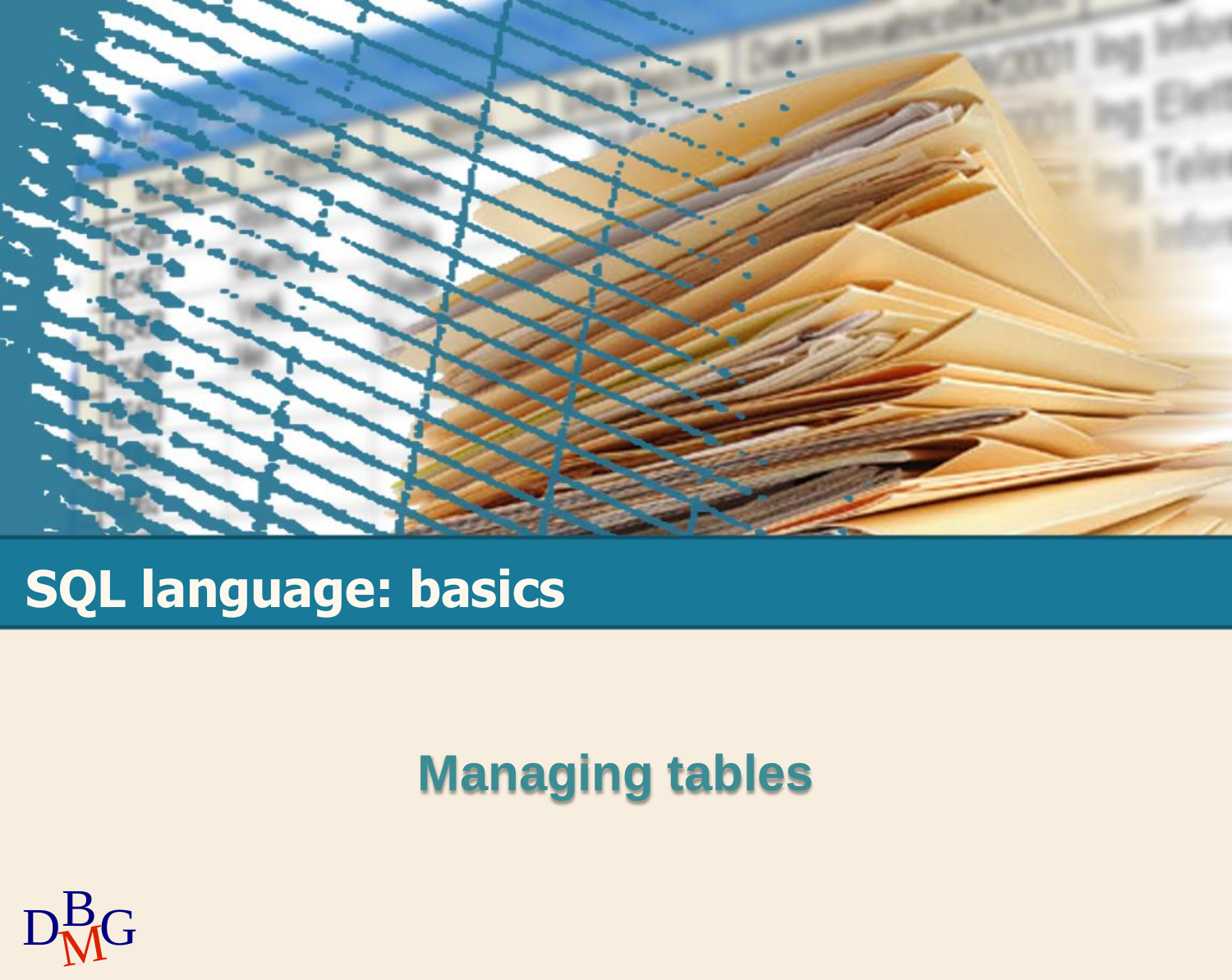# SQL language: basics

## Managing tables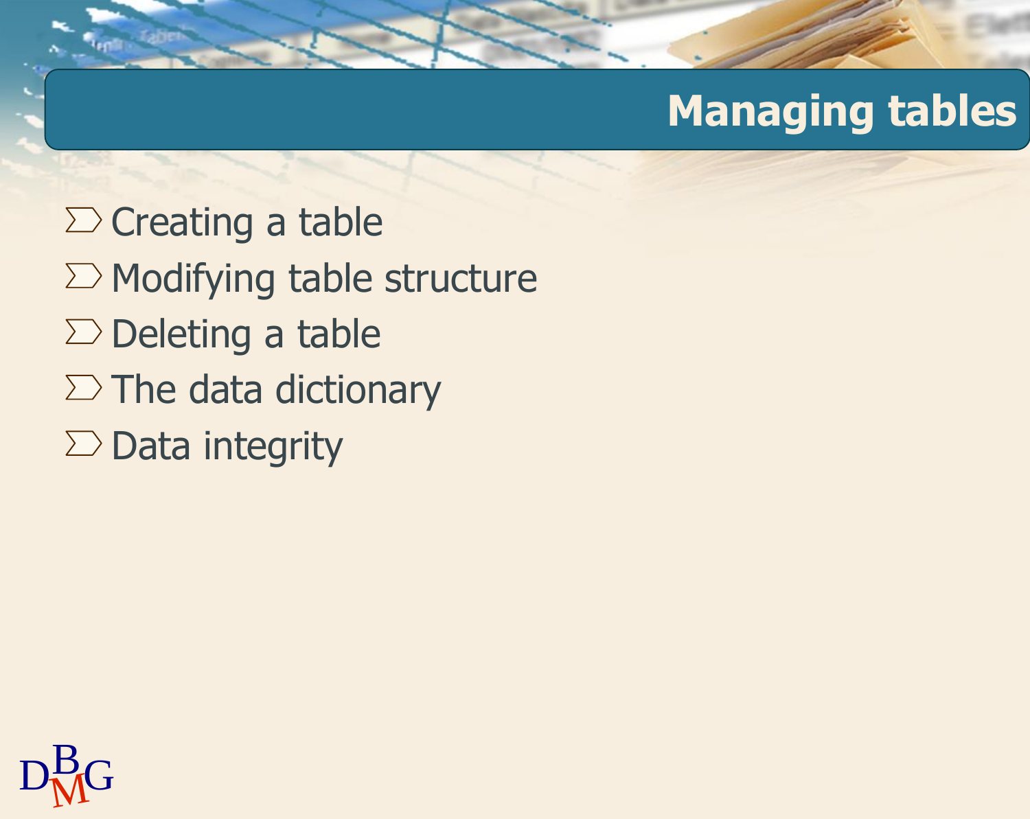# Managing tables

- Creating a table
- Modifying table structure
- Deleting a table
- The data dictionary
- Data integrity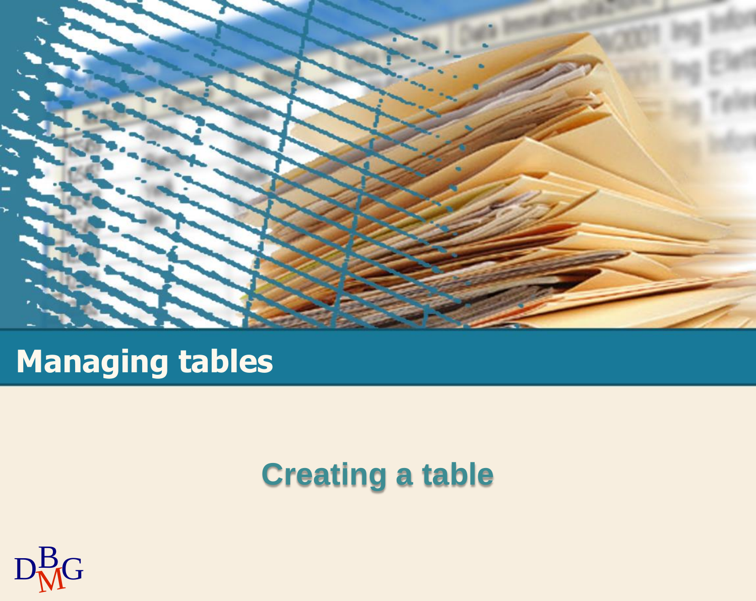# Managing tables

## Creating a table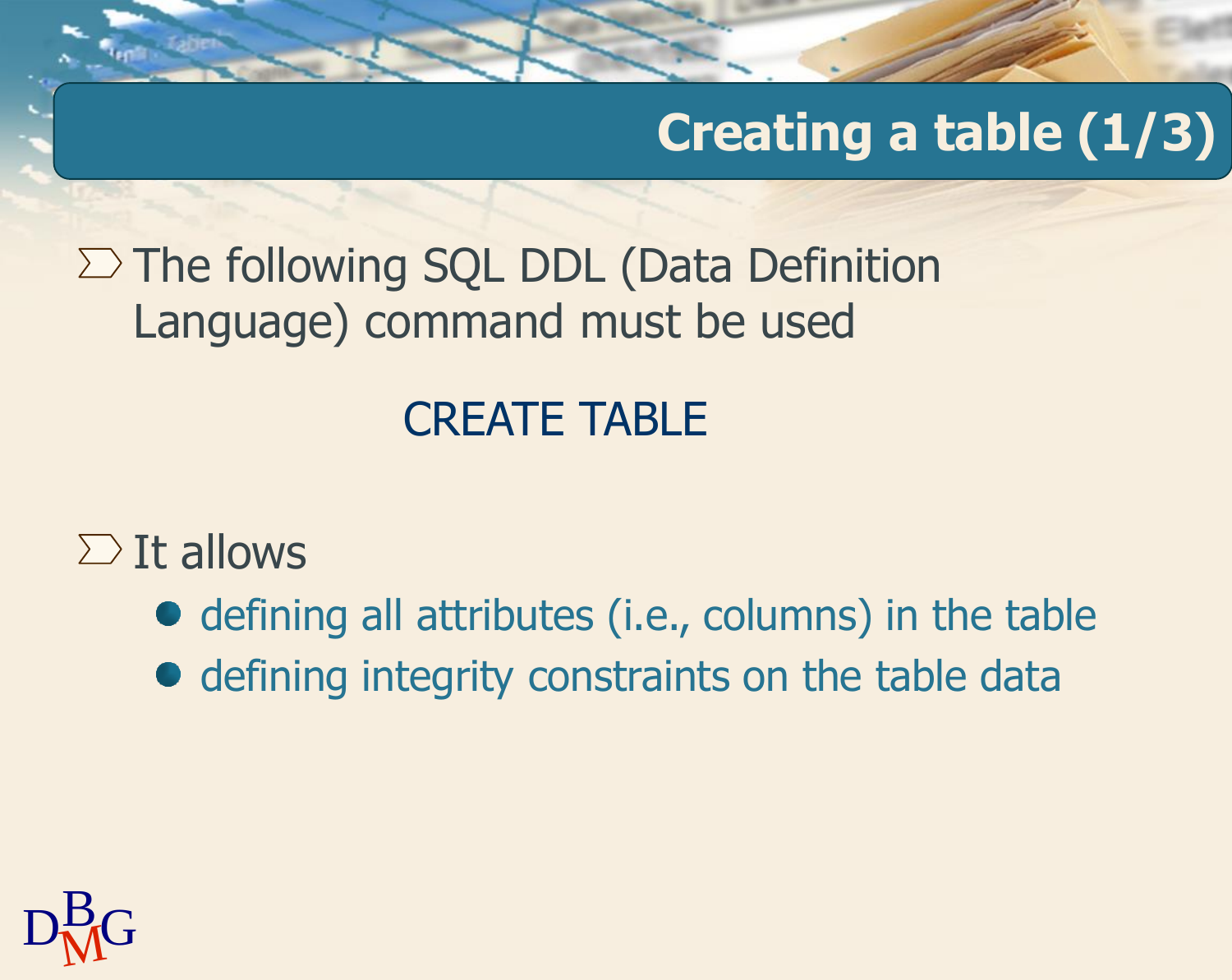# Creating a table (1/3)

- The following SQL DDL (Data Definition Language) command must be used

CREATE TABLE

- It allows
  - defining all attributes (i.e., columns) in the table
  - defining integrity constraints on the table data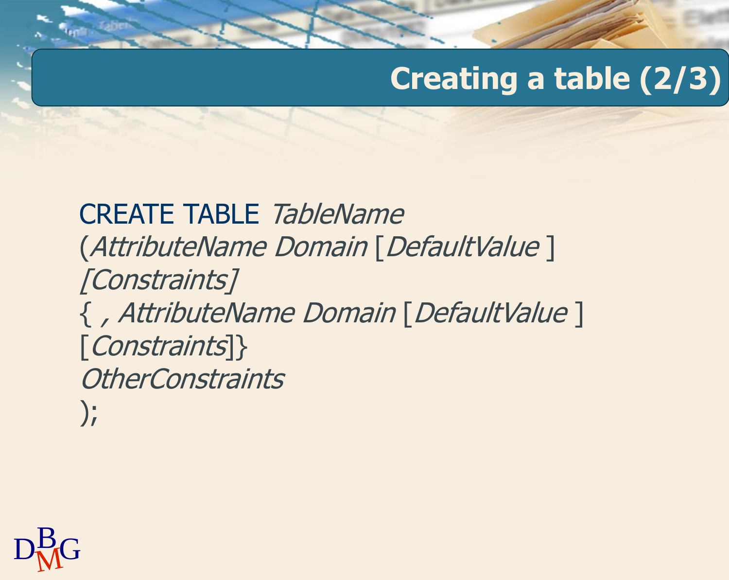## Creating a table (2/3)

```
CREATE TABLE TableName
(AttributeName Domain [DefaultValue ]
[Constraints]
{ , AttributeName Domain [DefaultValue ]
[Constraints]}
OtherConstraints
);
```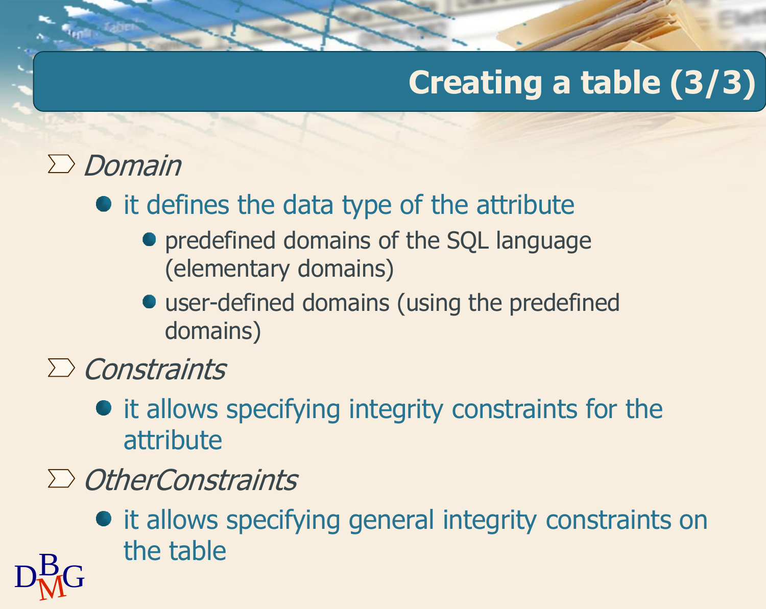# Creating a table (3/3)

- *Domain*
  - it defines the data type of the attribute
    - predefined domains of the SQL language (elementary domains)
    - user-defined domains (using the predefined domains)
- *Constraints*
  - it allows specifying integrity constraints for the attribute
- *OtherConstraints*
  - it allows specifying general integrity constraints on the table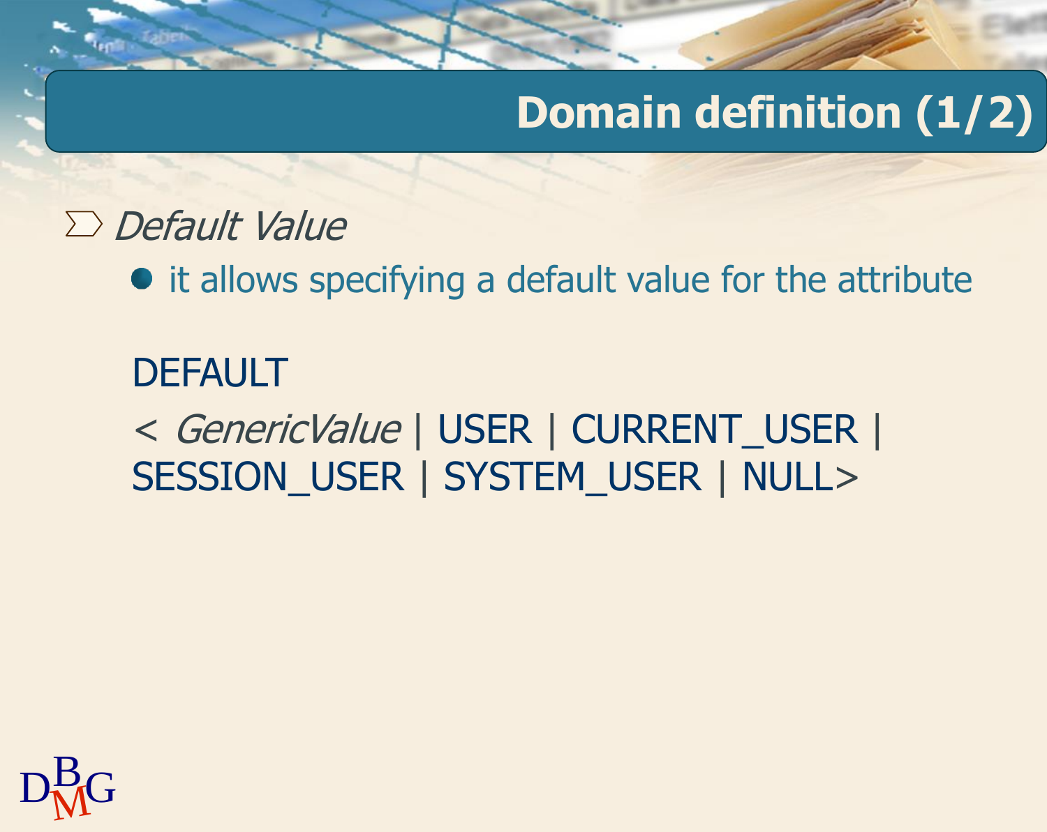# Domain definition (1/2)

- *Default Value*
  - it allows specifying a default value for the attribute

DEFAULT

< *GenericValue* | USER | CURRENT_USER | SESSION_USER | SYSTEM_USER | NULL>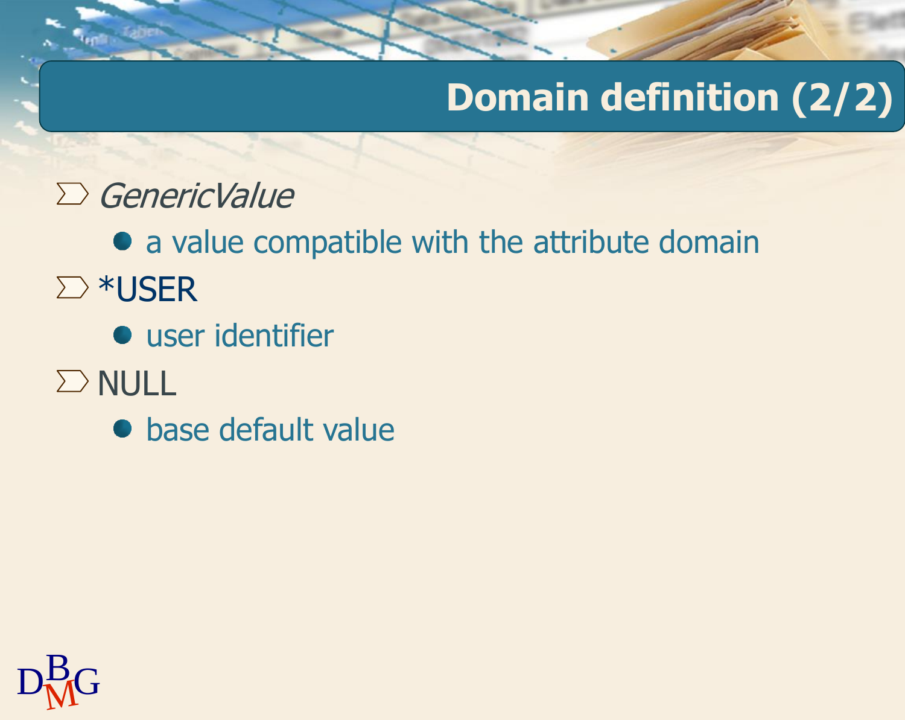# Domain definition (2/2)

- *GenericValue*
  - a value compatible with the attribute domain
- *USER
  - user identifier
- NULL
  - base default value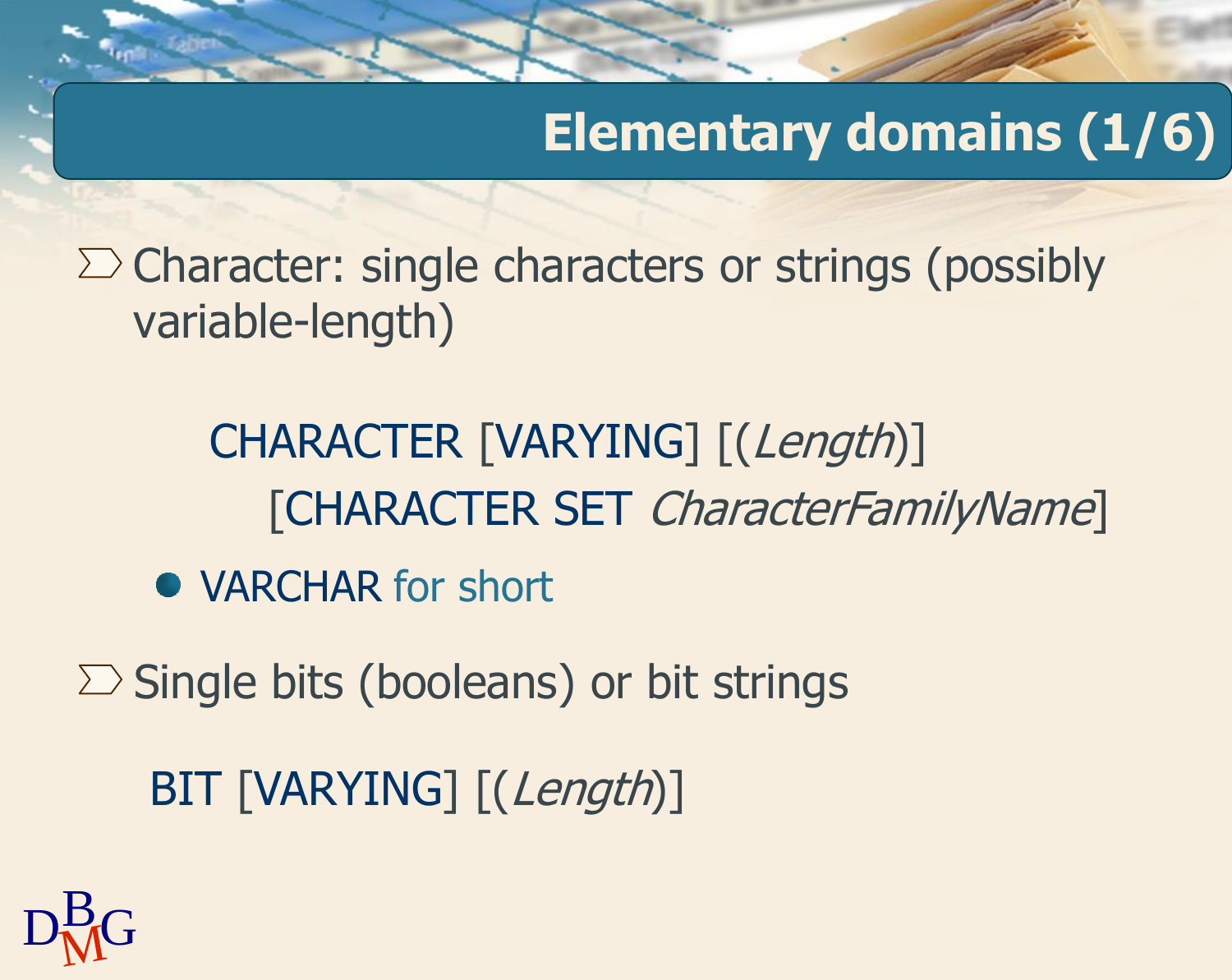# Elementary domains (1/6)

- Character: single characters or strings (possibly variable-length)

```
CHARACTER [VARYING] [(Length)]
    [CHARACTER SET CharacterFamilyName]
```

  - VARCHAR for short

- Single bits (booleans) or bit strings

```
BIT [VARYING] [(Length)]
```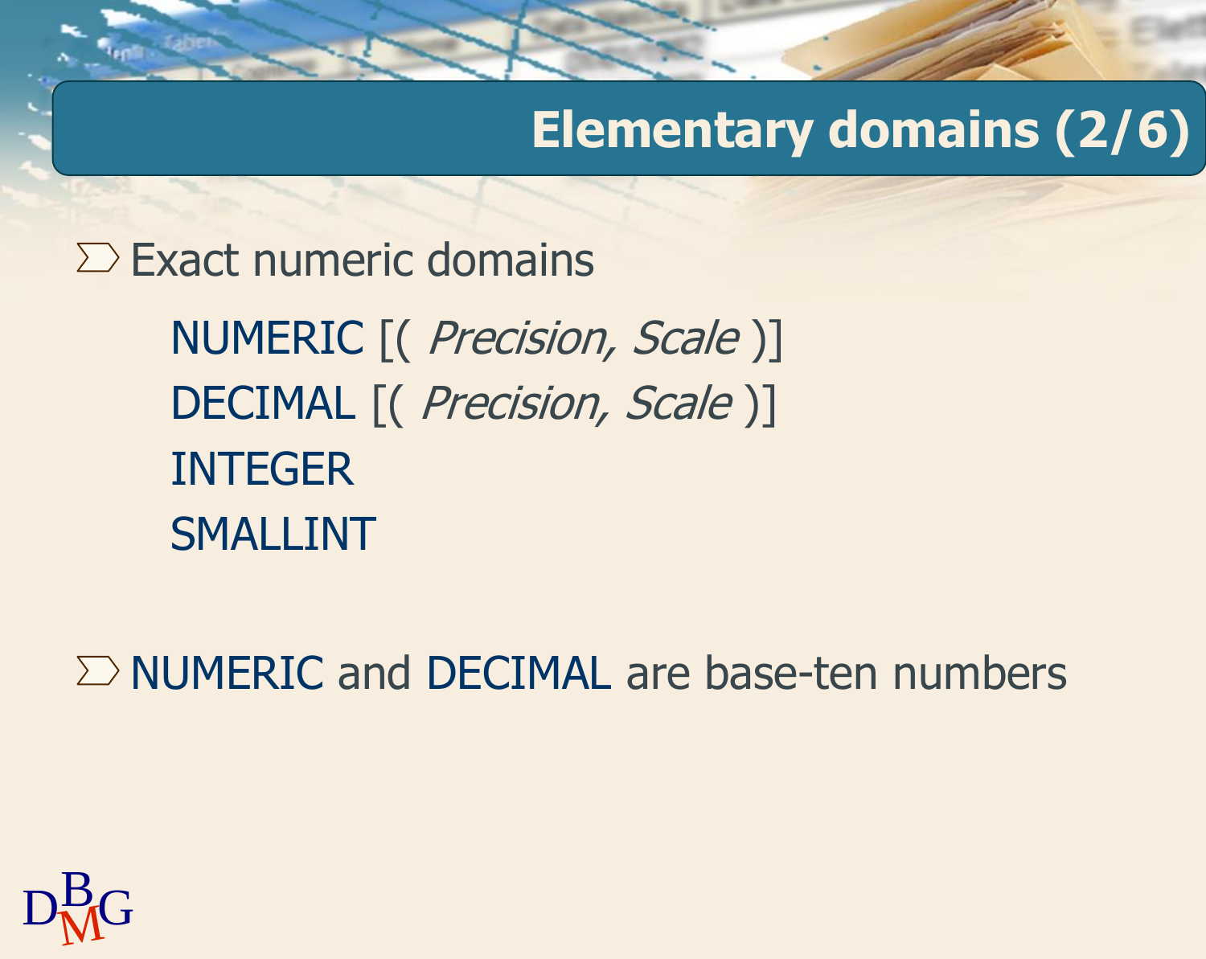# Elementary domains (2/6)

- Exact numeric domains

  NUMERIC [( *Precision, Scale* )]
  DECIMAL [( *Precision, Scale* )]
  INTEGER
  SMALLINT

- NUMERIC and DECIMAL are base-ten numbers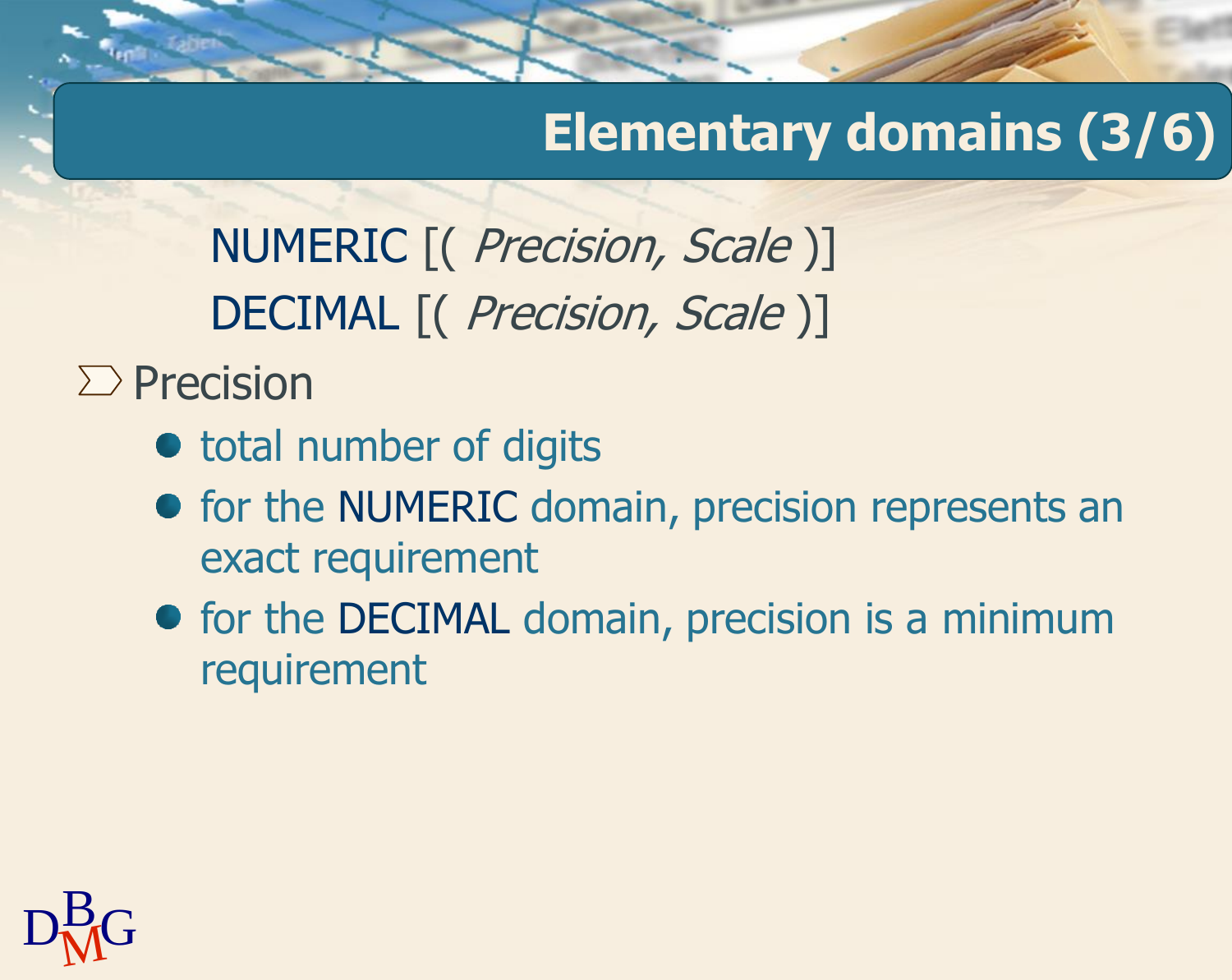# Elementary domains (3/6)

NUMERIC [( *Precision, Scale* )]

DECIMAL [( *Precision, Scale* )]

- Precision
  - total number of digits
  - for the NUMERIC domain, precision represents an exact requirement
  - for the DECIMAL domain, precision is a minimum requirement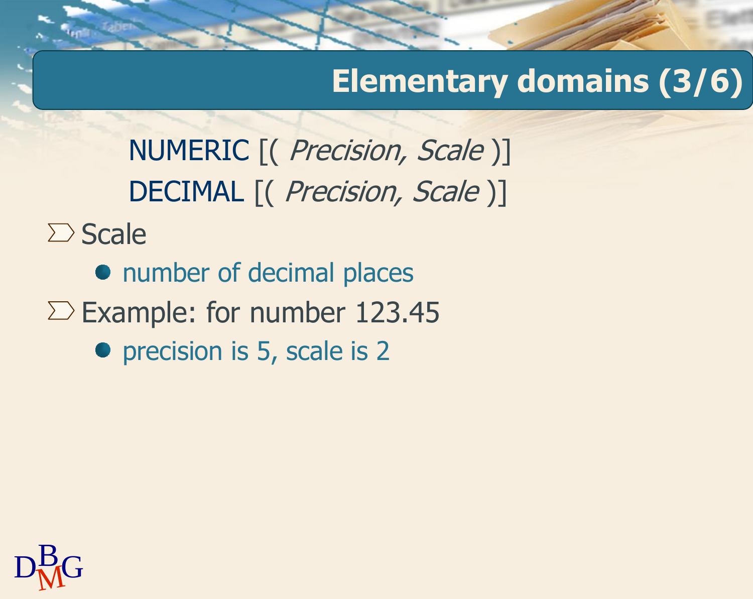## Elementary domains (3/6)

NUMERIC [( *Precision, Scale* )]

DECIMAL [( *Precision, Scale* )]

- Scale
  - number of decimal places
- Example: for number 123.45
  - precision is 5, scale is 2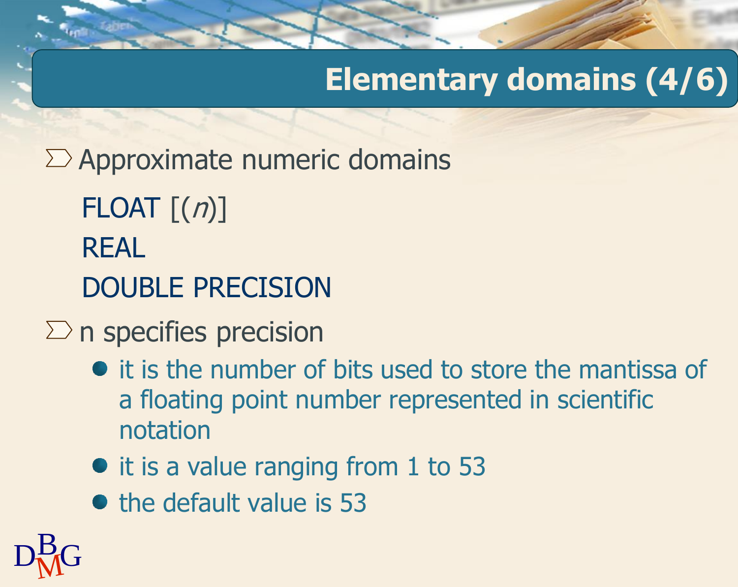# Elementary domains (4/6)

- Approximate numeric domains

  FLOAT [(*n*)]

  REAL

  DOUBLE PRECISION

- n specifies precision
  - it is the number of bits used to store the mantissa of a floating point number represented in scientific notation
  - it is a value ranging from 1 to 53
  - the default value is 53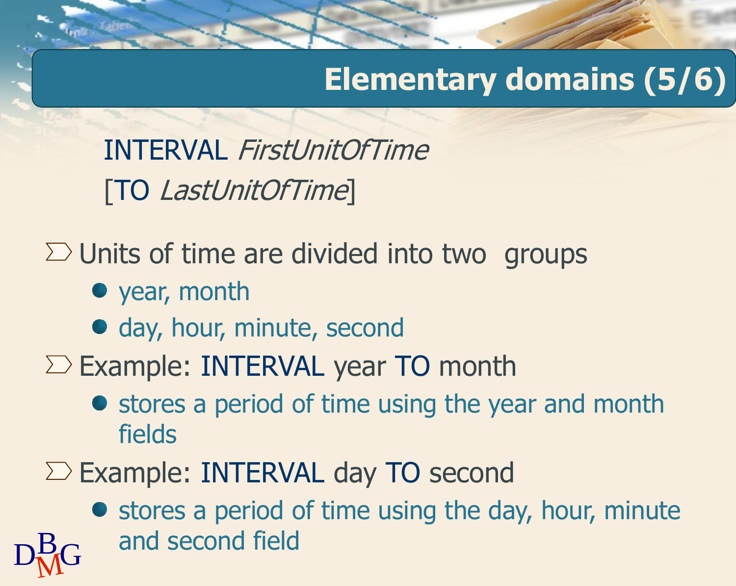## Elementary domains (5/6)

INTERVAL *FirstUnitOfTime*
[TO *LastUnitOfTime*]

- Units of time are divided into two groups
  - year, month
  - day, hour, minute, second
- Example: INTERVAL year TO month
  - stores a period of time using the year and month fields
- Example: INTERVAL day TO second
  - stores a period of time using the day, hour, minute and second field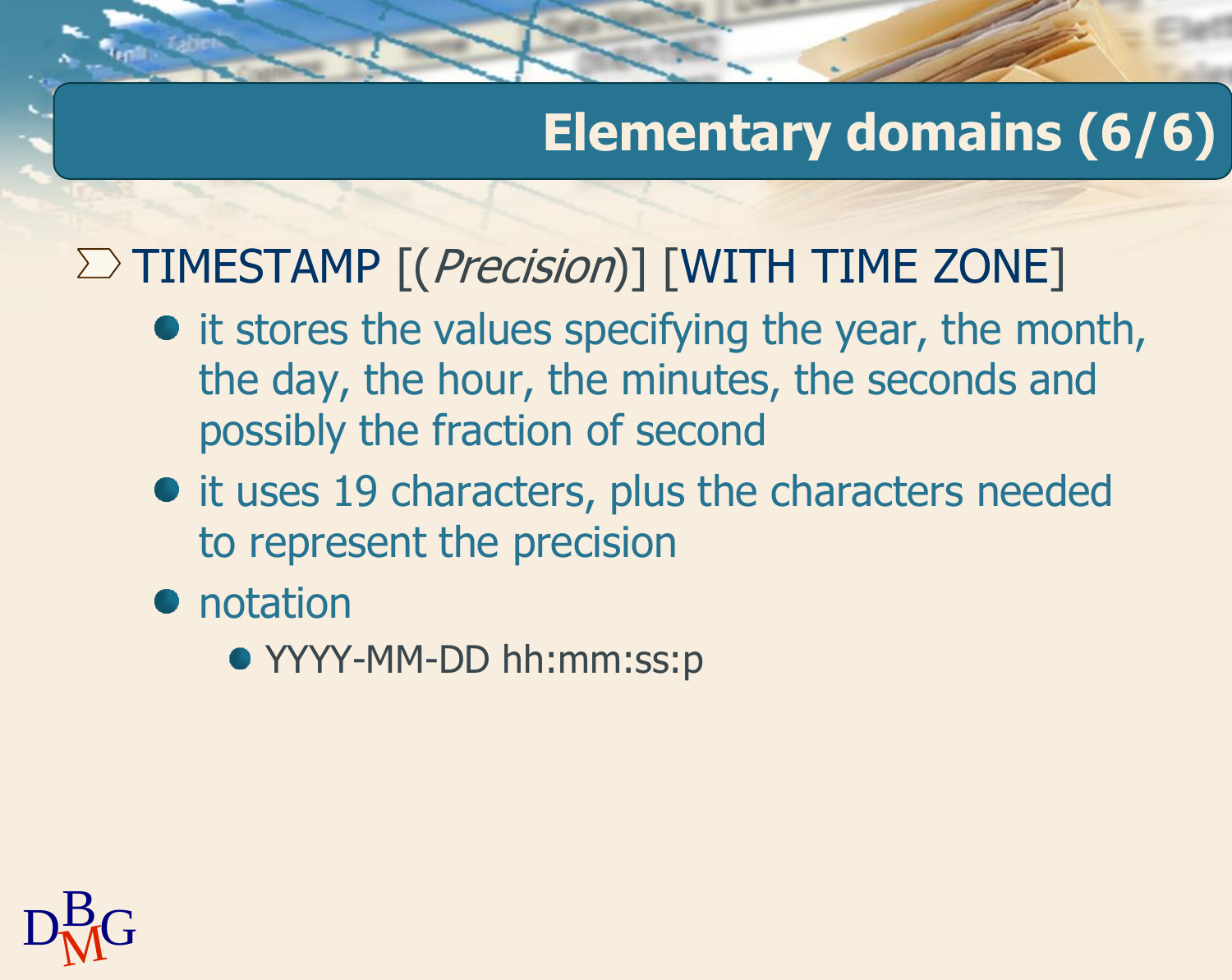# Elementary domains (6/6)

- TIMESTAMP [(*Precision*)] [WITH TIME ZONE]
  - it stores the values specifying the year, the month, the day, the hour, the minutes, the seconds and possibly the fraction of second
  - it uses 19 characters, plus the characters needed to represent the precision
  - notation
    - YYYY-MM-DD hh:mm:ss:p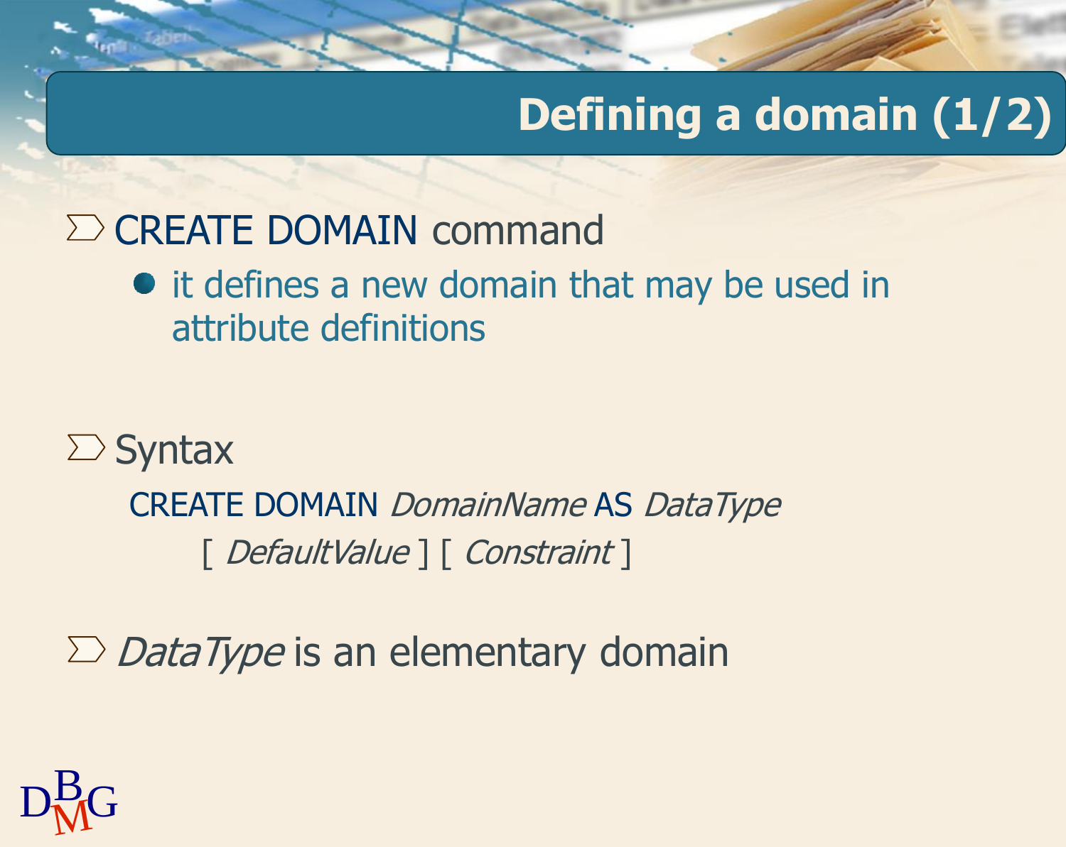# Defining a domain (1/2)

- CREATE DOMAIN command
  - it defines a new domain that may be used in attribute definitions

- Syntax

```
CREATE DOMAIN DomainName AS DataType
        [ DefaultValue ] [ Constraint ]
```

- *DataType* is an elementary domain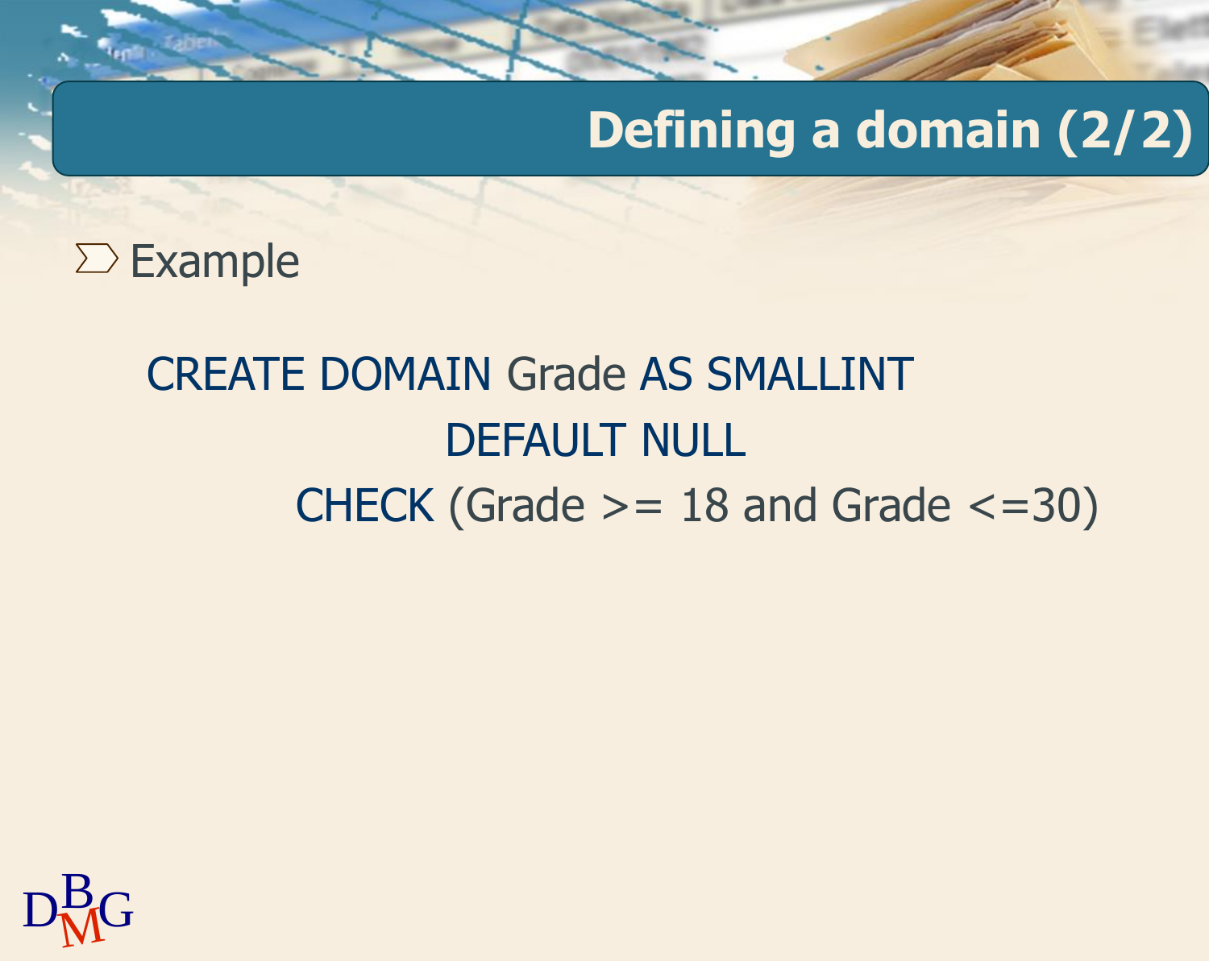# Defining a domain (2/2)

- Example

```
CREATE DOMAIN Grade AS SMALLINT
                    DEFAULT NULL
          CHECK (Grade >= 18 and Grade <=30)
```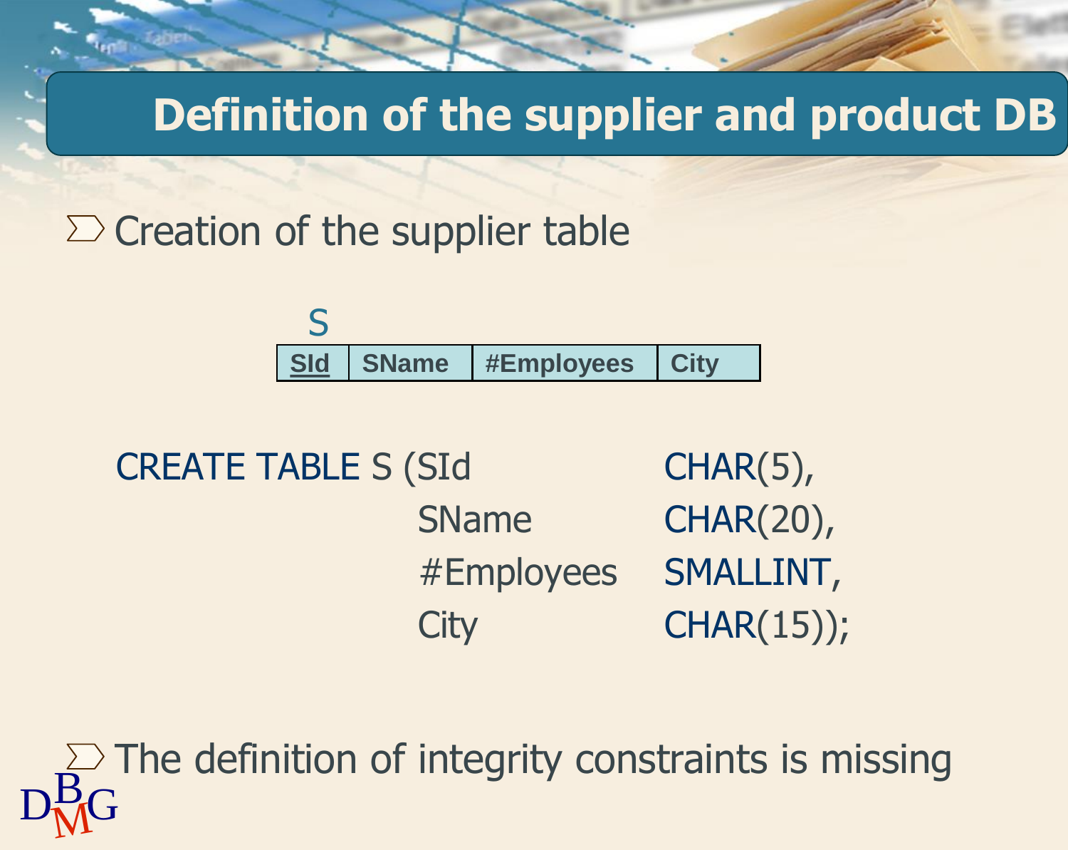# Definition of the supplier and product DB

- Creation of the supplier table

S

| **SId** | **SName** | **#Employees** | **City** |
|---|---|---|---|

```
CREATE TABLE S (SId           CHAR(5),
                SName         CHAR(20),
                #Employees    SMALLINT,
                City          CHAR(15));
```

- The definition of integrity constraints is missing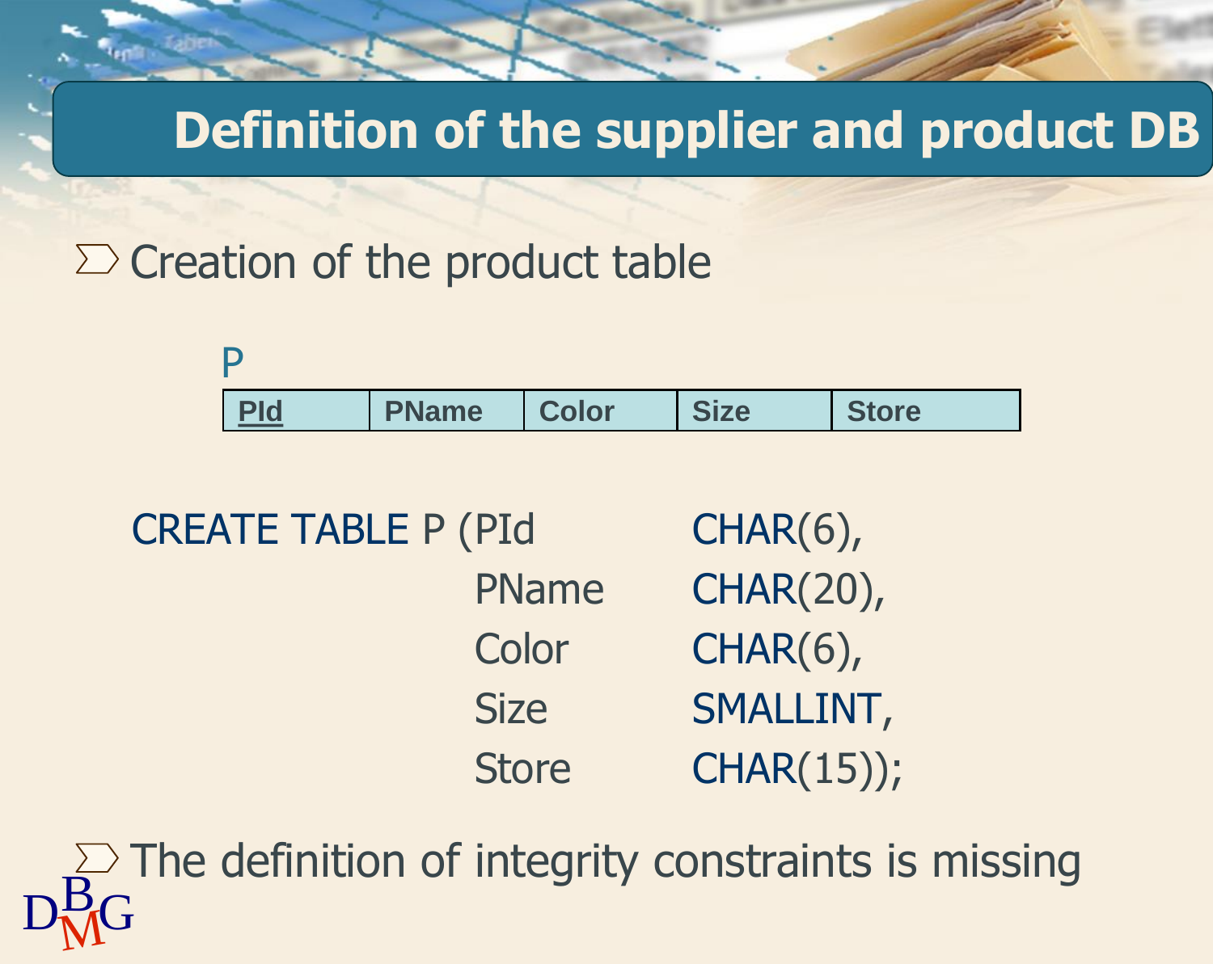# Definition of the supplier and product DB

- Creation of the product table

P

| PId | PName | Color | Size | Store |
|---|---|---|---|---|

```
CREATE TABLE P (PId      CHAR(6),
                PName    CHAR(20),
                Color    CHAR(6),
                Size     SMALLINT,
                Store    CHAR(15));
```

- The definition of integrity constraints is missing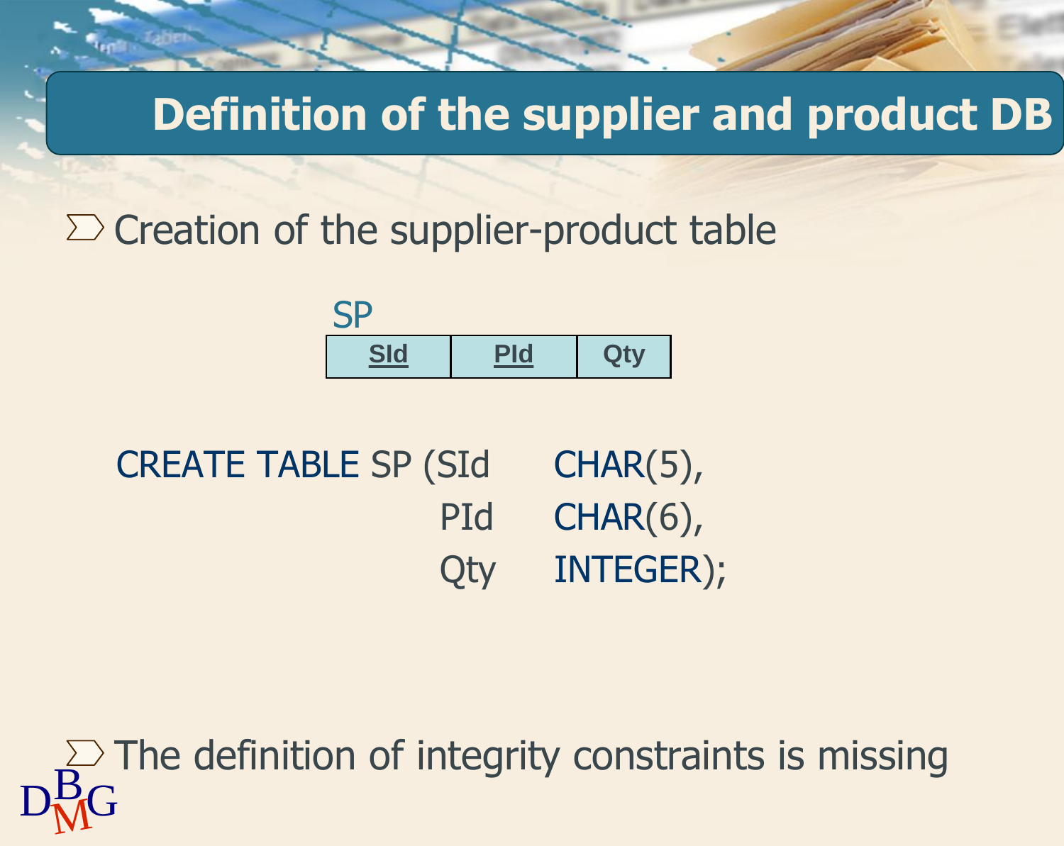# Definition of the supplier and product DB

- Creation of the supplier-product table

SP

| <u>SId</u> | <u>PId</u> | Qty |
|---|---|---|

```
CREATE TABLE SP (SId    CHAR(5),
                 PId    CHAR(6),
                 Qty    INTEGER);
```

- The definition of integrity constraints is missing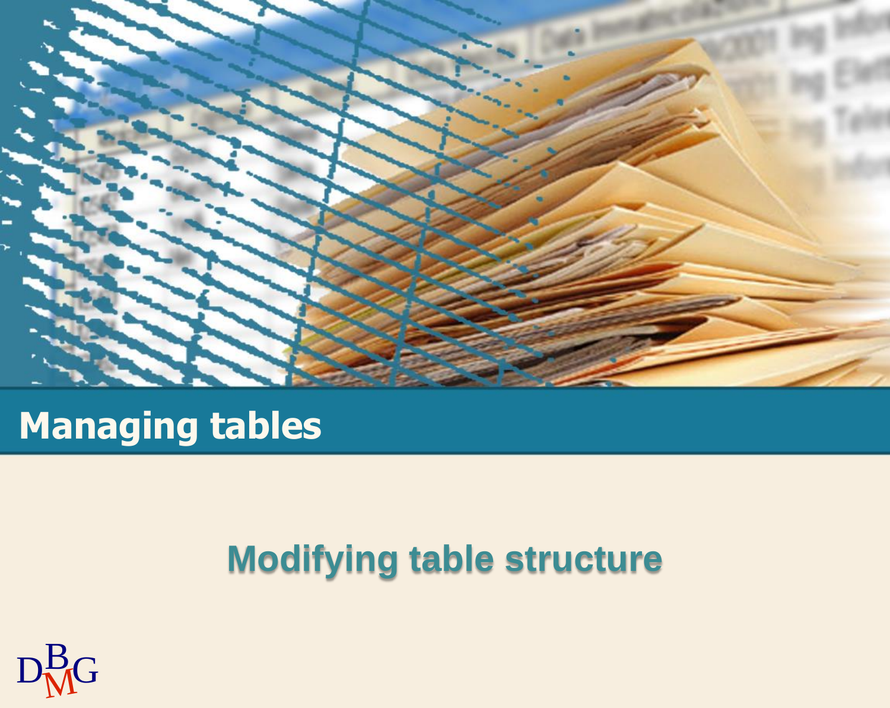# Managing tables

## Modifying table structure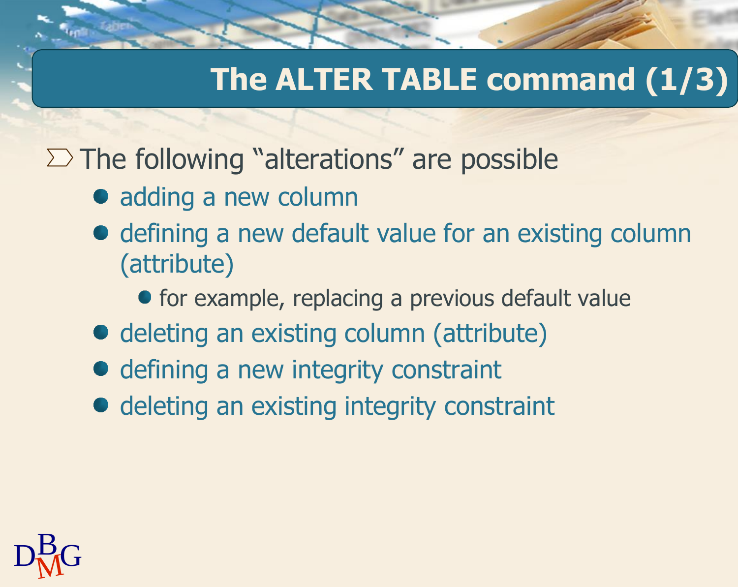# The ALTER TABLE command (1/3)

- The following “alterations” are possible
  - adding a new column
  - defining a new default value for an existing column (attribute)
    - for example, replacing a previous default value
  - deleting an existing column (attribute)
  - defining a new integrity constraint
  - deleting an existing integrity constraint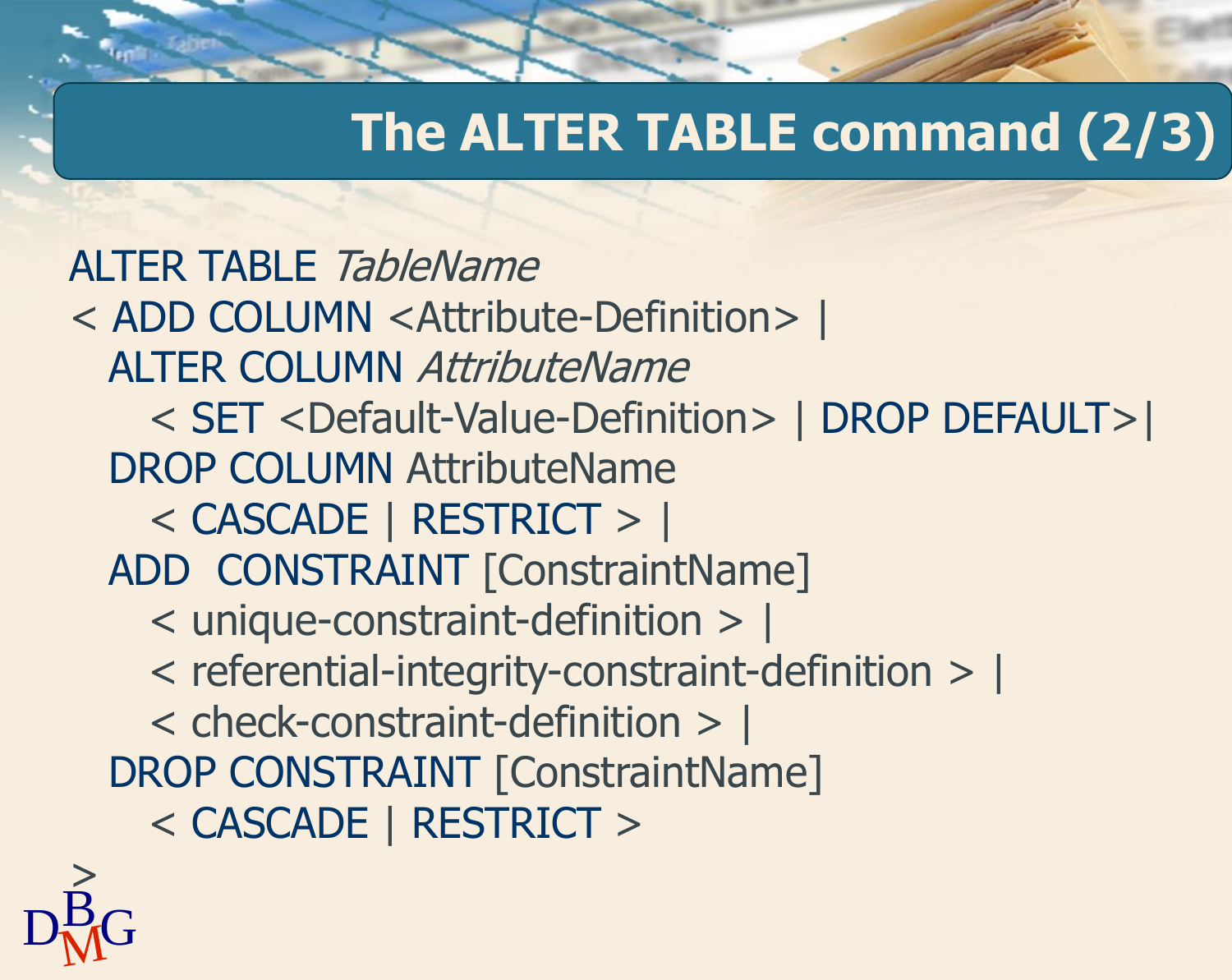# The ALTER TABLE command (2/3)

```
ALTER TABLE TableName
< ADD COLUMN <Attribute-Definition> |
  ALTER COLUMN AttributeName
    < SET <Default-Value-Definition> | DROP DEFAULT>|
  DROP COLUMN AttributeName
    < CASCADE | RESTRICT > |
  ADD  CONSTRAINT [ConstraintName]
    < unique-constraint-definition > |
    < referential-integrity-constraint-definition > |
    < check-constraint-definition > |
  DROP CONSTRAINT [ConstraintName]
    < CASCADE | RESTRICT >
>
```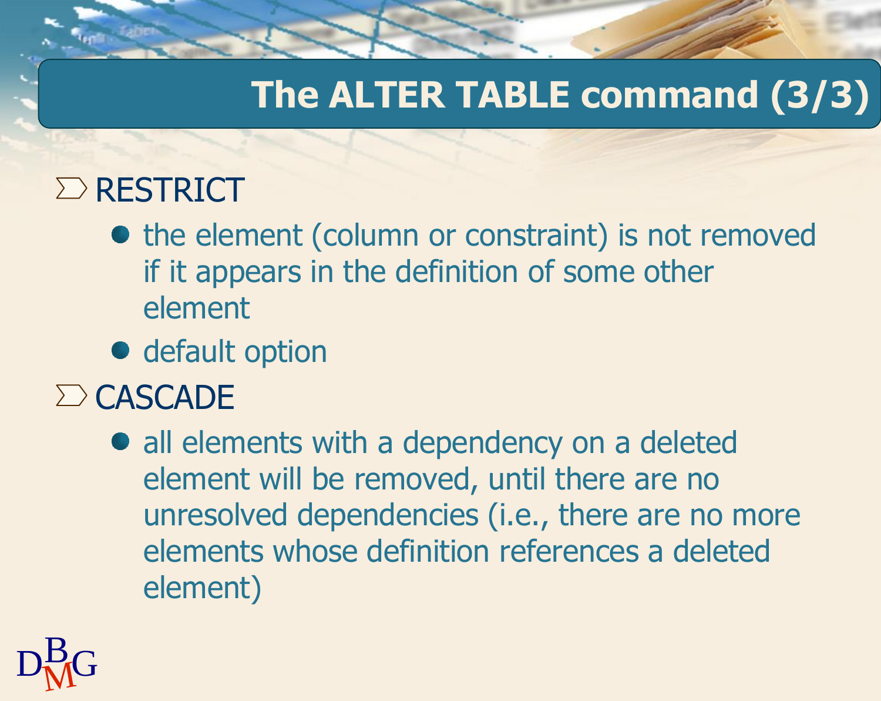# The ALTER TABLE command (3/3)

- RESTRICT
  - the element (column or constraint) is not removed if it appears in the definition of some other element
  - default option
- CASCADE
  - all elements with a dependency on a deleted element will be removed, until there are no unresolved dependencies (i.e., there are no more elements whose definition references a deleted element)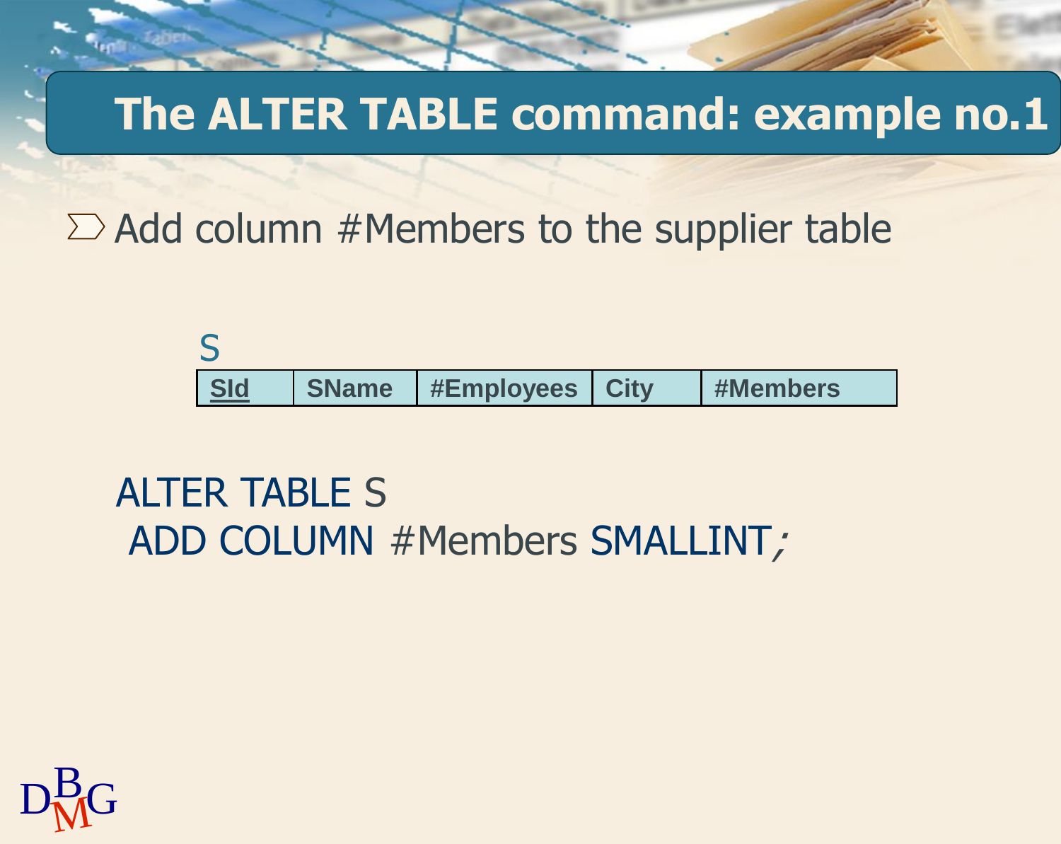# The ALTER TABLE command: example no.1

- Add column #Members to the supplier table

S

| SId | SName | #Employees | City | #Members |
|---|---|---|---|---|

```
ALTER TABLE S
 ADD COLUMN #Members SMALLINT;
```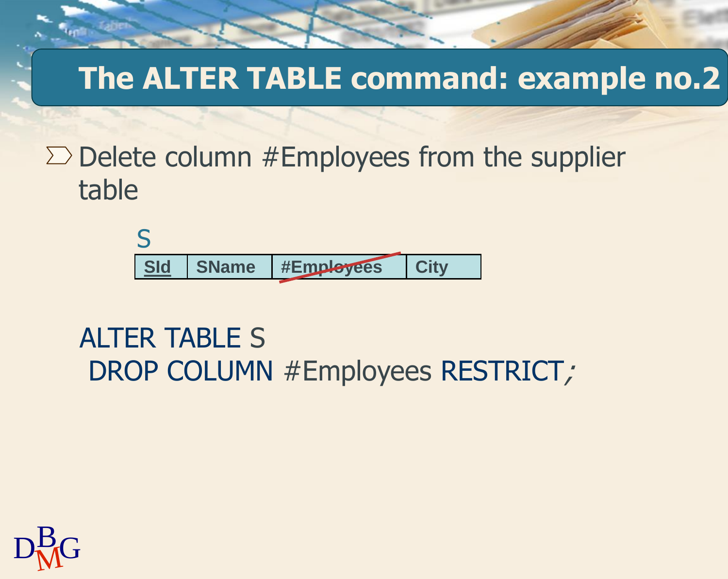# The ALTER TABLE command: example no.2

- Delete column #Employees from the supplier table

S

| **SId** | **SName** | **~~#Employees~~** | **City** |
|---|---|---|---|

```
ALTER TABLE S
 DROP COLUMN #Employees RESTRICT;
```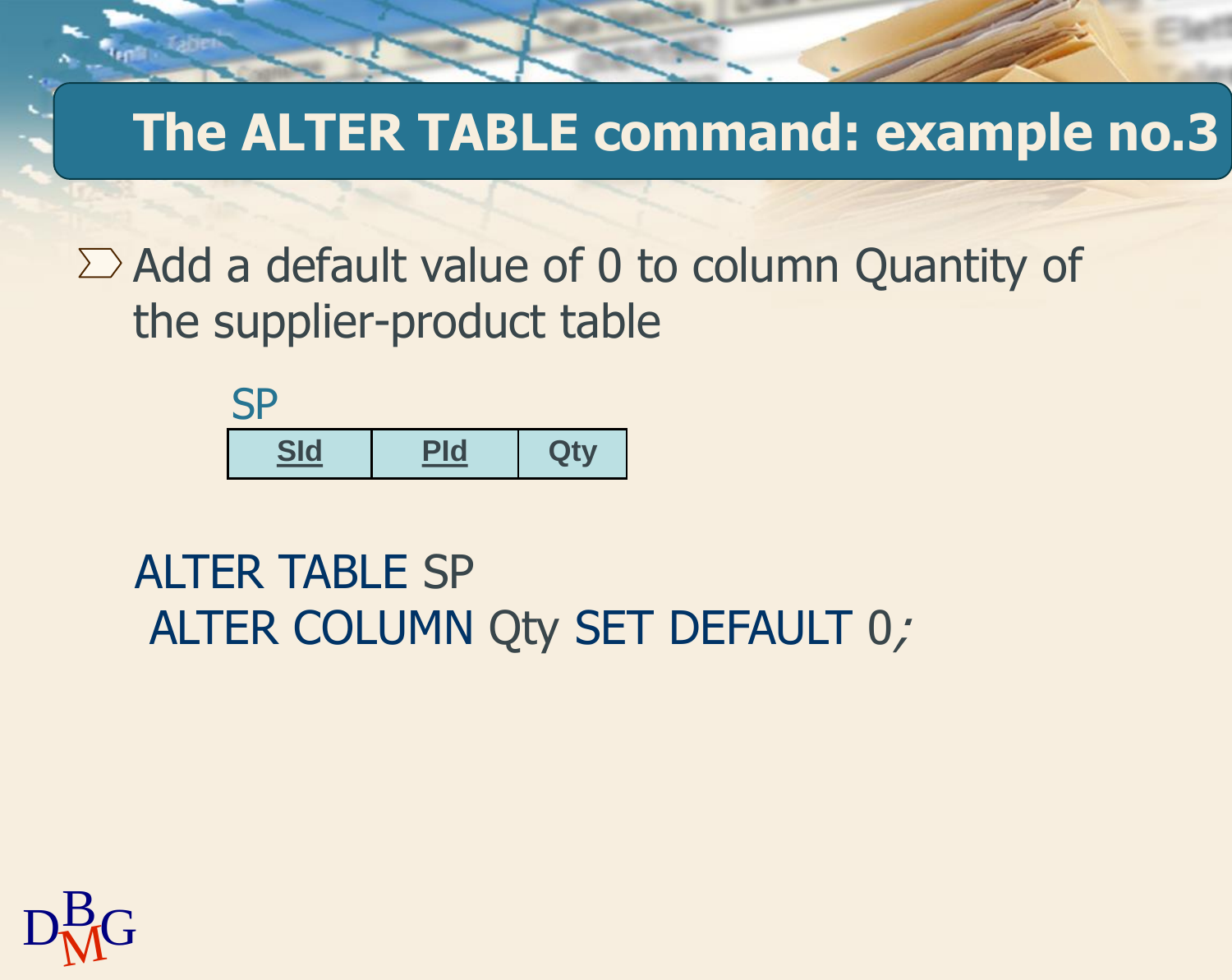# The ALTER TABLE command: example no.3

- Add a default value of 0 to column Quantity of the supplier-product table

SP

| **SId** | **PId** | **Qty** |
|---|---|---|

```
ALTER TABLE SP
 ALTER COLUMN Qty SET DEFAULT 0;
```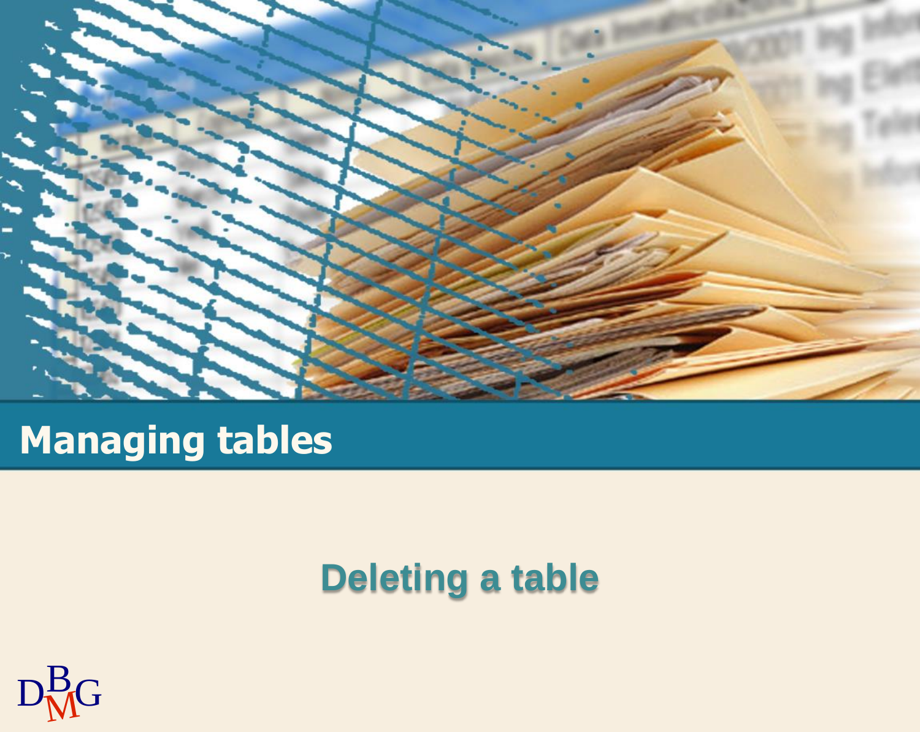# Managing tables

## Deleting a table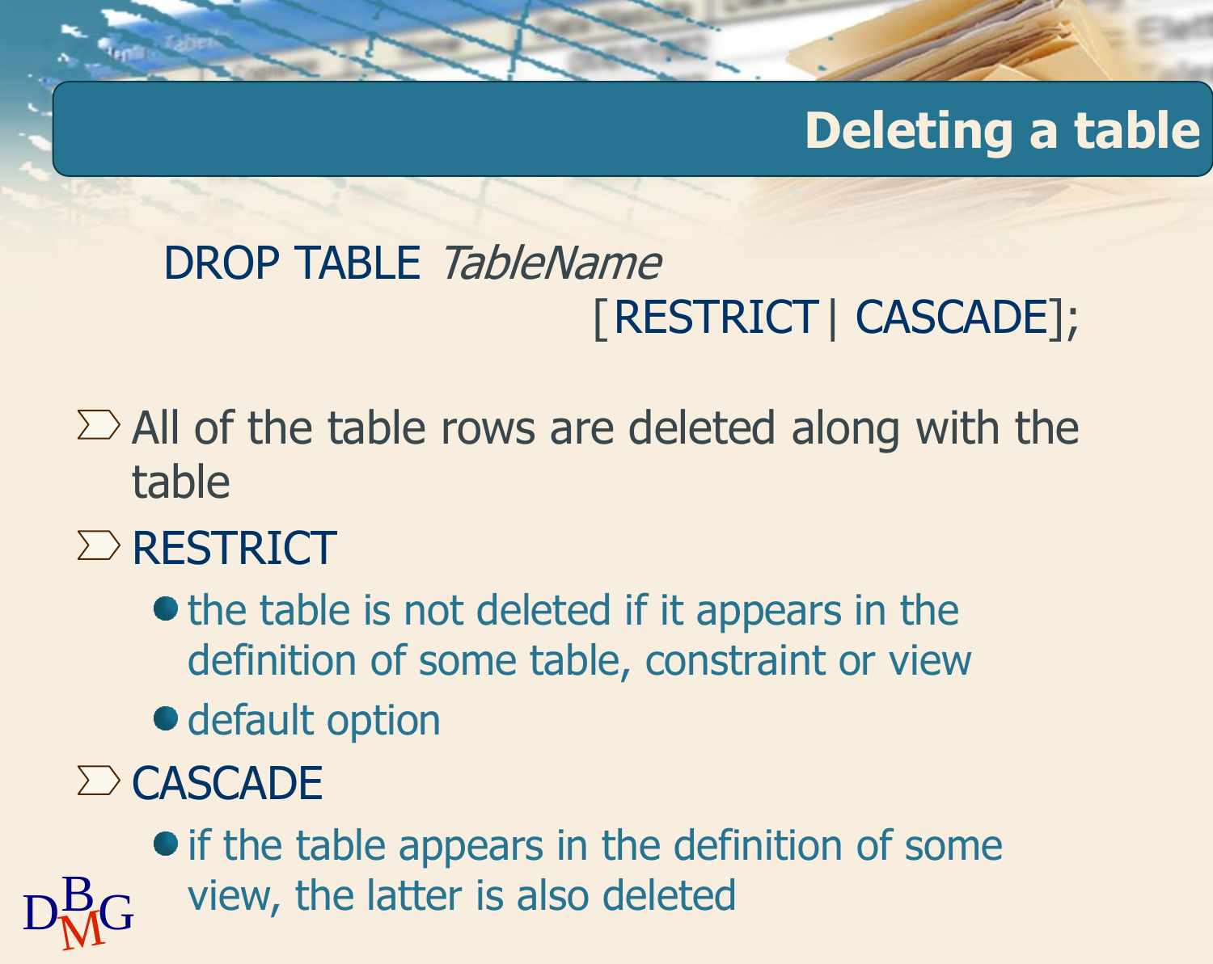# Deleting a table

```
DROP TABLE TableName
                    [RESTRICT | CASCADE];
```

- All of the table rows are deleted along with the table
- RESTRICT
  - the table is not deleted if it appears in the definition of some table, constraint or view
  - default option
- CASCADE
  - if the table appears in the definition of some view, the latter is also deleted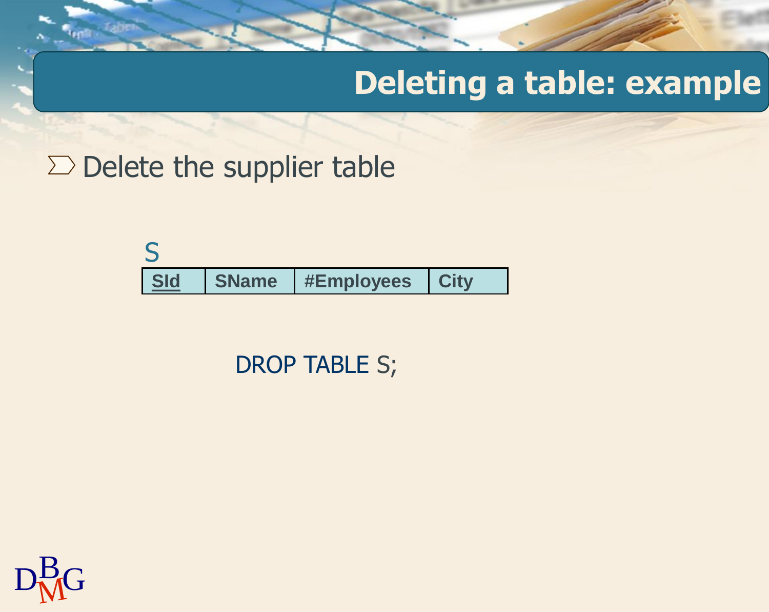# Deleting a table: example

- Delete the supplier table

S

| SId | SName | #Employees | City |
|---|---|---|---|

```
DROP TABLE S;
```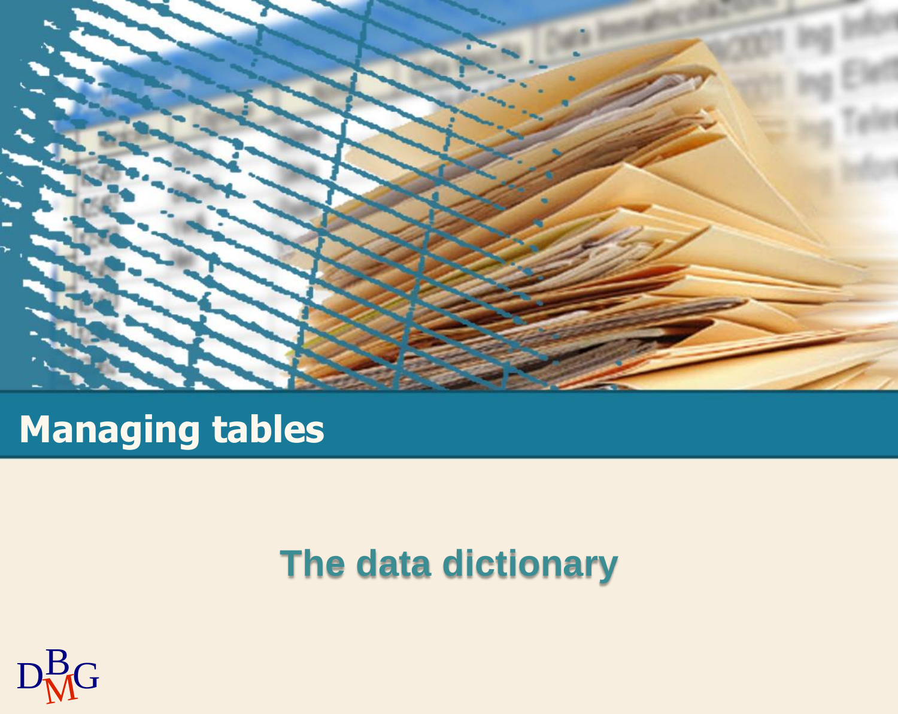# Managing tables

## The data dictionary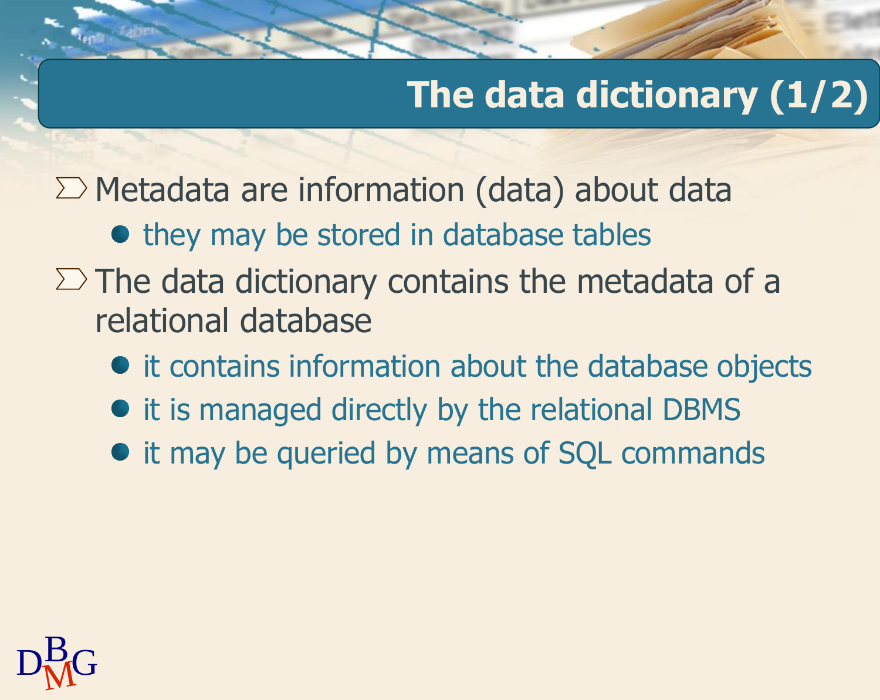# The data dictionary (1/2)

- Metadata are information (data) about data
  - they may be stored in database tables
- The data dictionary contains the metadata of a relational database
  - it contains information about the database objects
  - it is managed directly by the relational DBMS
  - it may be queried by means of SQL commands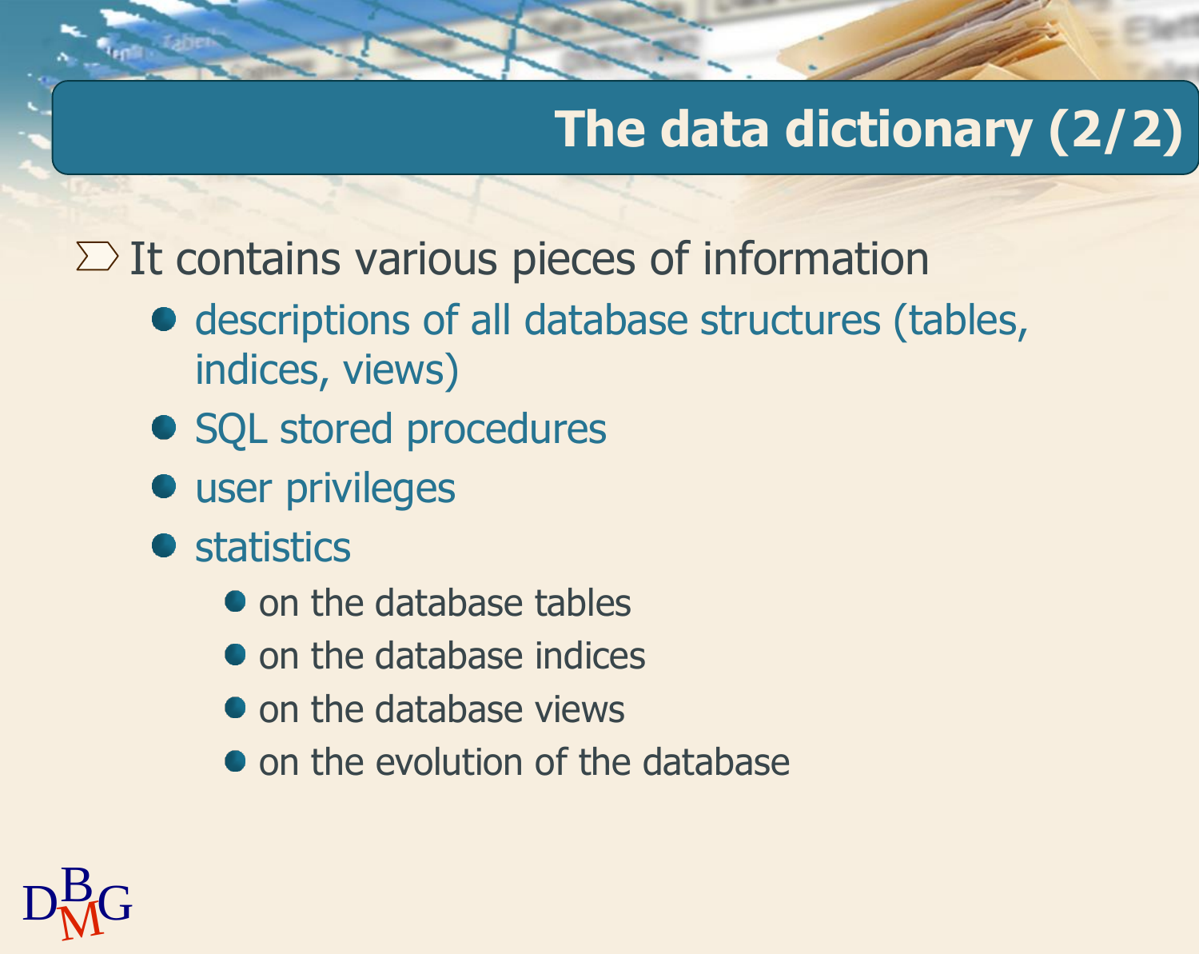## The data dictionary (2/2)

- It contains various pieces of information
  - descriptions of all database structures (tables, indices, views)
  - SQL stored procedures
  - user privileges
  - statistics
    - on the database tables
    - on the database indices
    - on the database views
    - on the evolution of the database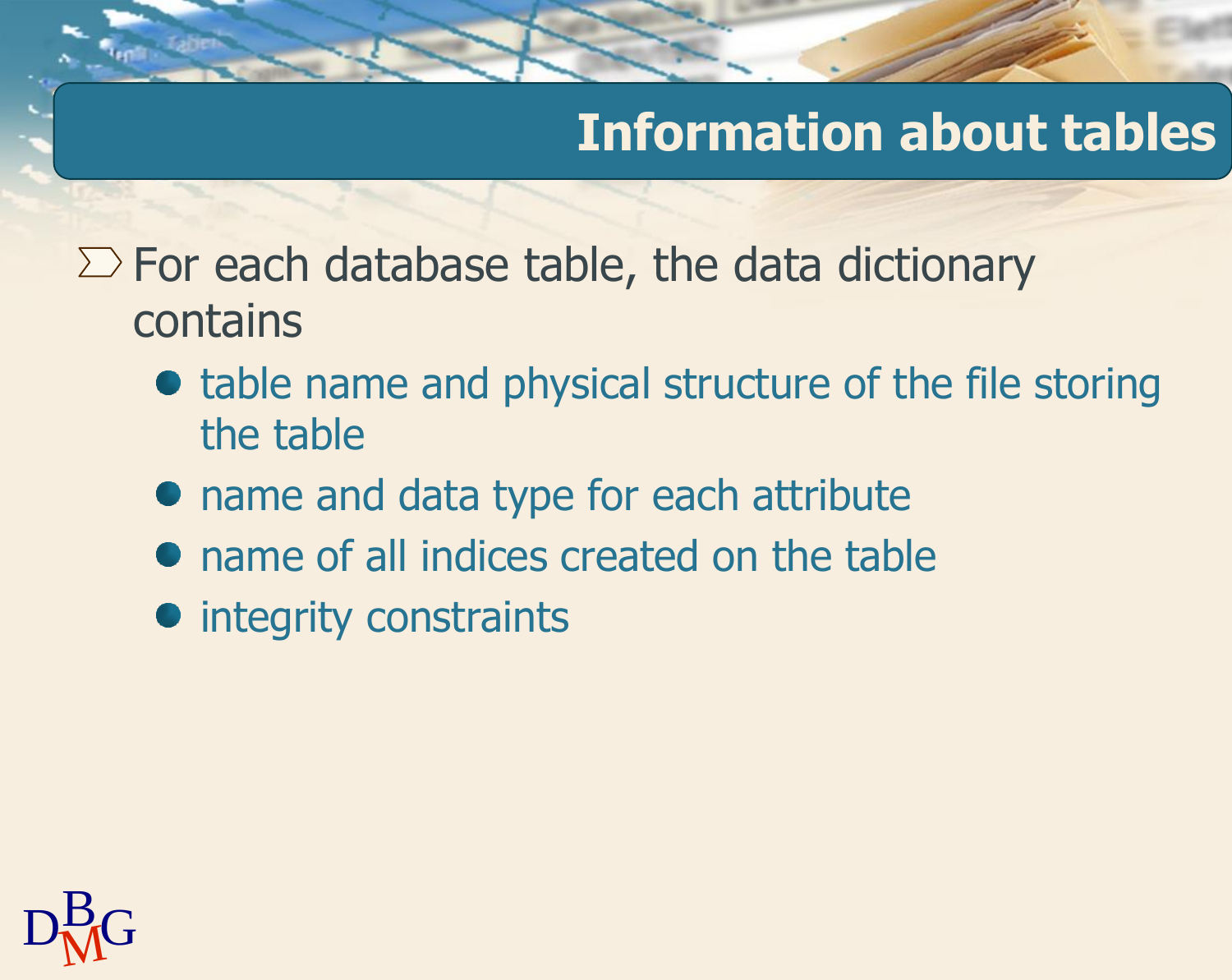# Information about tables

- For each database table, the data dictionary contains
  - table name and physical structure of the file storing the table
  - name and data type for each attribute
  - name of all indices created on the table
  - integrity constraints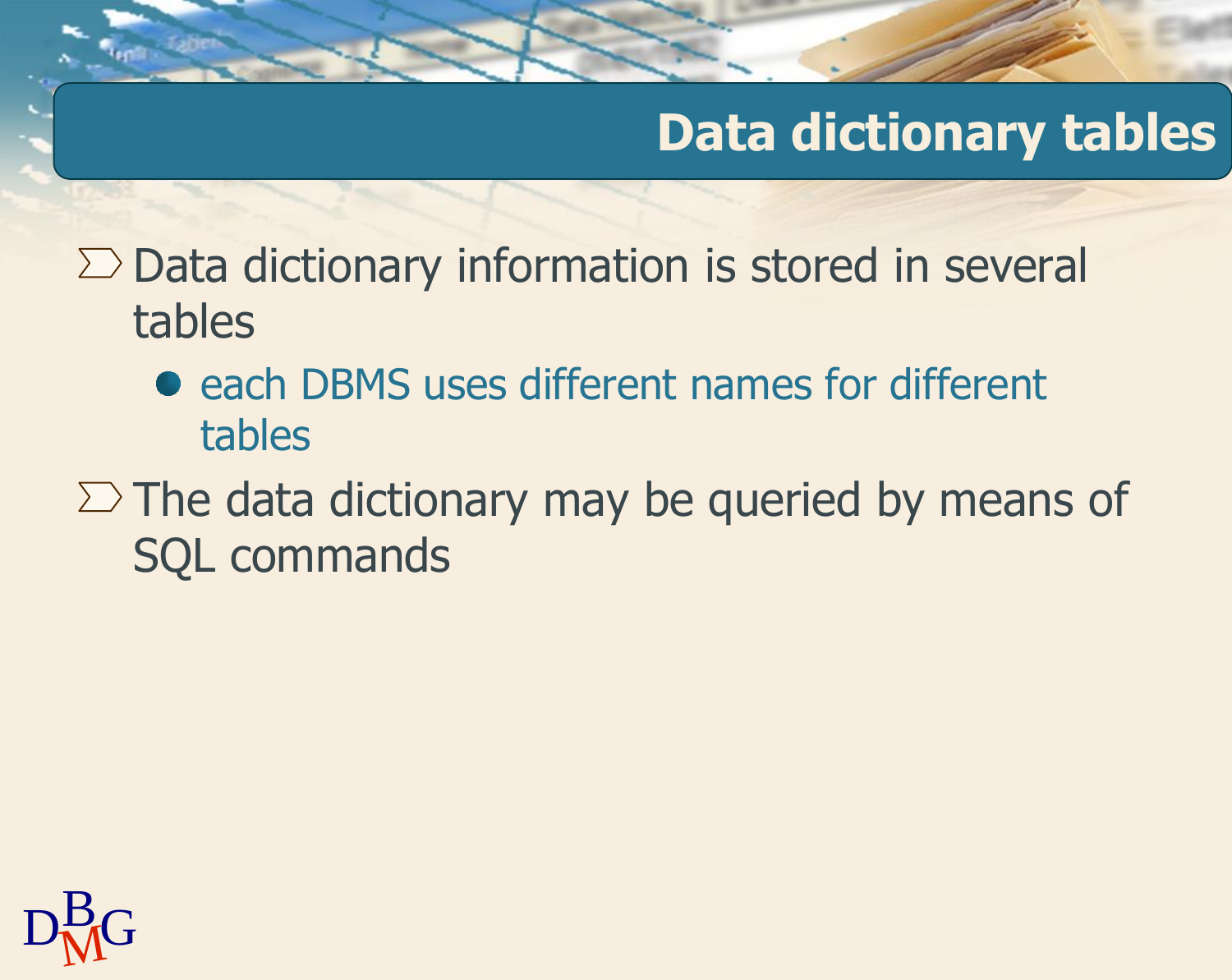# Data dictionary tables

- Data dictionary information is stored in several tables
  - each DBMS uses different names for different tables
- The data dictionary may be queried by means of SQL commands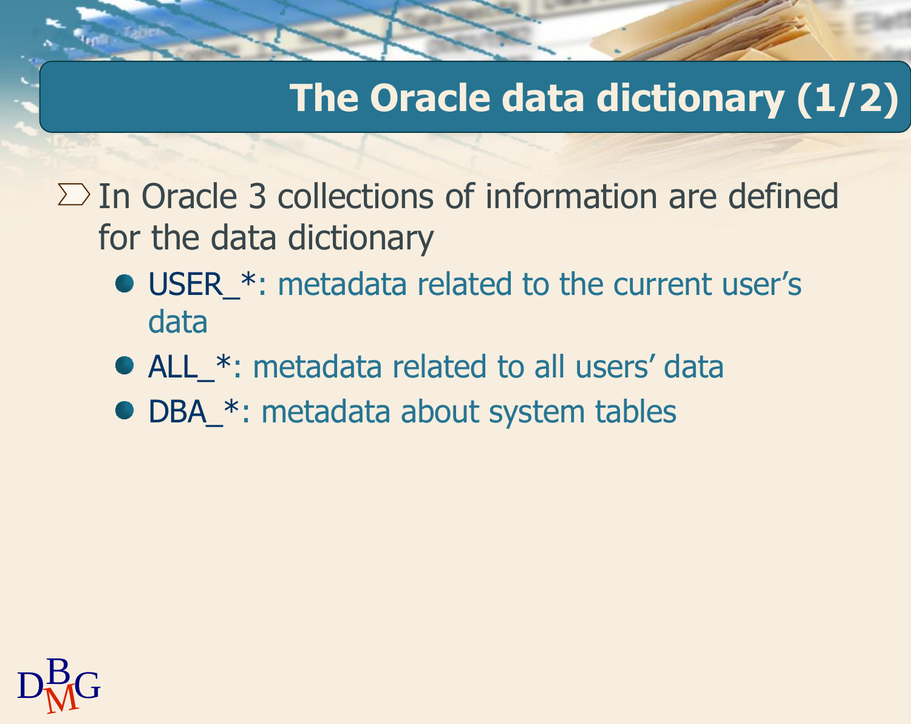# The Oracle data dictionary (1/2)

- In Oracle 3 collections of information are defined for the data dictionary
  - USER_*: metadata related to the current user's data
  - ALL_*: metadata related to all users' data
  - DBA_*: metadata about system tables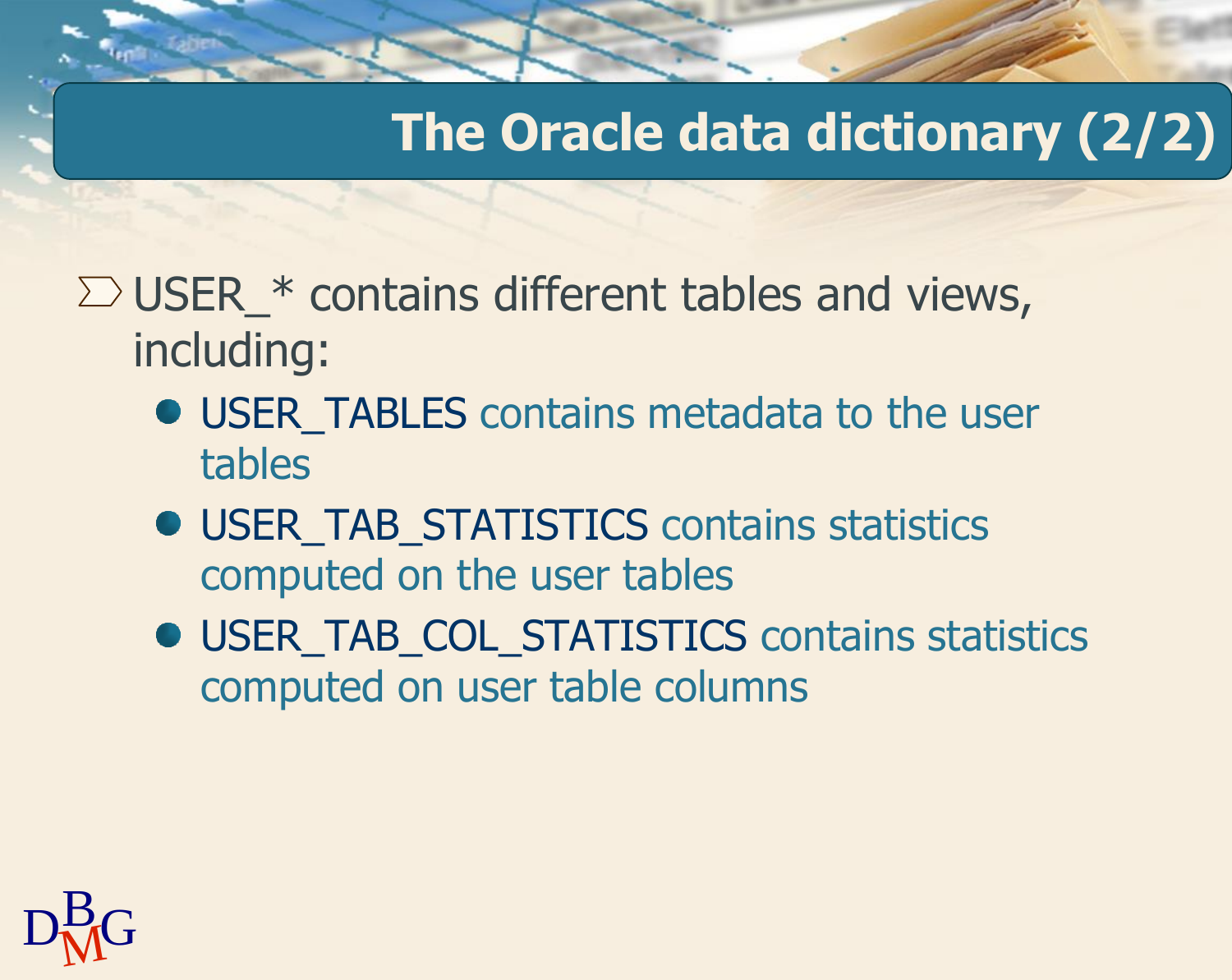# The Oracle data dictionary (2/2)

- USER_* contains different tables and views, including:
  - USER_TABLES contains metadata to the user tables
  - USER_TAB_STATISTICS contains statistics computed on the user tables
  - USER_TAB_COL_STATISTICS contains statistics computed on user table columns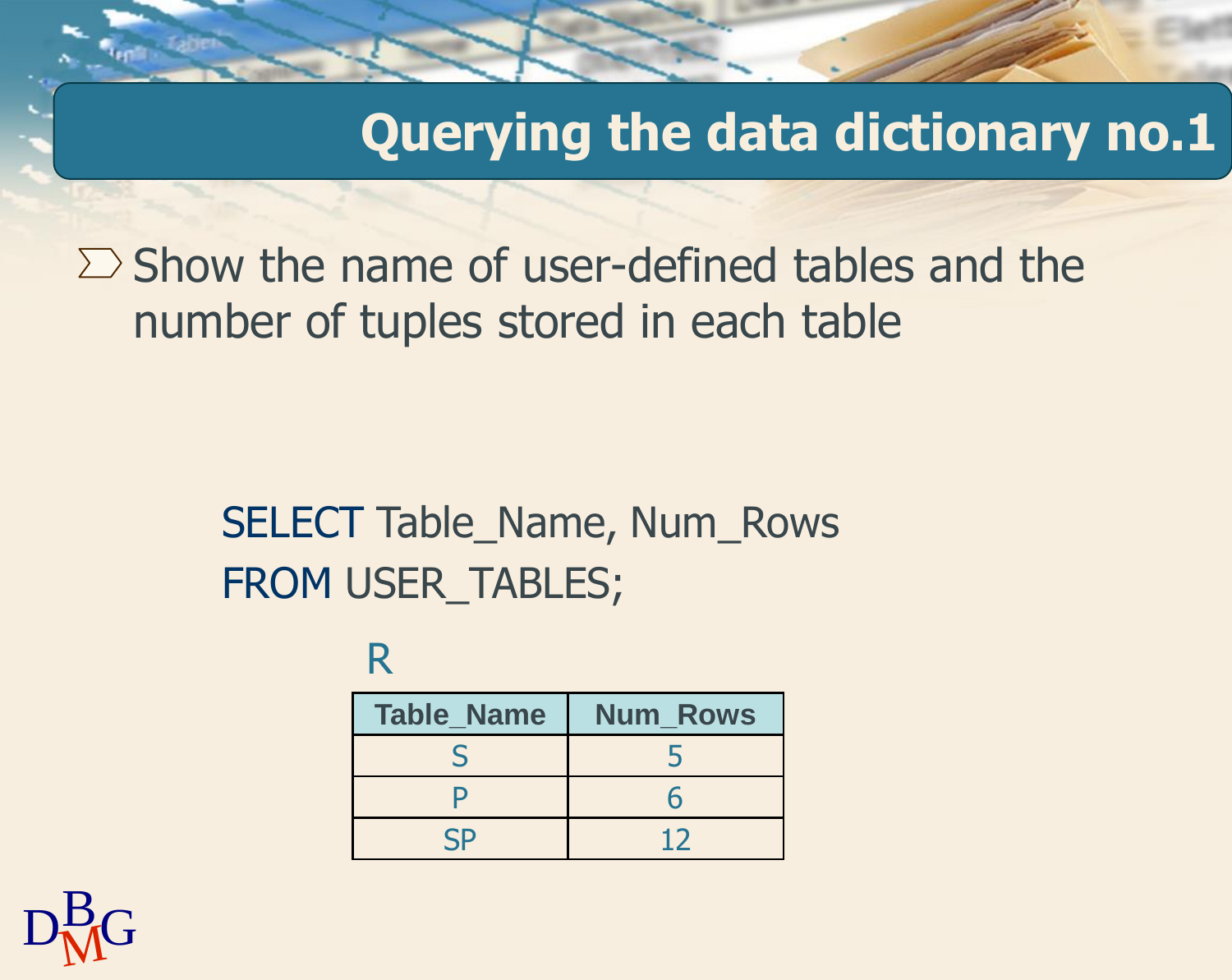# Querying the data dictionary no.1

- Show the name of user-defined tables and the number of tuples stored in each table

```
SELECT Table_Name, Num_Rows
FROM USER_TABLES;
```

R

| Table_Name | Num_Rows |
|---|---|
| S | 5 |
| P | 6 |
| SP | 12 |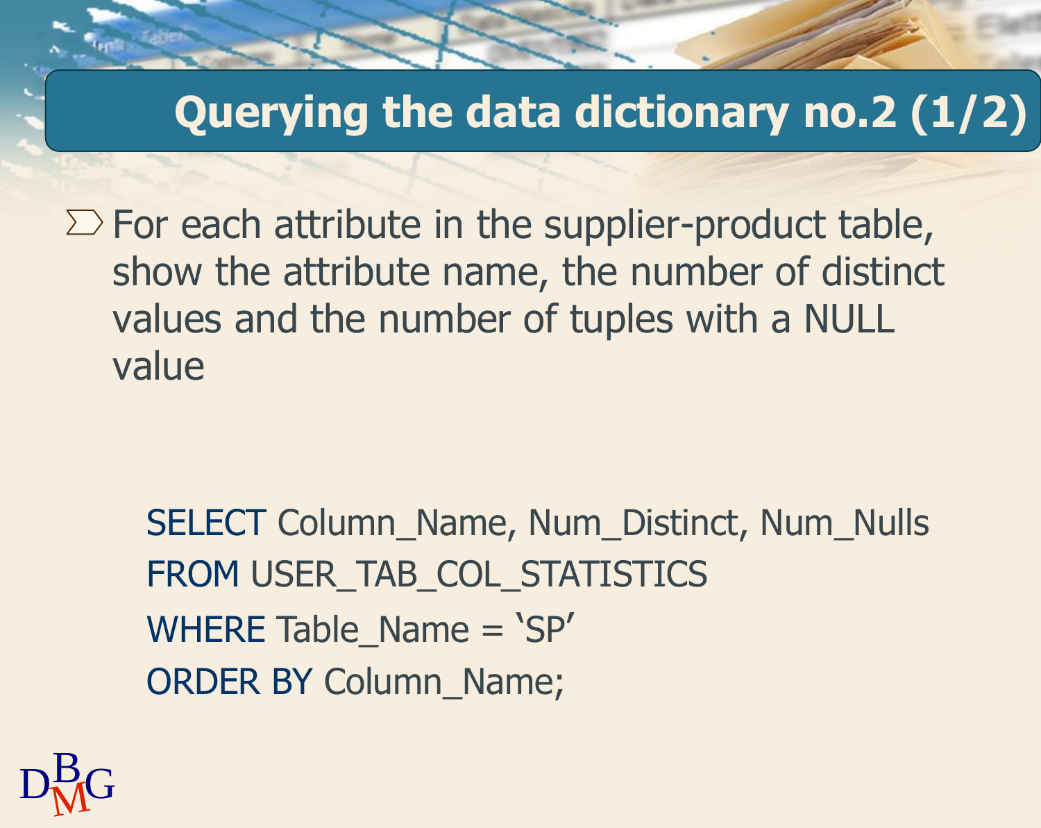# Querying the data dictionary no.2 (1/2)

- For each attribute in the supplier-product table, show the attribute name, the number of distinct values and the number of tuples with a NULL value

```
SELECT Column_Name, Num_Distinct, Num_Nulls
FROM USER_TAB_COL_STATISTICS
WHERE Table_Name = 'SP'
ORDER BY Column_Name;
```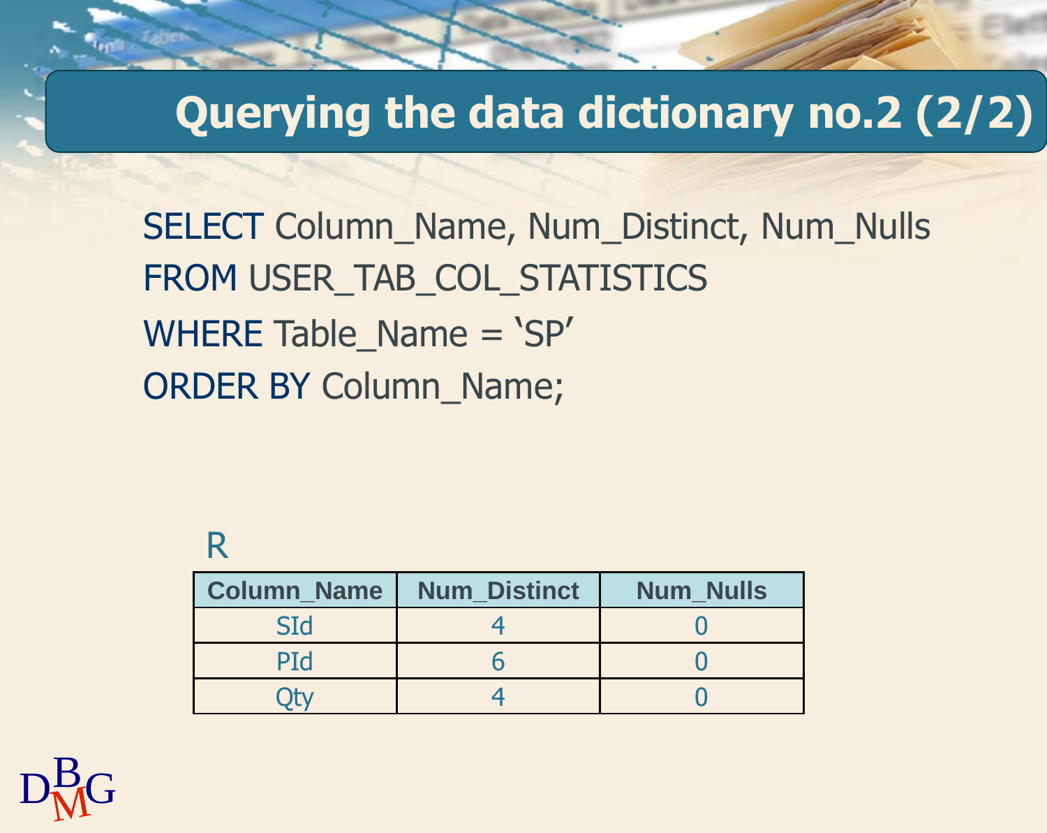# Querying the data dictionary no.2 (2/2)

```
SELECT Column_Name, Num_Distinct, Num_Nulls
FROM USER_TAB_COL_STATISTICS
WHERE Table_Name = 'SP'
ORDER BY Column_Name;
```

R

| Column_Name | Num_Distinct | Num_Nulls |
|---|---|---|
| SId | 4 | 0 |
| PId | 6 | 0 |
| Qty | 4 | 0 |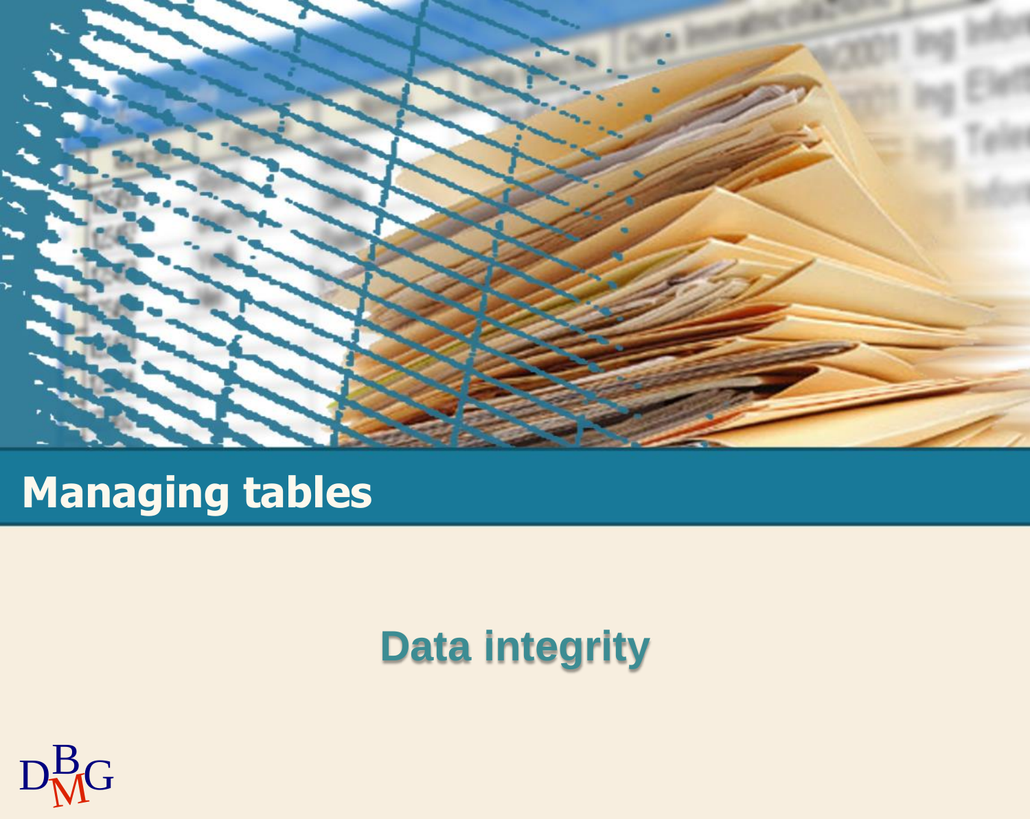# Managing tables

## Data integrity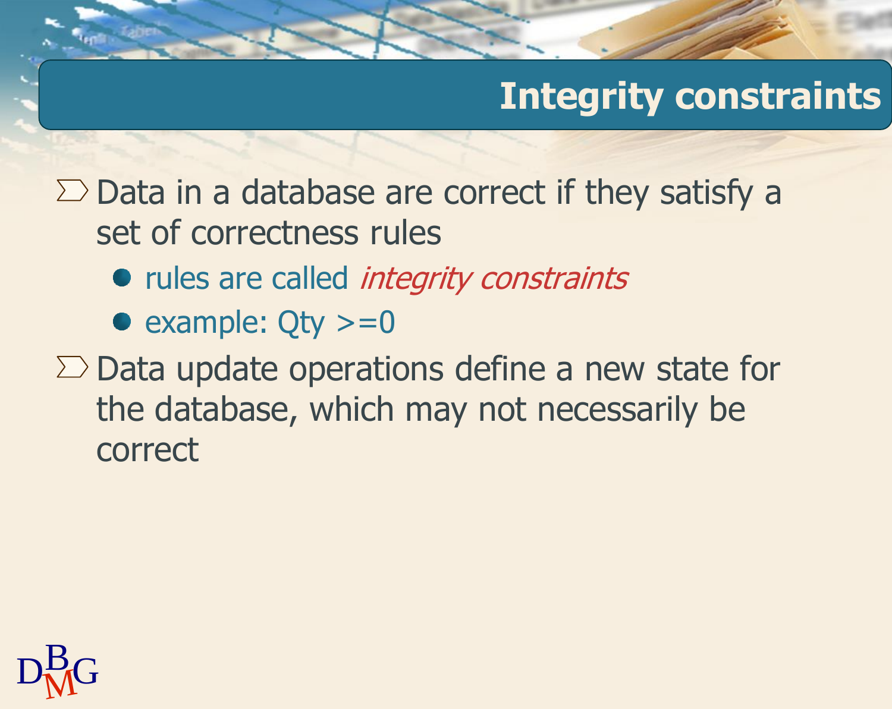# Integrity constraints

- Data in a database are correct if they satisfy a set of correctness rules
  - rules are called *integrity constraints*
  - example: Qty >=0
- Data update operations define a new state for the database, which may not necessarily be correct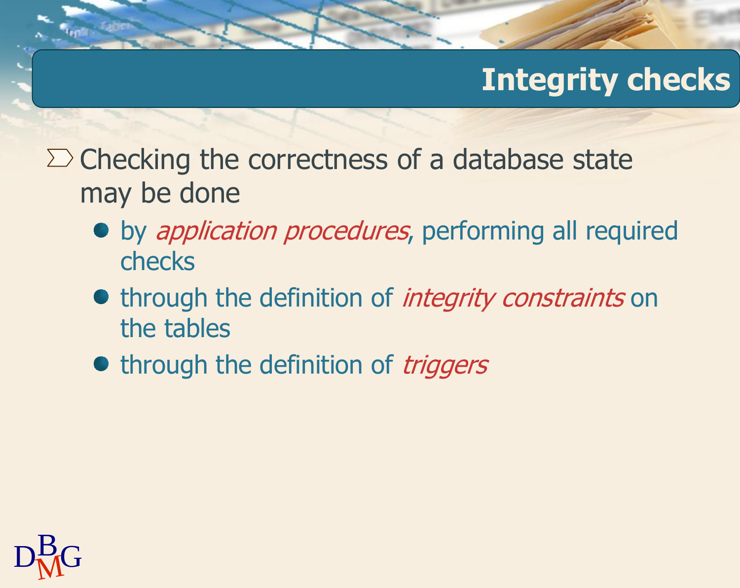## Integrity checks

- Checking the correctness of a database state may be done
  - by *application procedures*, performing all required checks
  - through the definition of *integrity constraints* on the tables
  - through the definition of *triggers*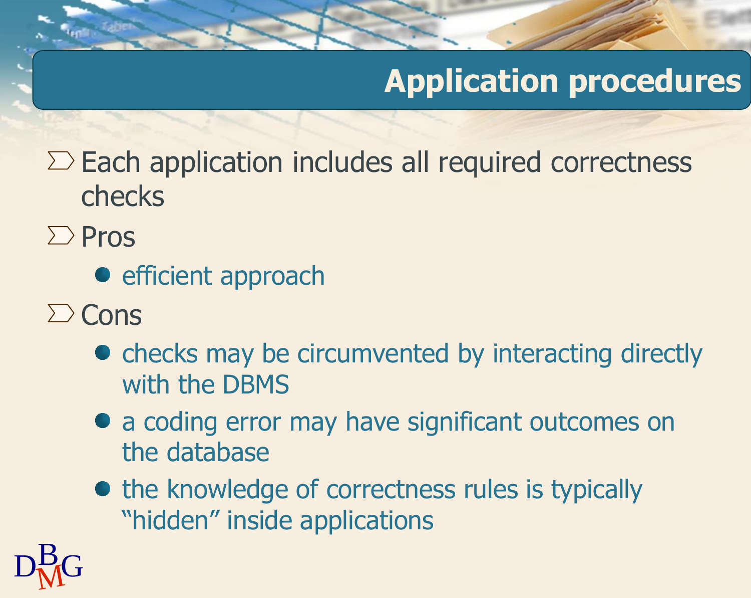# Application procedures

- Each application includes all required correctness checks
- Pros
  - efficient approach
- Cons
  - checks may be circumvented by interacting directly with the DBMS
  - a coding error may have significant outcomes on the database
  - the knowledge of correctness rules is typically "hidden" inside applications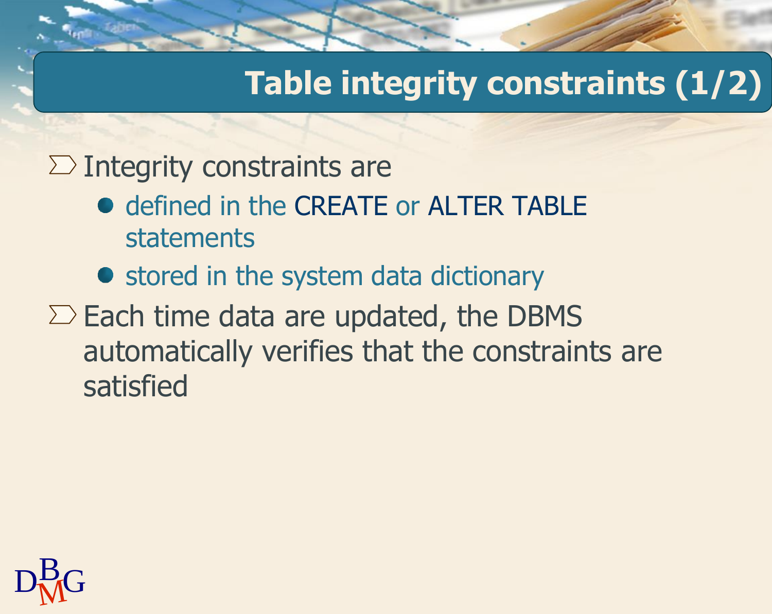# Table integrity constraints (1/2)

- Integrity constraints are
  - defined in the CREATE or ALTER TABLE statements
  - stored in the system data dictionary
- Each time data are updated, the DBMS automatically verifies that the constraints are satisfied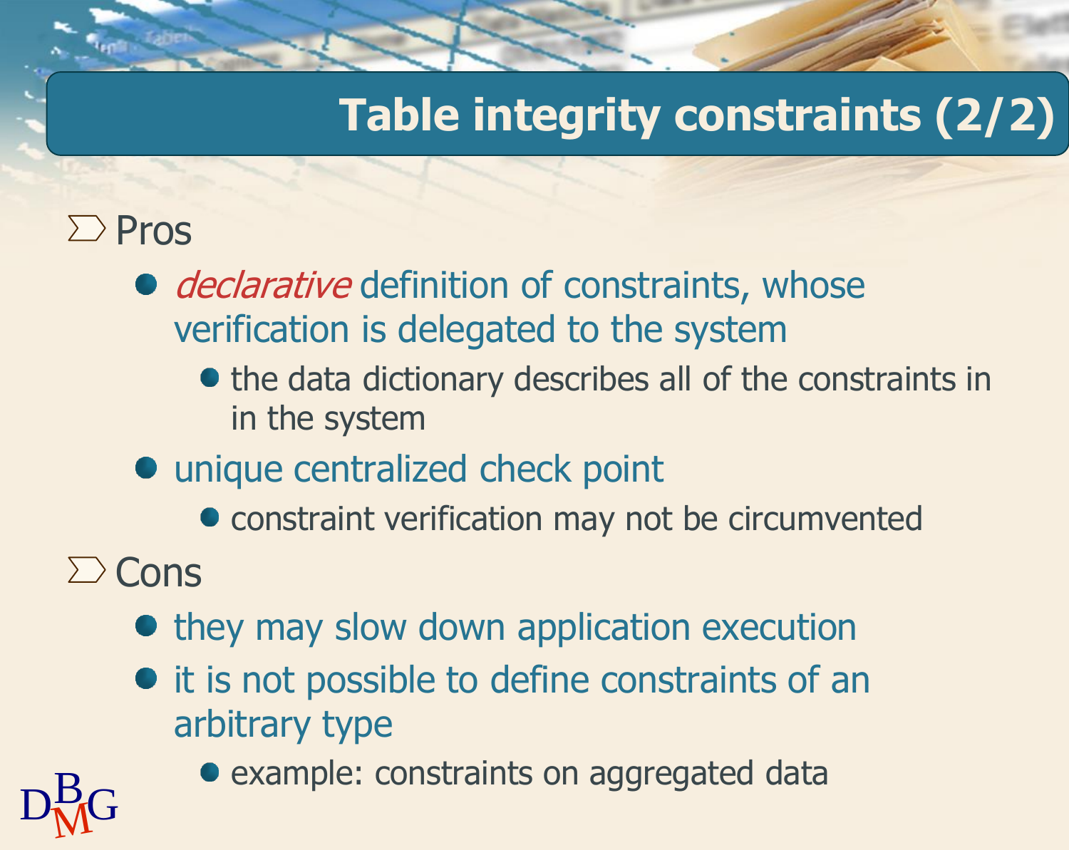# Table integrity constraints (2/2)

- Pros
  - *declarative* definition of constraints, whose verification is delegated to the system
    - the data dictionary describes all of the constraints in in the system
  - unique centralized check point
    - constraint verification may not be circumvented
- Cons
  - they may slow down application execution
  - it is not possible to define constraints of an arbitrary type
    - example: constraints on aggregated data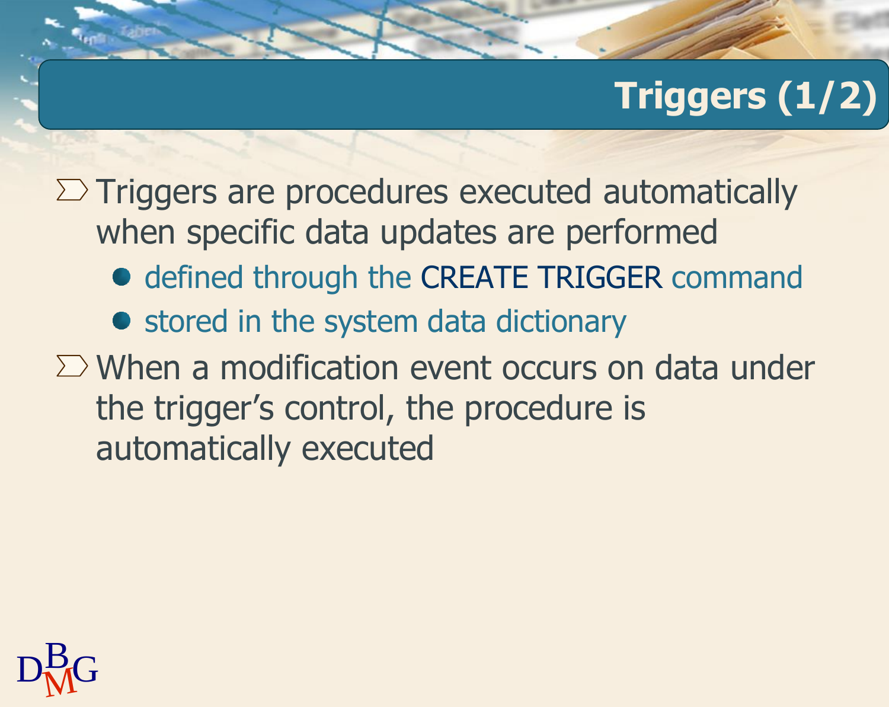# Triggers (1/2)

- Triggers are procedures executed automatically when specific data updates are performed
  - defined through the CREATE TRIGGER command
  - stored in the system data dictionary
- When a modification event occurs on data under the trigger's control, the procedure is automatically executed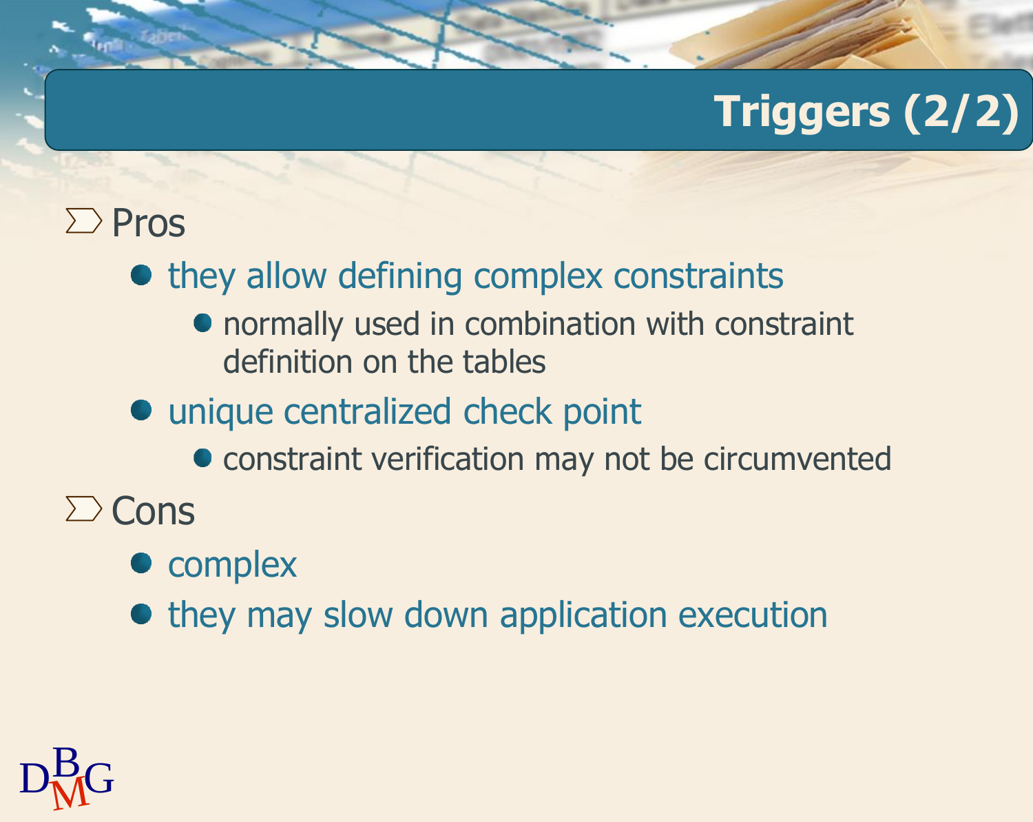# Triggers (2/2)

- Pros
  - they allow defining complex constraints
    - normally used in combination with constraint definition on the tables
  - unique centralized check point
    - constraint verification may not be circumvented
- Cons
  - complex
  - they may slow down application execution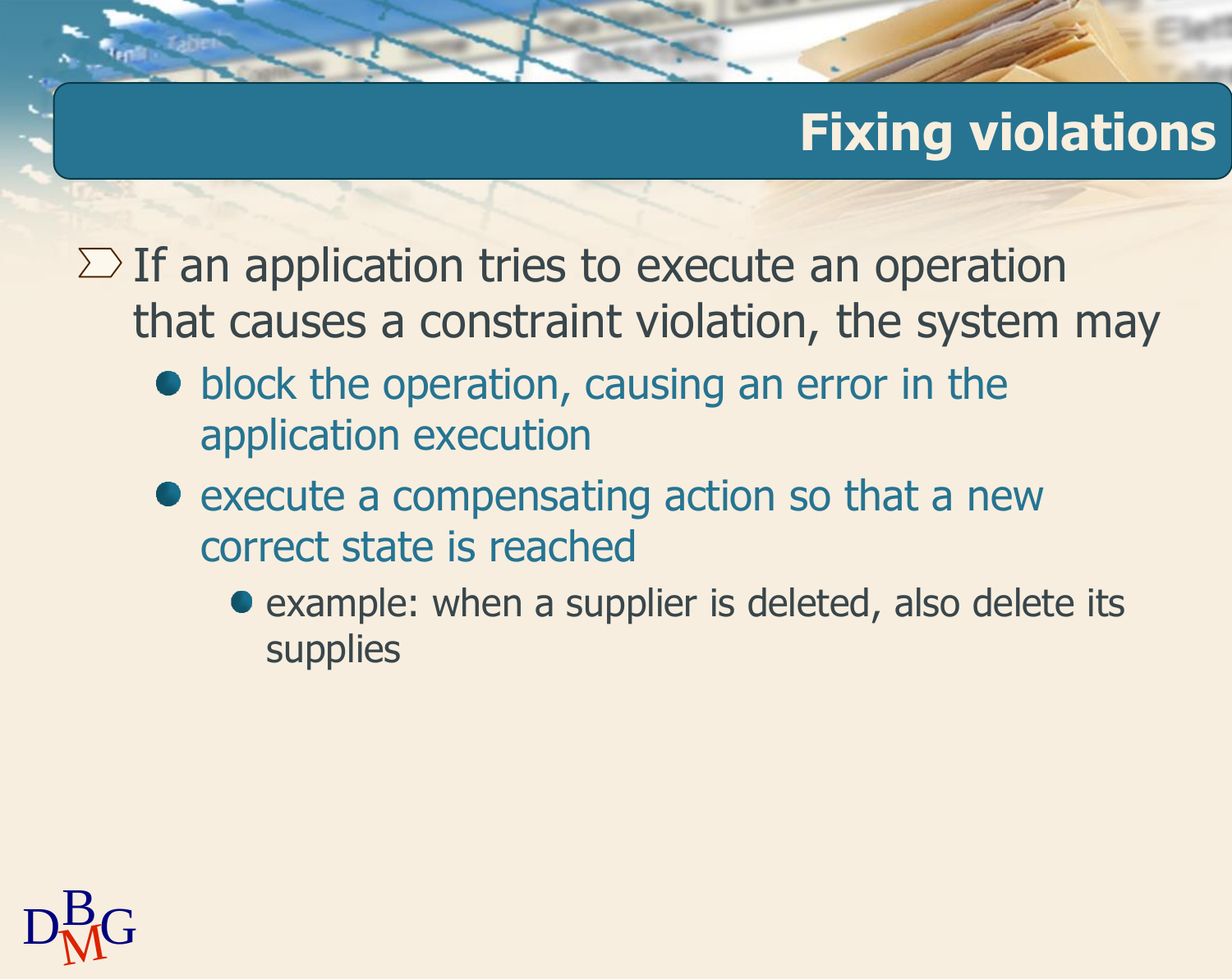# Fixing violations

- If an application tries to execute an operation that causes a constraint violation, the system may
  - block the operation, causing an error in the application execution
  - execute a compensating action so that a new correct state is reached
    - example: when a supplier is deleted, also delete its supplies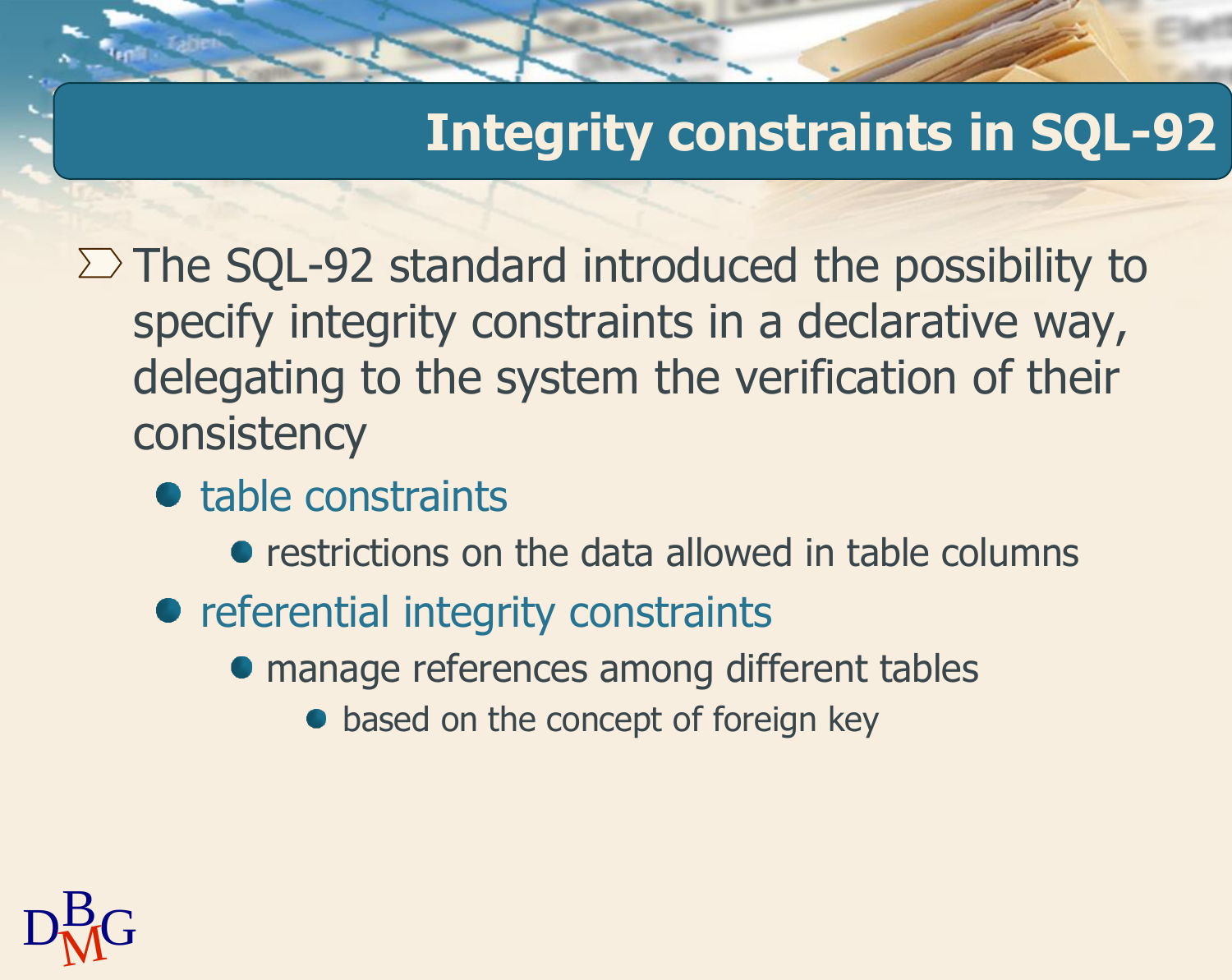# Integrity constraints in SQL-92

- The SQL-92 standard introduced the possibility to specify integrity constraints in a declarative way, delegating to the system the verification of their consistency
  - table constraints
    - restrictions on the data allowed in table columns
  - referential integrity constraints
    - manage references among different tables
      - based on the concept of foreign key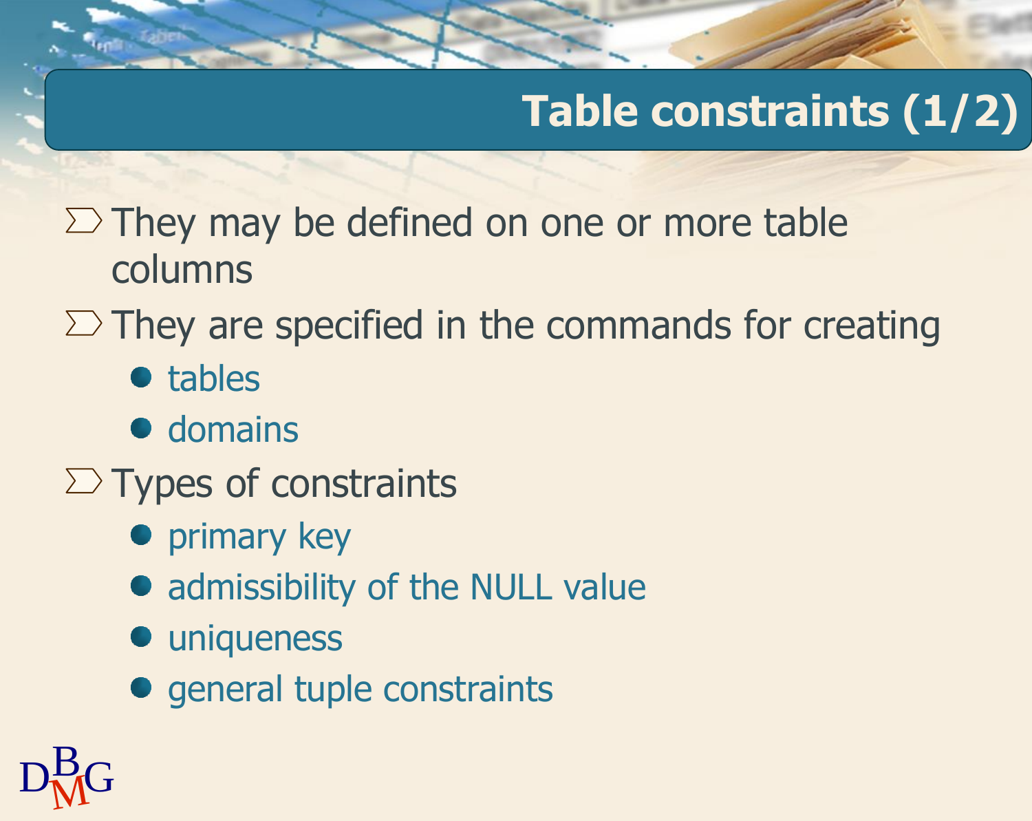# Table constraints (1/2)

- They may be defined on one or more table columns
- They are specified in the commands for creating
  - tables
  - domains
- Types of constraints
  - primary key
  - admissibility of the NULL value
  - uniqueness
  - general tuple constraints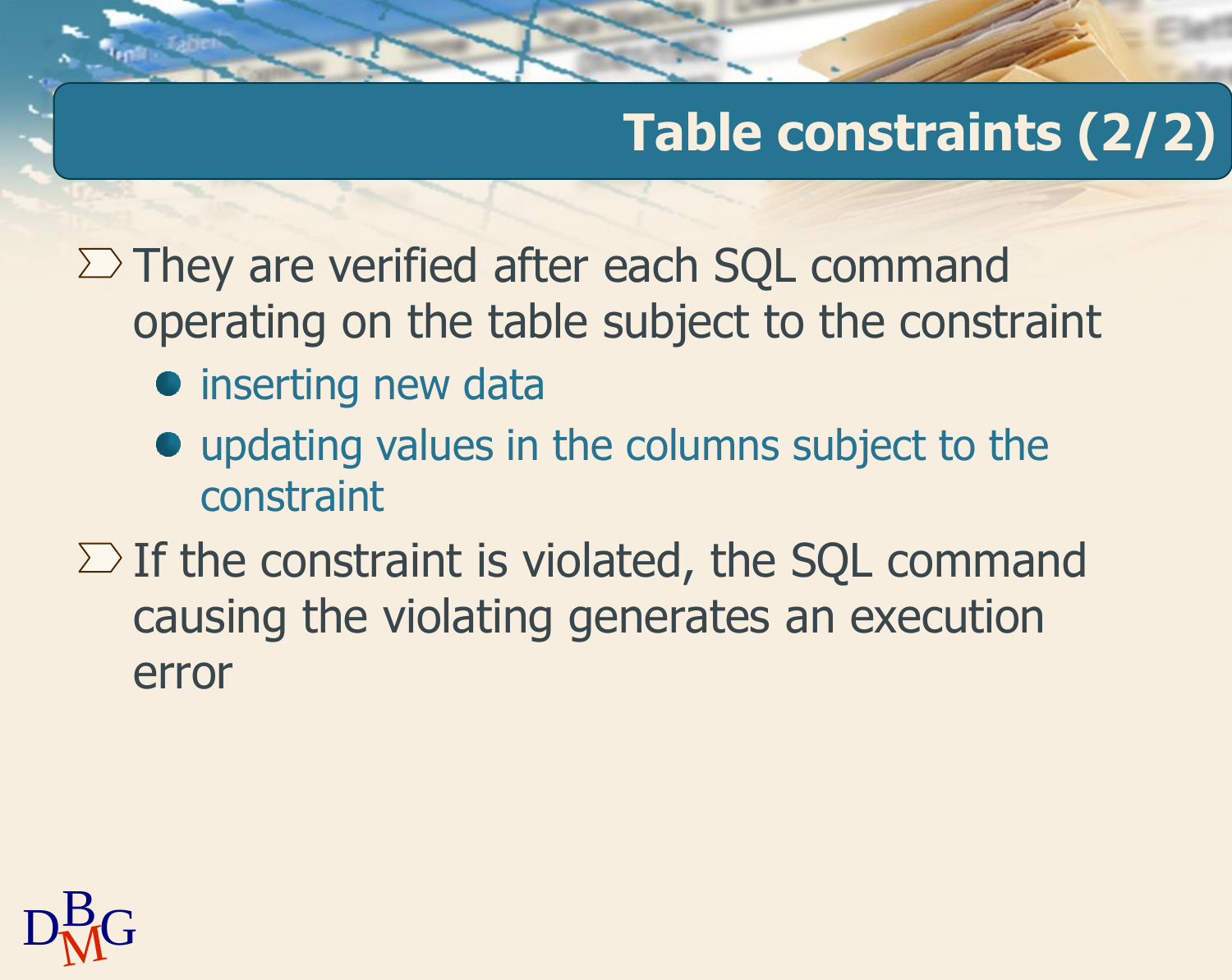# Table constraints (2/2)

- They are verified after each SQL command operating on the table subject to the constraint
  - inserting new data
  - updating values in the columns subject to the constraint
- If the constraint is violated, the SQL command causing the violating generates an execution error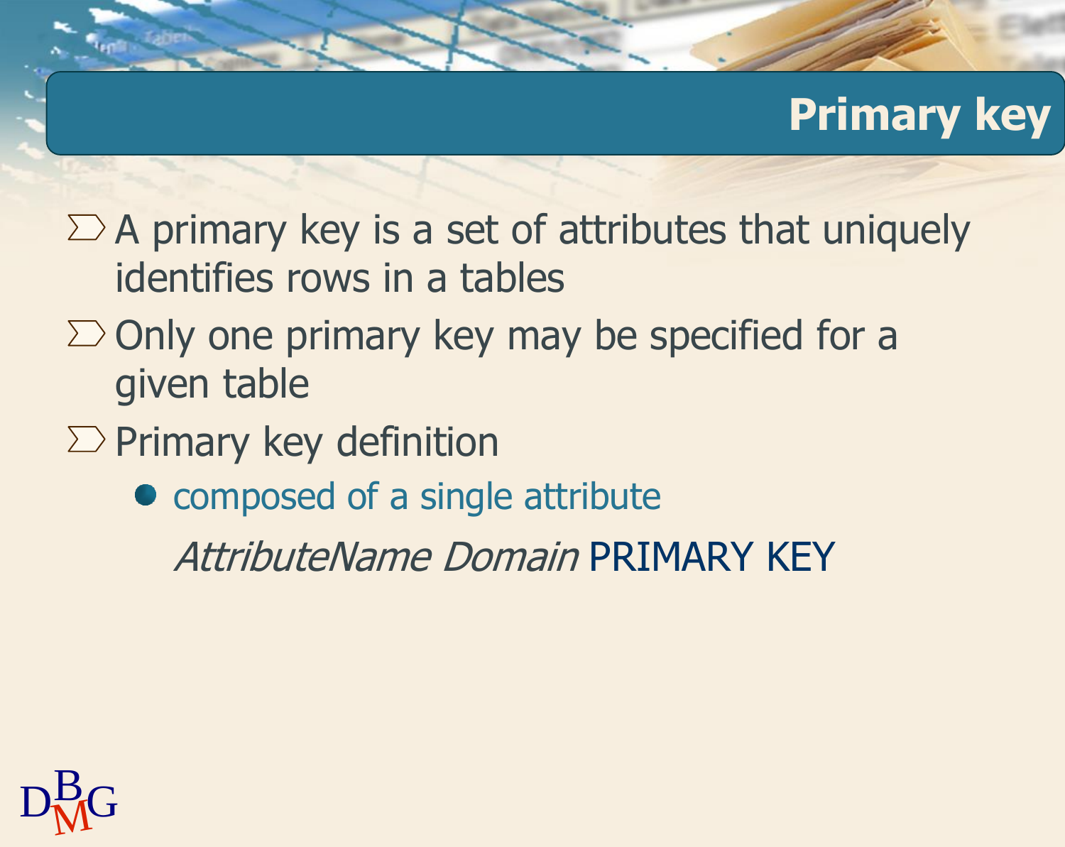# Primary key

- A primary key is a set of attributes that uniquely identifies rows in a tables
- Only one primary key may be specified for a given table
- Primary key definition
  - composed of a single attribute

    *AttributeName Domain* PRIMARY KEY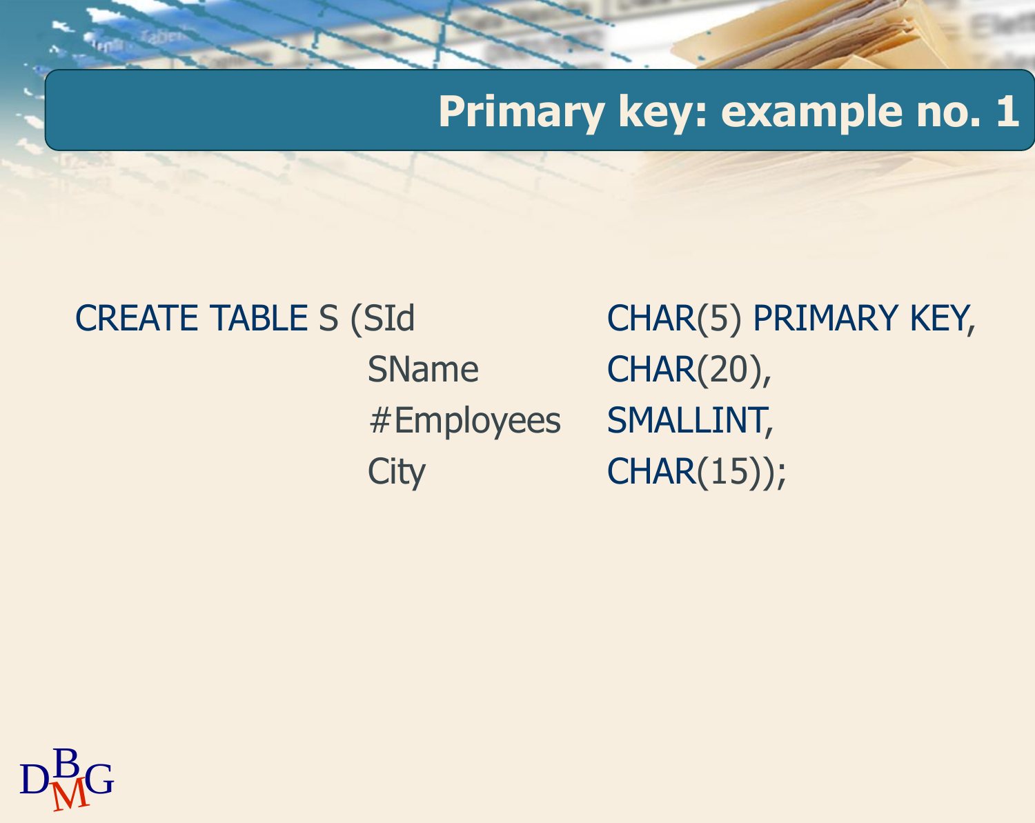# Primary key: example no. 1

```
CREATE TABLE S (SId          CHAR(5) PRIMARY KEY,
                SName        CHAR(20),
                #Employees   SMALLINT,
                City         CHAR(15));
```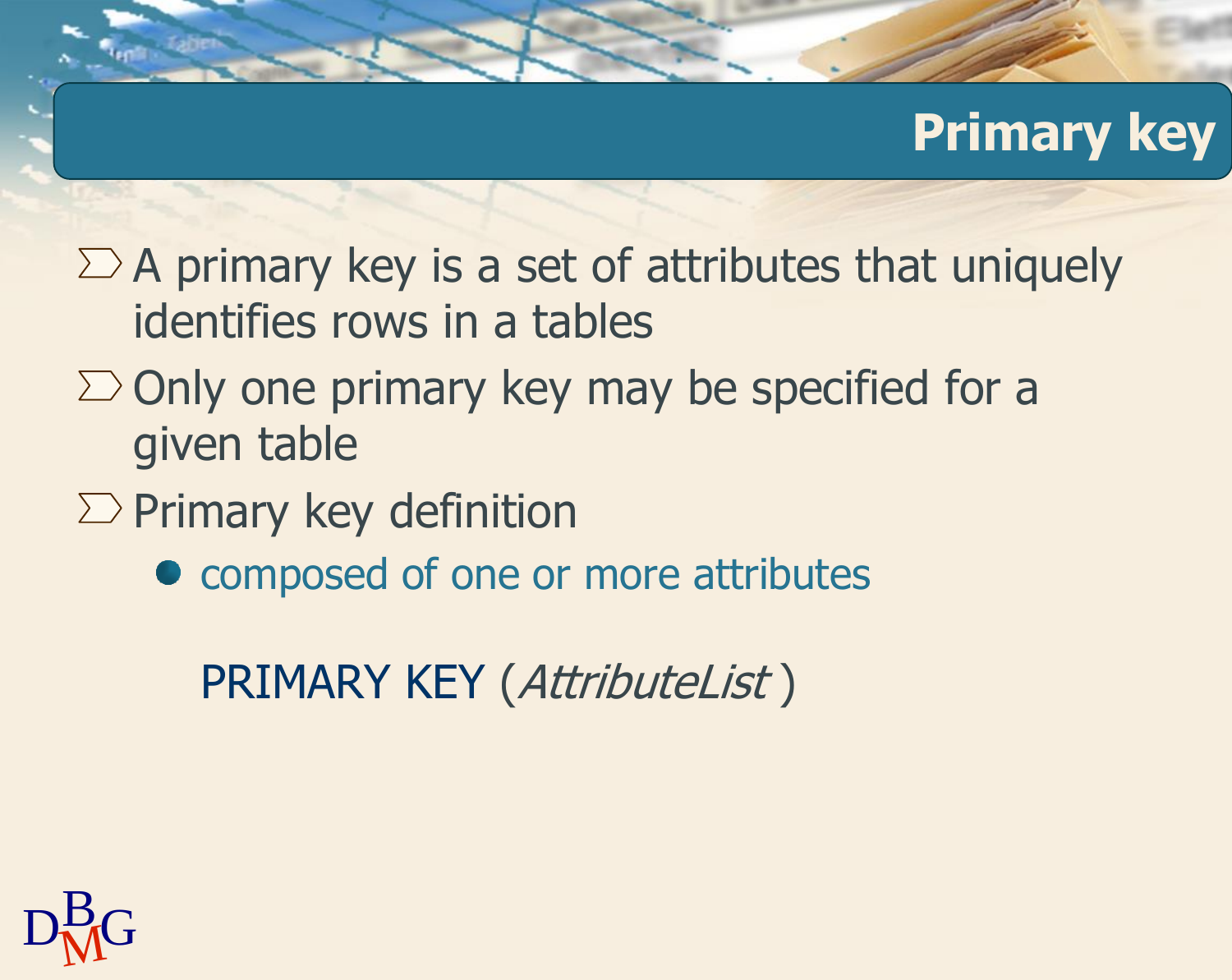# Primary key

- A primary key is a set of attributes that uniquely identifies rows in a tables
- Only one primary key may be specified for a given table
- Primary key definition
  - composed of one or more attributes

PRIMARY KEY (*AttributeList* )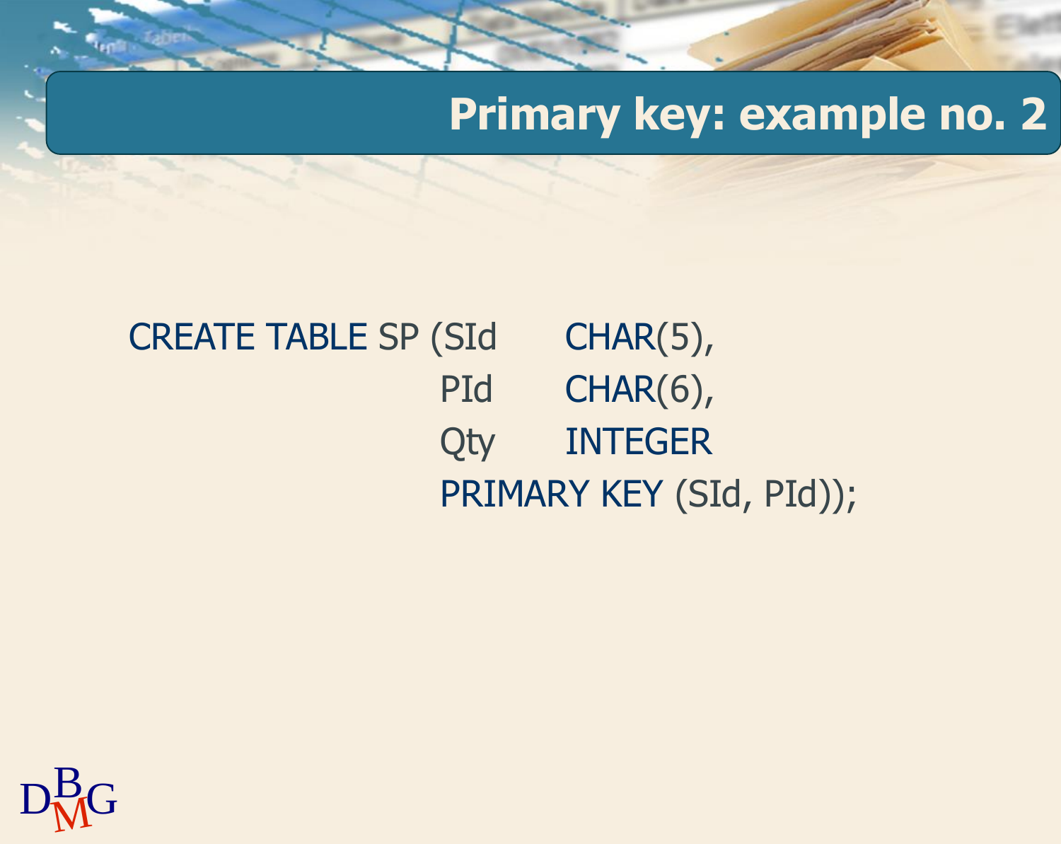# Primary key: example no. 2

```
CREATE TABLE SP (SId    CHAR(5),
                 PId    CHAR(6),
                 Qty    INTEGER
                 PRIMARY KEY (SId, PId));
```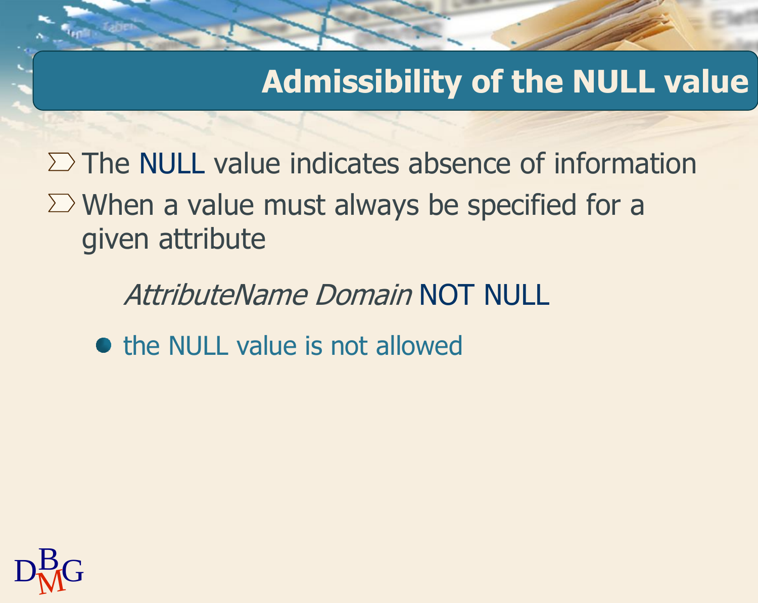## Admissibility of the NULL value

- The NULL value indicates absence of information
- When a value must always be specified for a given attribute

  *AttributeName Domain* NOT NULL

  - the NULL value is not allowed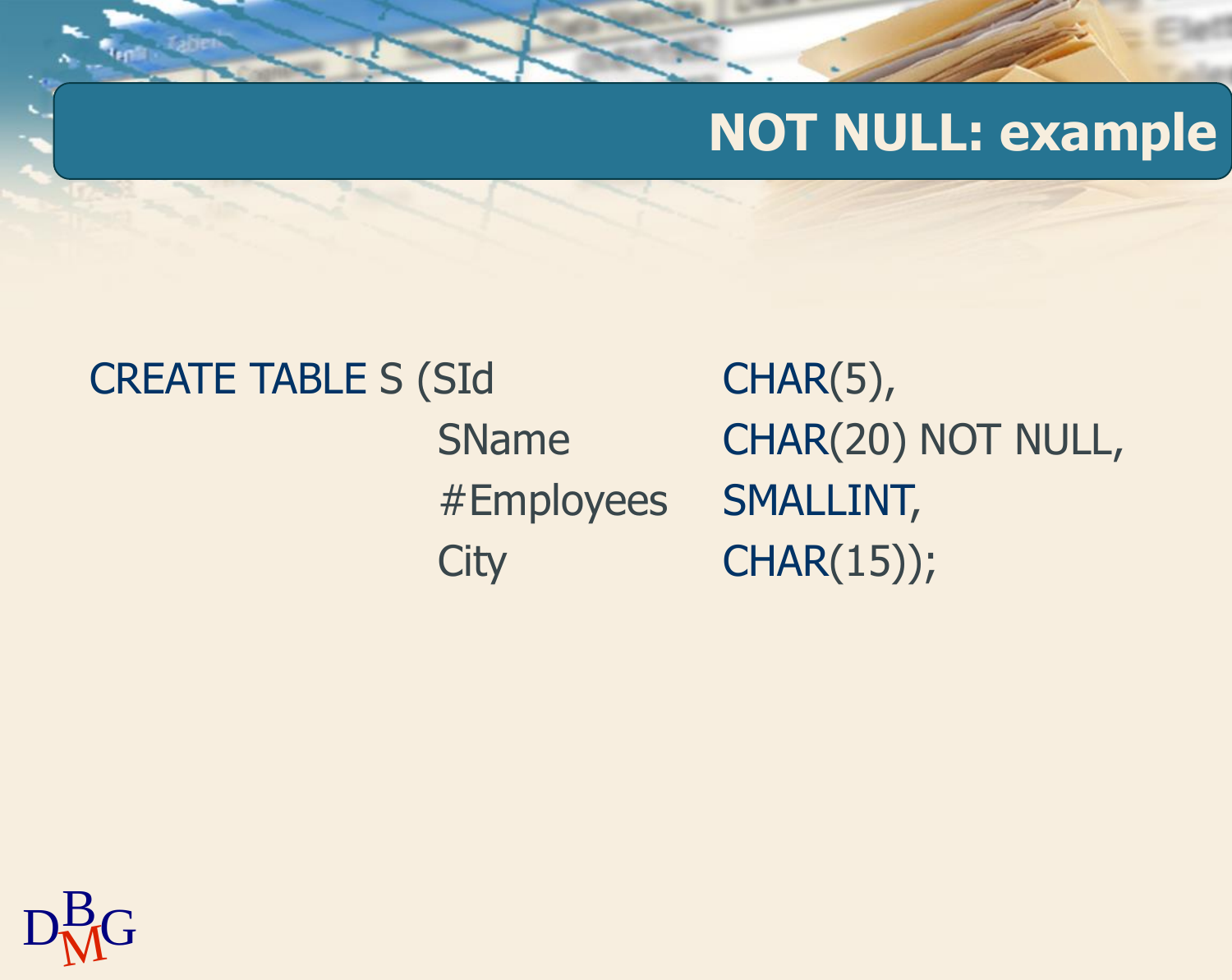# NOT NULL: example

```
CREATE TABLE S (SId         CHAR(5),
                SName       CHAR(20) NOT NULL,
                #Employees  SMALLINT,
                City        CHAR(15));
```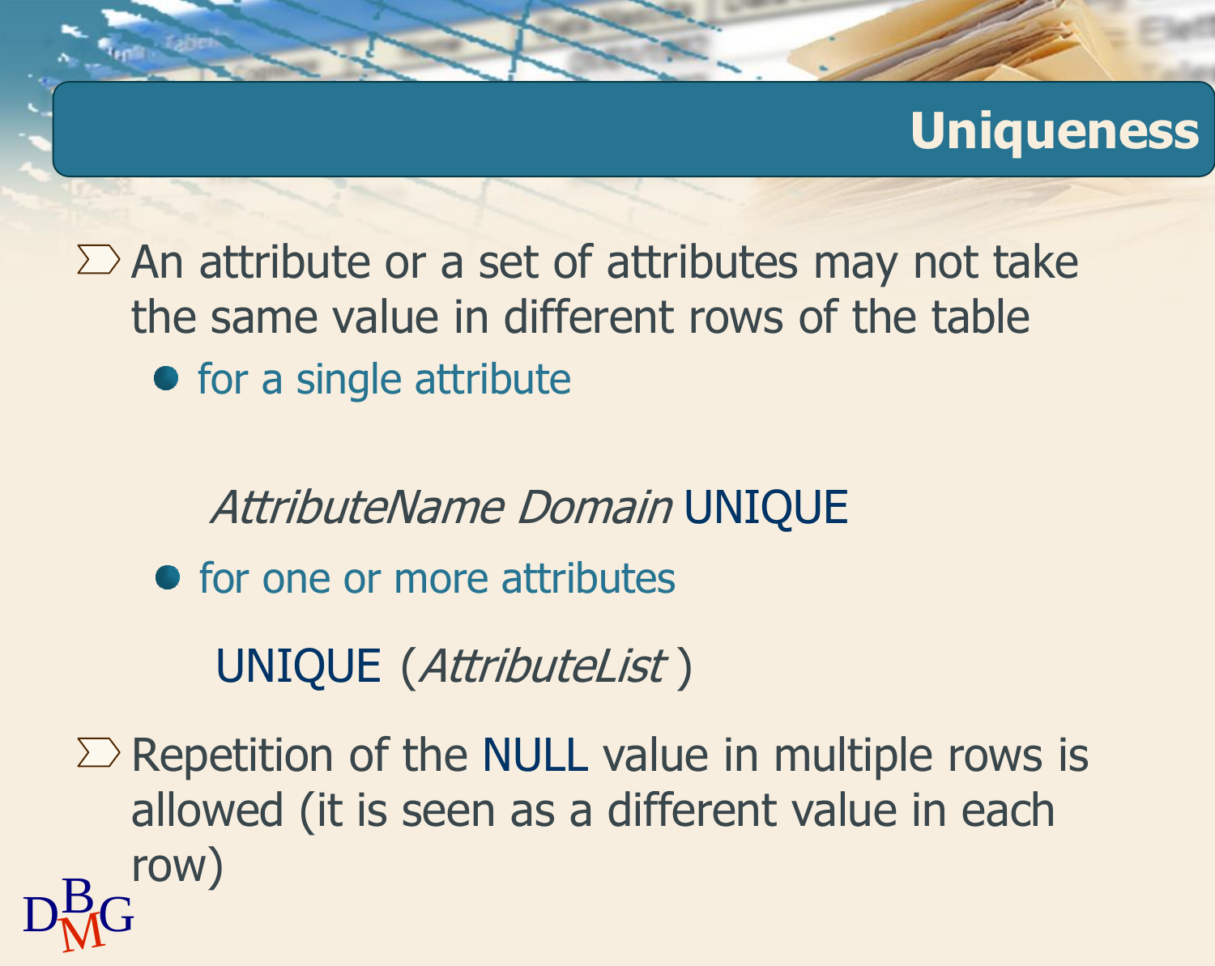# Uniqueness

- An attribute or a set of attributes may not take the same value in different rows of the table
  - for a single attribute

    *AttributeName Domain* UNIQUE

  - for one or more attributes

    UNIQUE (*AttributeList* )

- Repetition of the NULL value in multiple rows is allowed (it is seen as a different value in each row)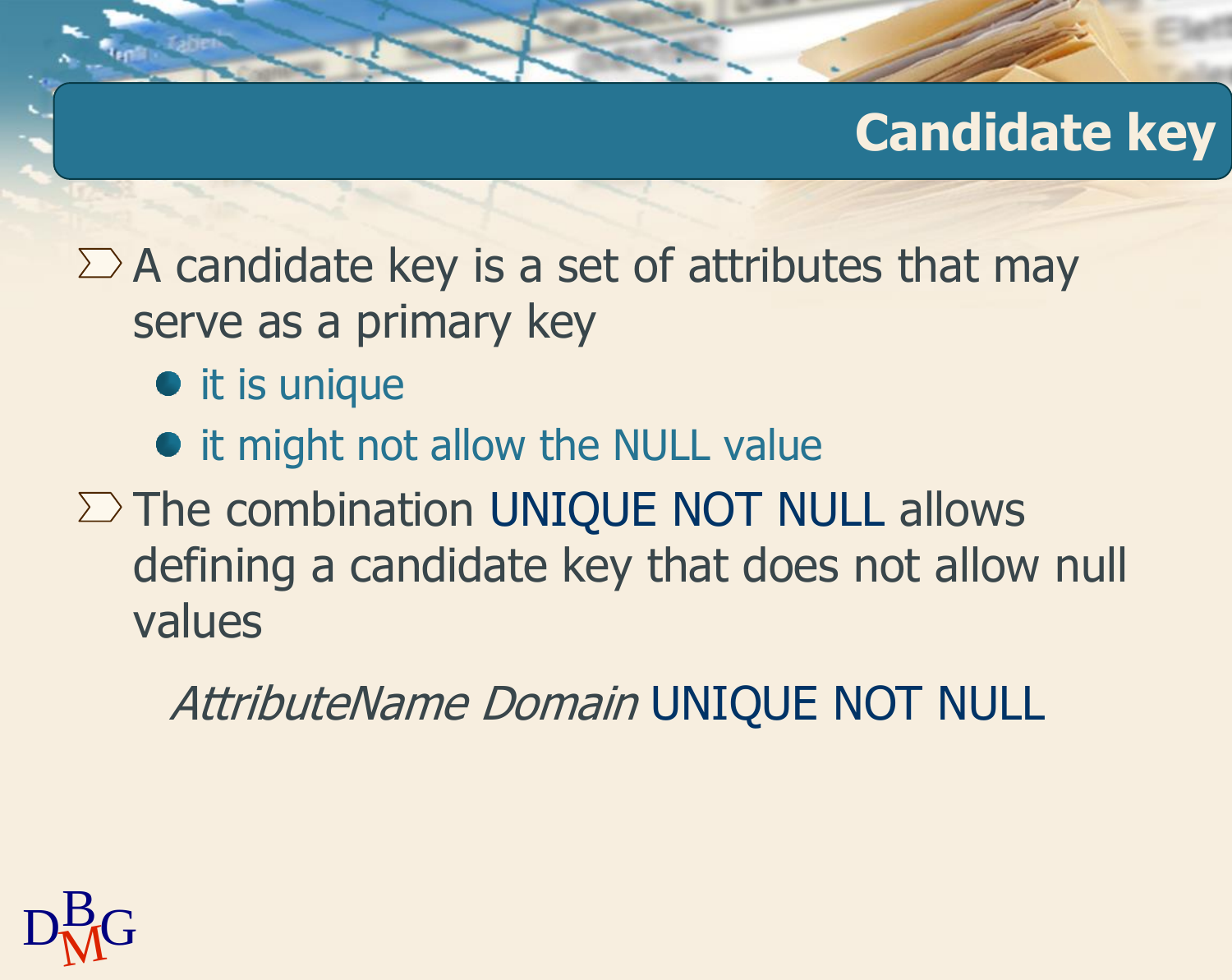# Candidate key

- A candidate key is a set of attributes that may serve as a primary key
  - it is unique
  - it might not allow the NULL value
- The combination UNIQUE NOT NULL allows defining a candidate key that does not allow null values

  *AttributeName Domain* UNIQUE NOT NULL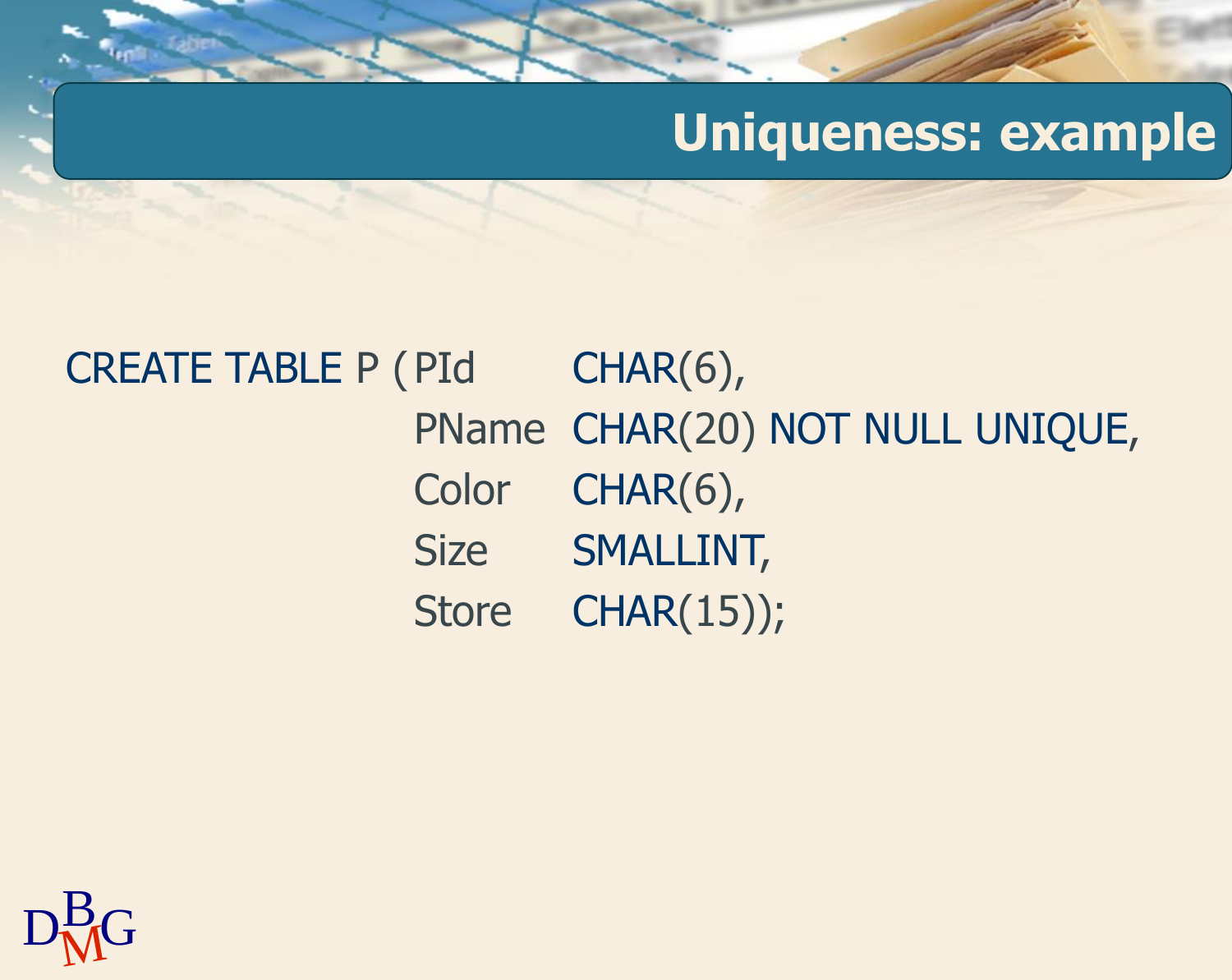# Uniqueness: example

```
CREATE TABLE P ( PId     CHAR(6),
                 PName   CHAR(20) NOT NULL UNIQUE,
                 Color   CHAR(6),
                 Size    SMALLINT,
                 Store   CHAR(15));
```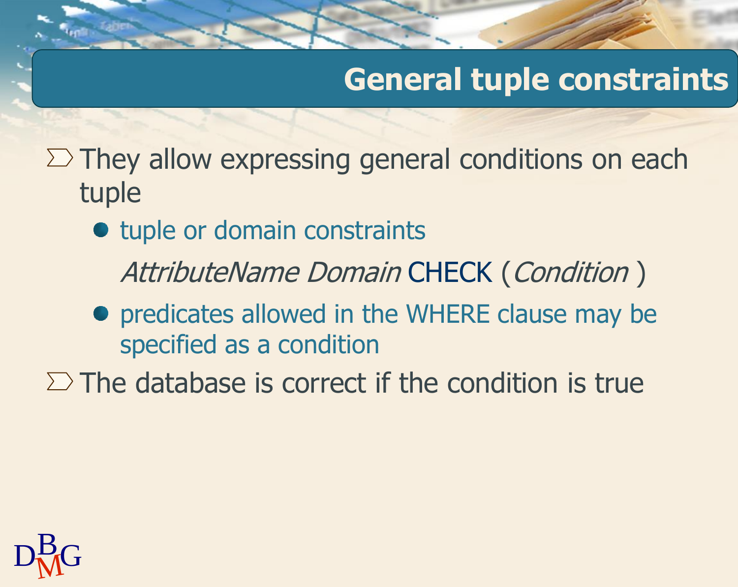# General tuple constraints

- They allow expressing general conditions on each tuple
  - tuple or domain constraints

    *AttributeName Domain* CHECK (*Condition* )
  - predicates allowed in the WHERE clause may be specified as a condition
- The database is correct if the condition is true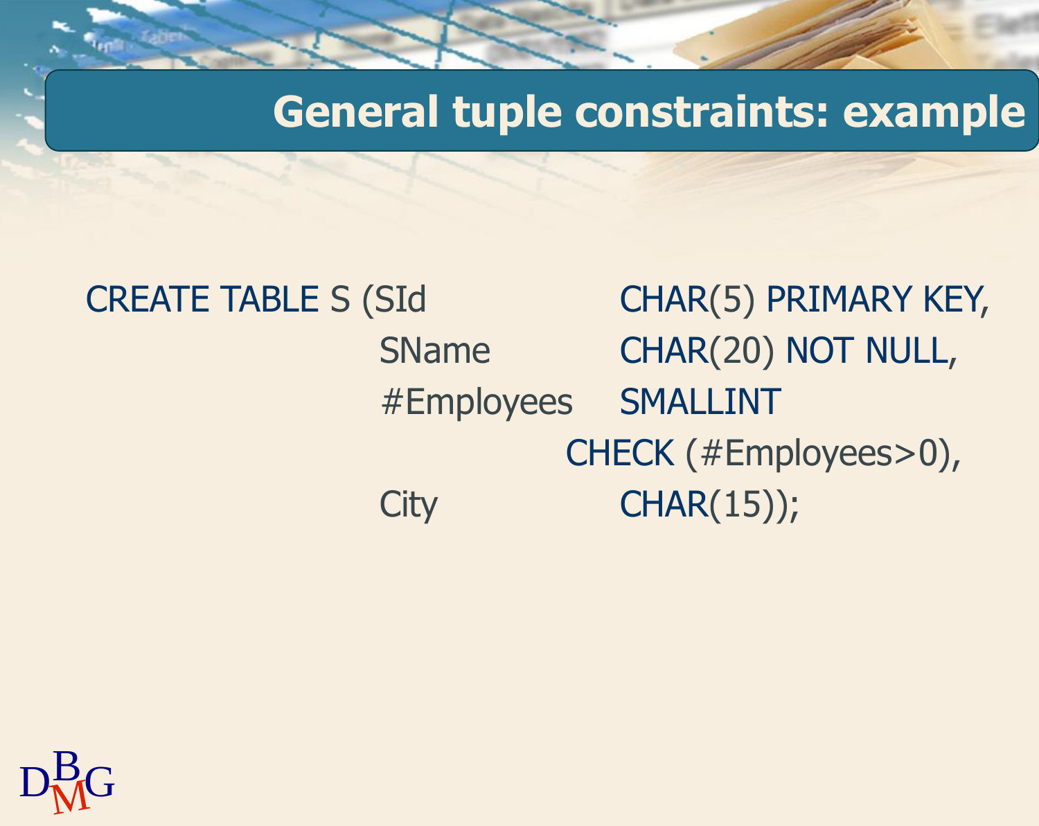# General tuple constraints: example

```
CREATE TABLE S (SId          CHAR(5) PRIMARY KEY,
                SName        CHAR(20) NOT NULL,
                #Employees   SMALLINT
                             CHECK (#Employees>0),
                City         CHAR(15));
```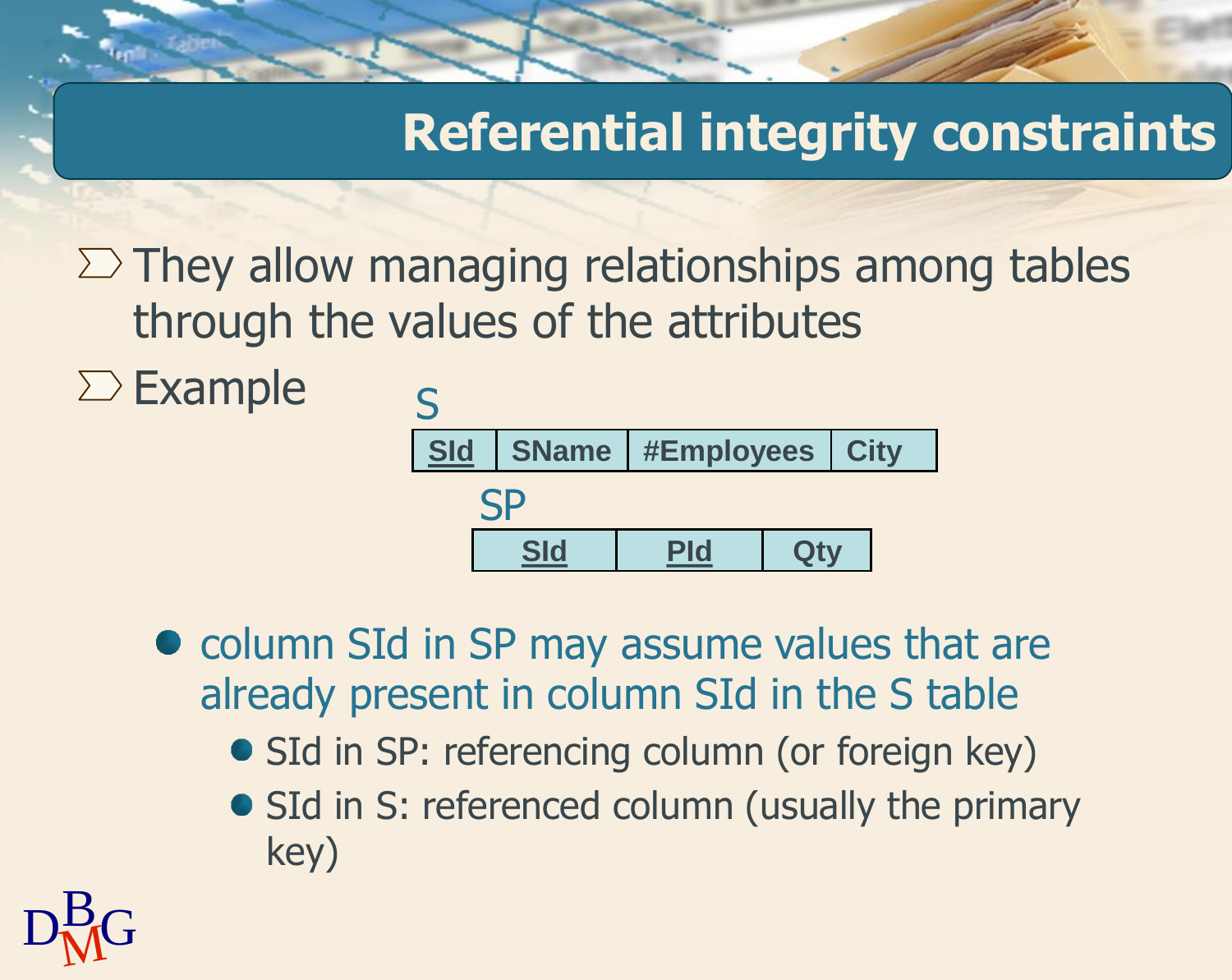# Referential integrity constraints

- They allow managing relationships among tables through the values of the attributes
- Example

S

| **SId** | **SName** | **#Employees** | **City** |
|---|---|---|---|

SP

| **SId** | **PId** | **Qty** |
|---|---|---|

  - column SId in SP may assume values that are already present in column SId in the S table
    - SId in SP: referencing column (or foreign key)
    - SId in S: referenced column (usually the primary key)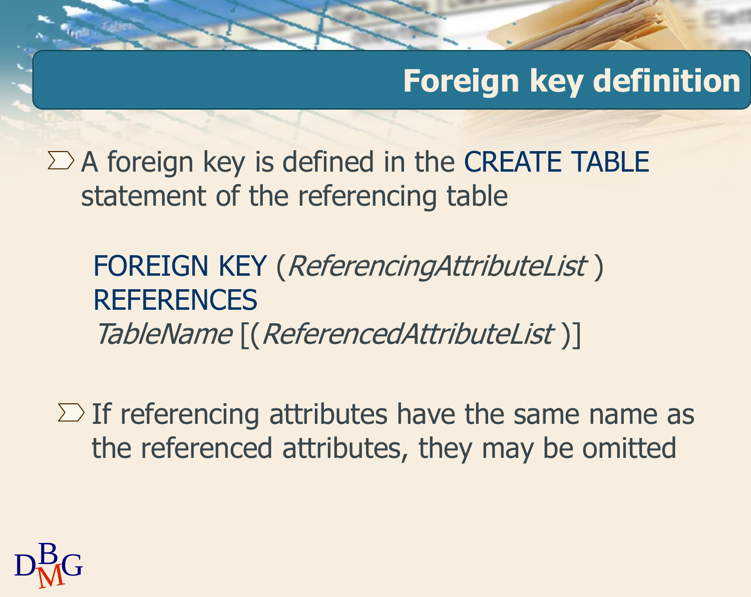# Foreign key definition

- A foreign key is defined in the CREATE TABLE statement of the referencing table

```
FOREIGN KEY (ReferencingAttributeList )
REFERENCES
TableName [(ReferencedAttributeList )]
```

- If referencing attributes have the same name as the referenced attributes, they may be omitted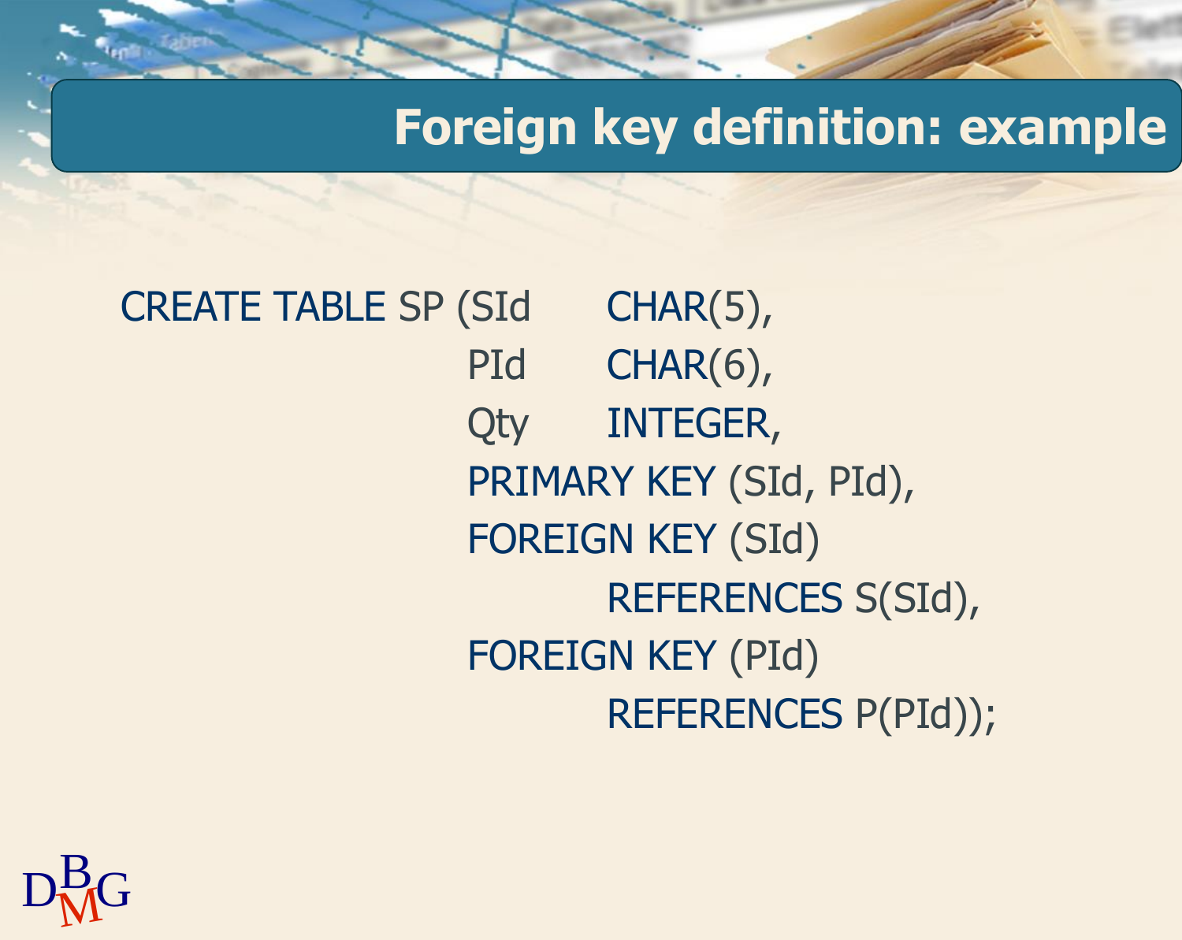# Foreign key definition: example

```
CREATE TABLE SP (SId      CHAR(5),
                 PId      CHAR(6),
                 Qty      INTEGER,
                 PRIMARY KEY (SId, PId),
                 FOREIGN KEY (SId)
                          REFERENCES S(SId),
                 FOREIGN KEY (PId)
                          REFERENCES P(PId));
```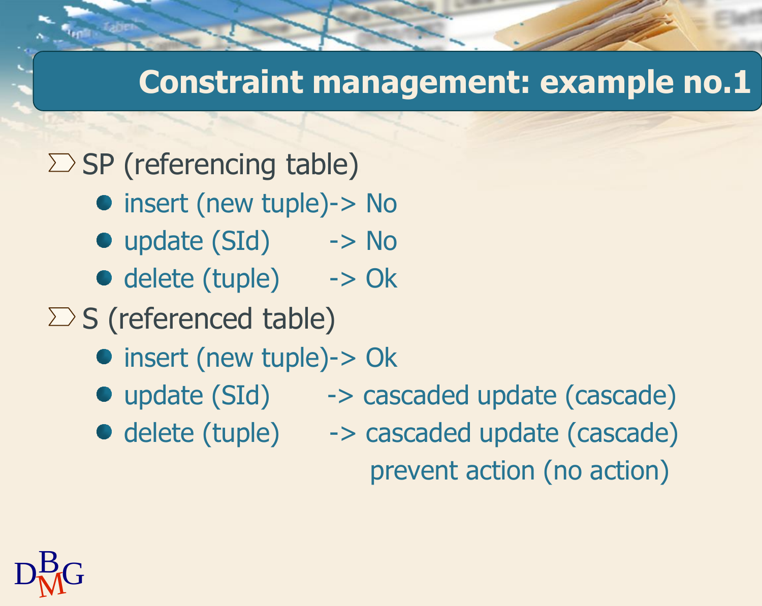# Constraint management: example no.1

- SP (referencing table)
  - insert (new tuple)-> No
  - update (SId) -> No
  - delete (tuple) -> Ok
- S (referenced table)
  - insert (new tuple)-> Ok
  - update (SId) -> cascaded update (cascade)
  - delete (tuple) -> cascaded update (cascade)
    prevent action (no action)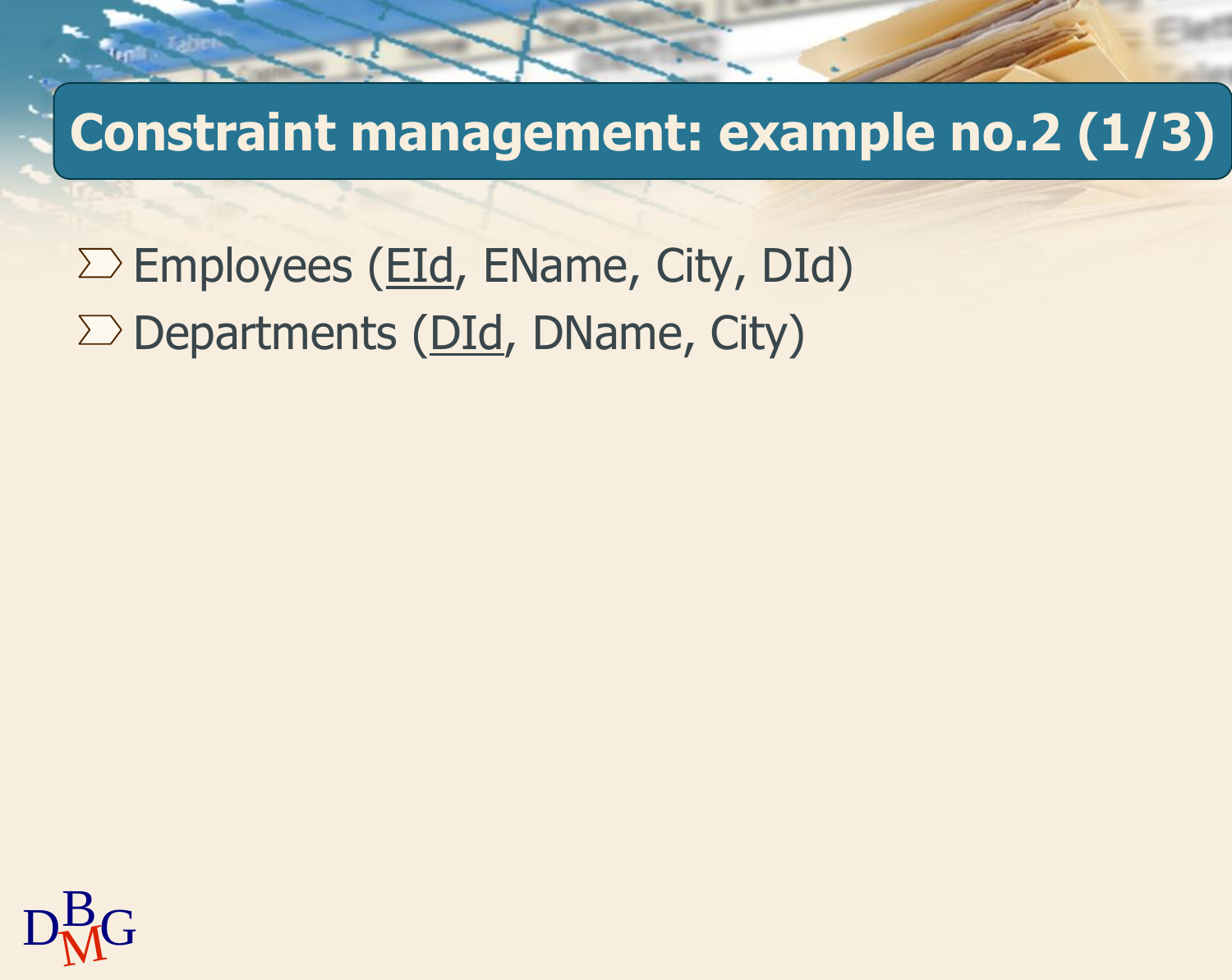# Constraint management: example no.2 (1/3)

- Employees (<u>EId</u>, EName, City, DId)
- Departments (<u>DId</u>, DName, City)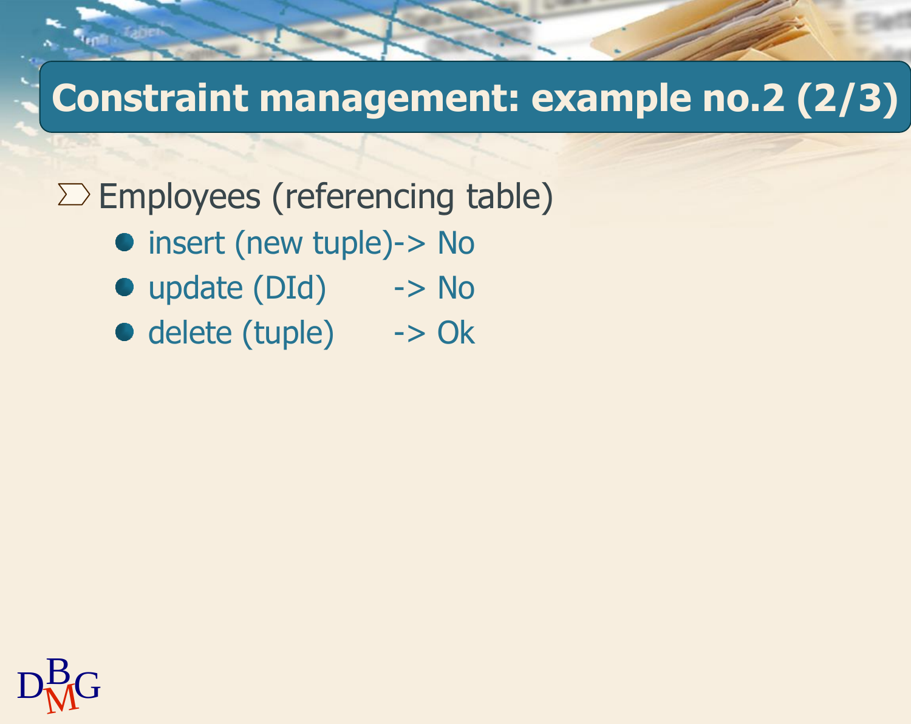# Constraint management: example no.2 (2/3)

- Employees (referencing table)
  - insert (new tuple)-> No
  - update (DId) -> No
  - delete (tuple) -> Ok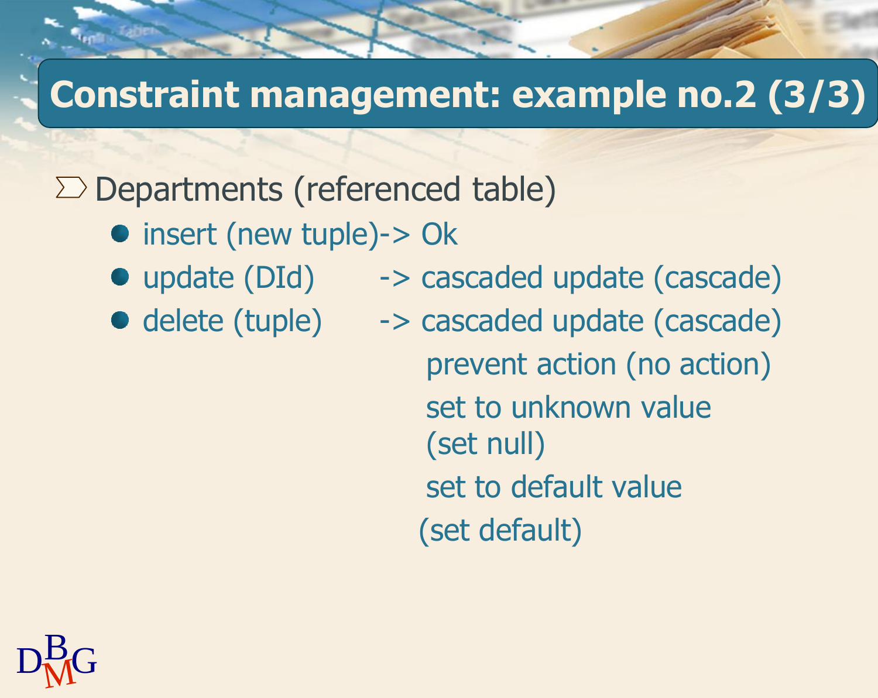# Constraint management: example no.2 (3/3)

- Departments (referenced table)
  - insert (new tuple)-> Ok
  - update (DId) -> cascaded update (cascade)
  - delete (tuple) -> cascaded update (cascade)
    - prevent action (no action)
    - set to unknown value (set null)
    - set to default value (set default)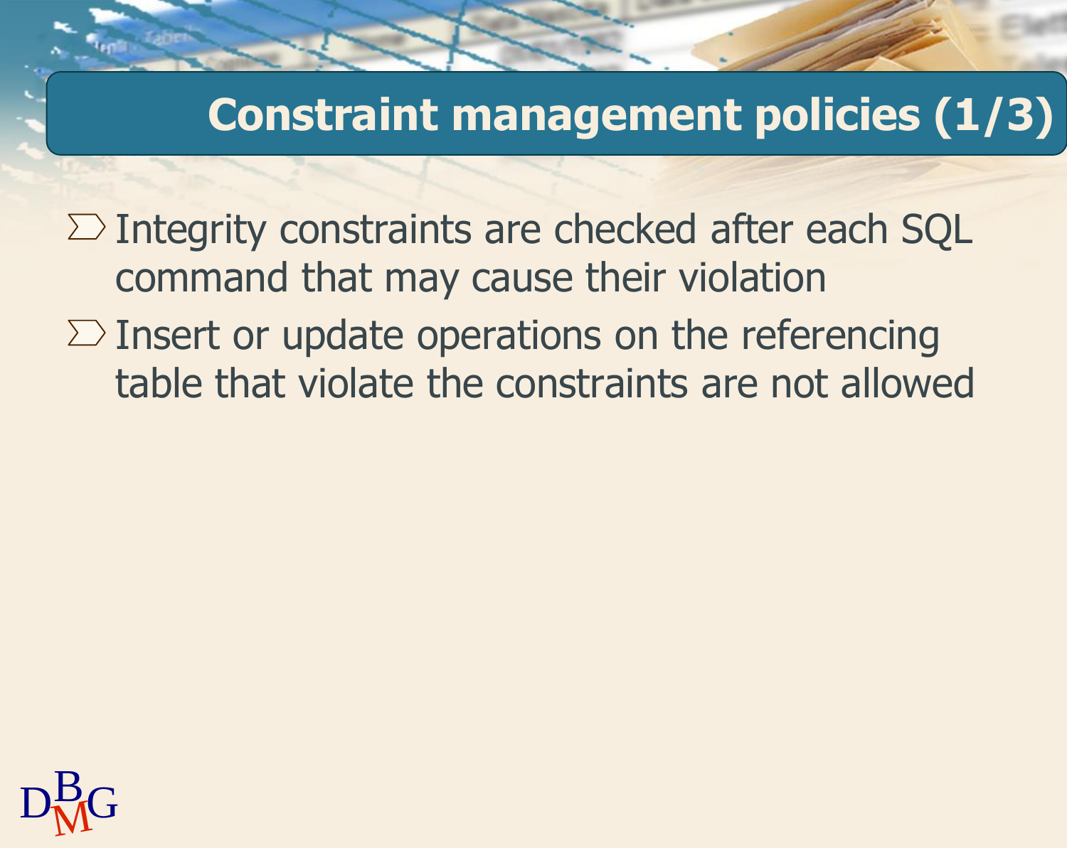# Constraint management policies (1/3)

- Integrity constraints are checked after each SQL command that may cause their violation
- Insert or update operations on the referencing table that violate the constraints are not allowed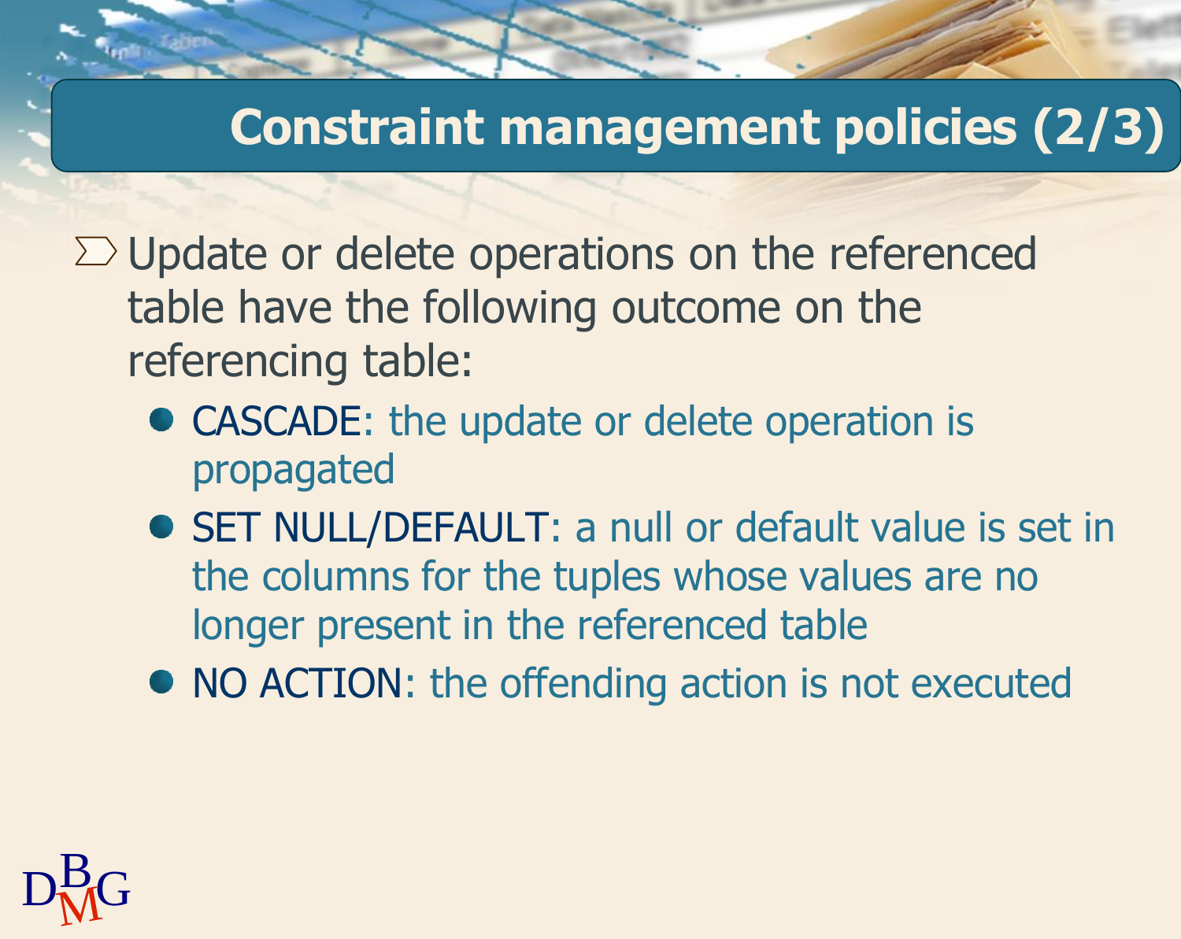# Constraint management policies (2/3)

- Update or delete operations on the referenced table have the following outcome on the referencing table:
  - CASCADE: the update or delete operation is propagated
  - SET NULL/DEFAULT: a null or default value is set in the columns for the tuples whose values are no longer present in the referenced table
  - NO ACTION: the offending action is not executed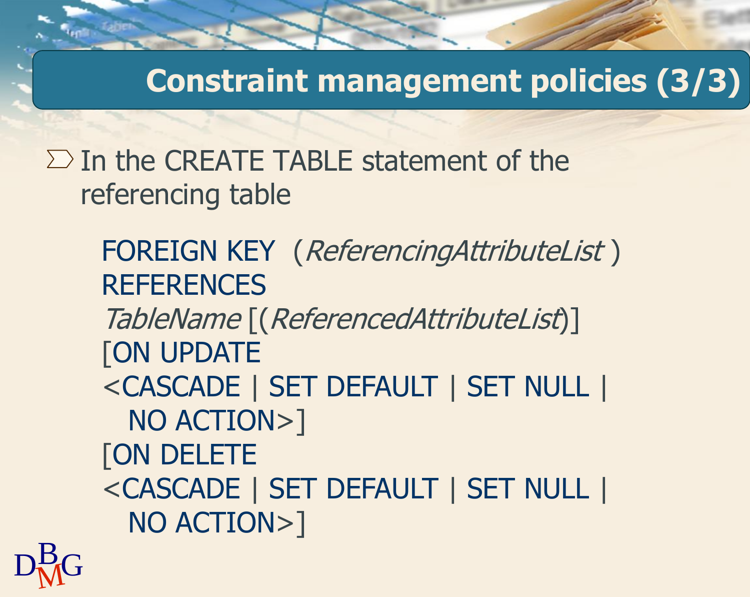# Constraint management policies (3/3)

- In the CREATE TABLE statement of the referencing table

```
FOREIGN KEY (ReferencingAttributeList)
REFERENCES
TableName [(ReferencedAttributeList)]
[ON UPDATE
<CASCADE | SET DEFAULT | SET NULL |
  NO ACTION>]
[ON DELETE
<CASCADE | SET DEFAULT | SET NULL |
  NO ACTION>]
```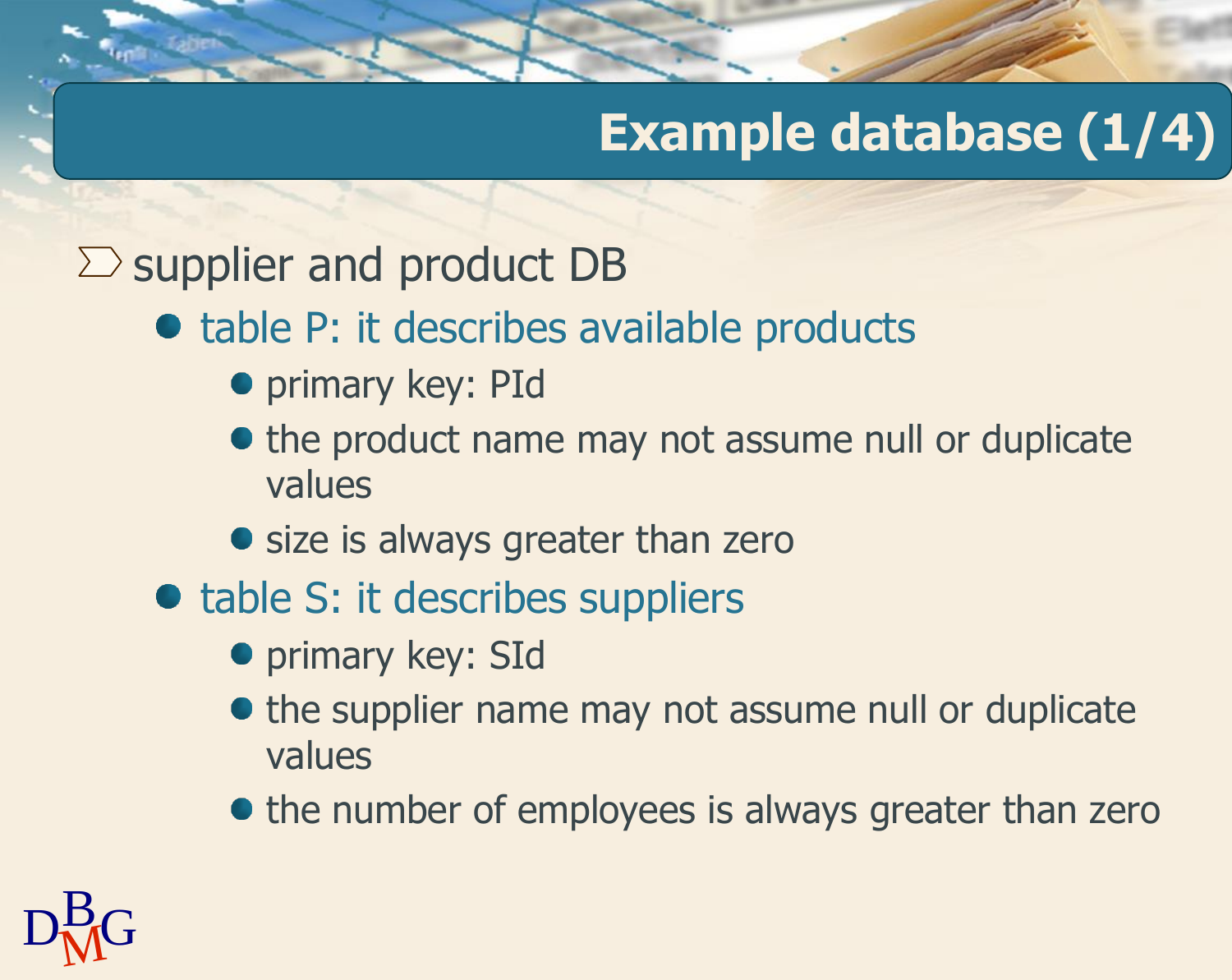# Example database (1/4)

- supplier and product DB
  - table P: it describes available products
    - primary key: PId
    - the product name may not assume null or duplicate values
    - size is always greater than zero
  - table S: it describes suppliers
    - primary key: SId
    - the supplier name may not assume null or duplicate values
    - the number of employees is always greater than zero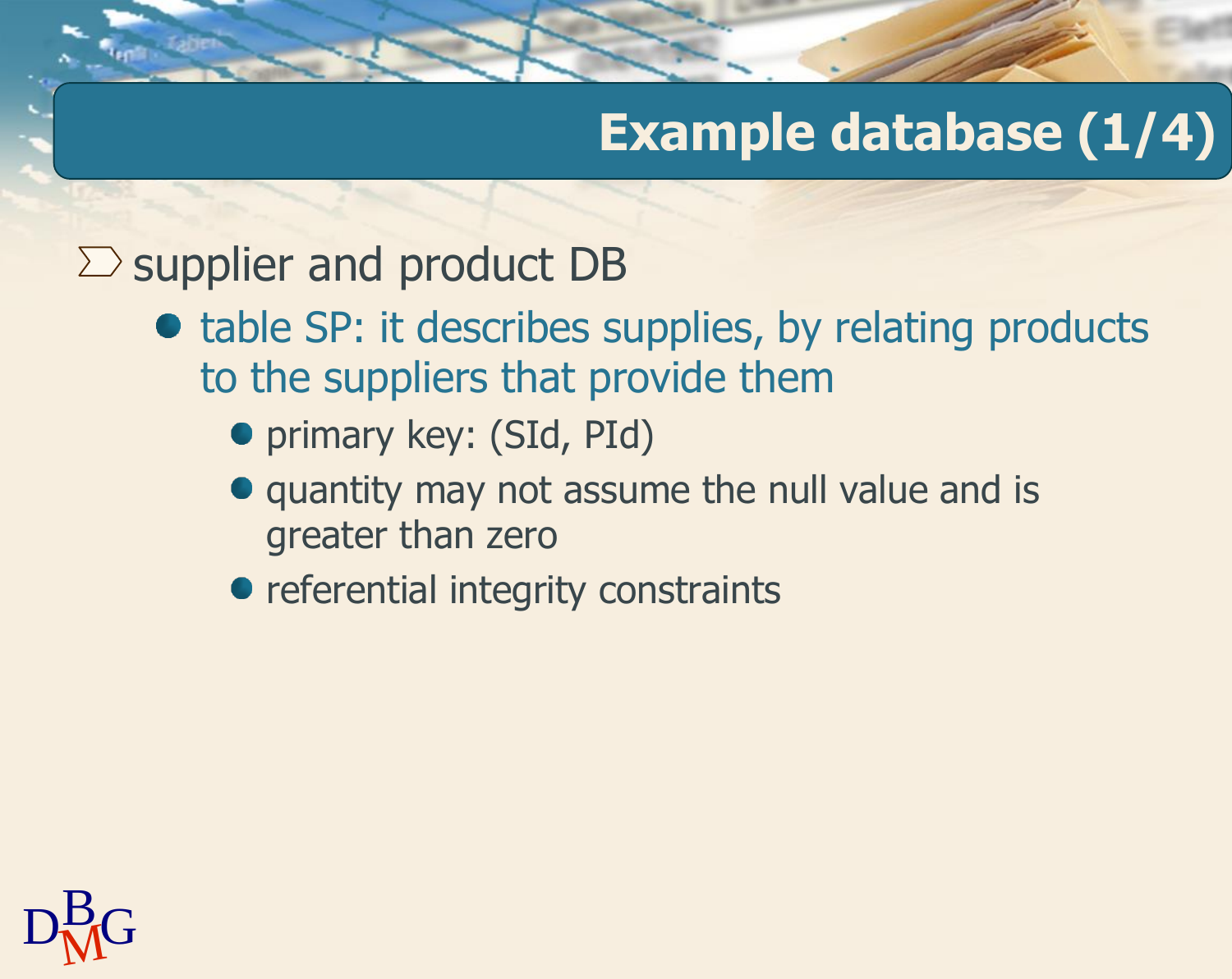# Example database (1/4)

- supplier and product DB
  - table SP: it describes supplies, by relating products to the suppliers that provide them
    - primary key: (SId, PId)
    - quantity may not assume the null value and is greater than zero
    - referential integrity constraints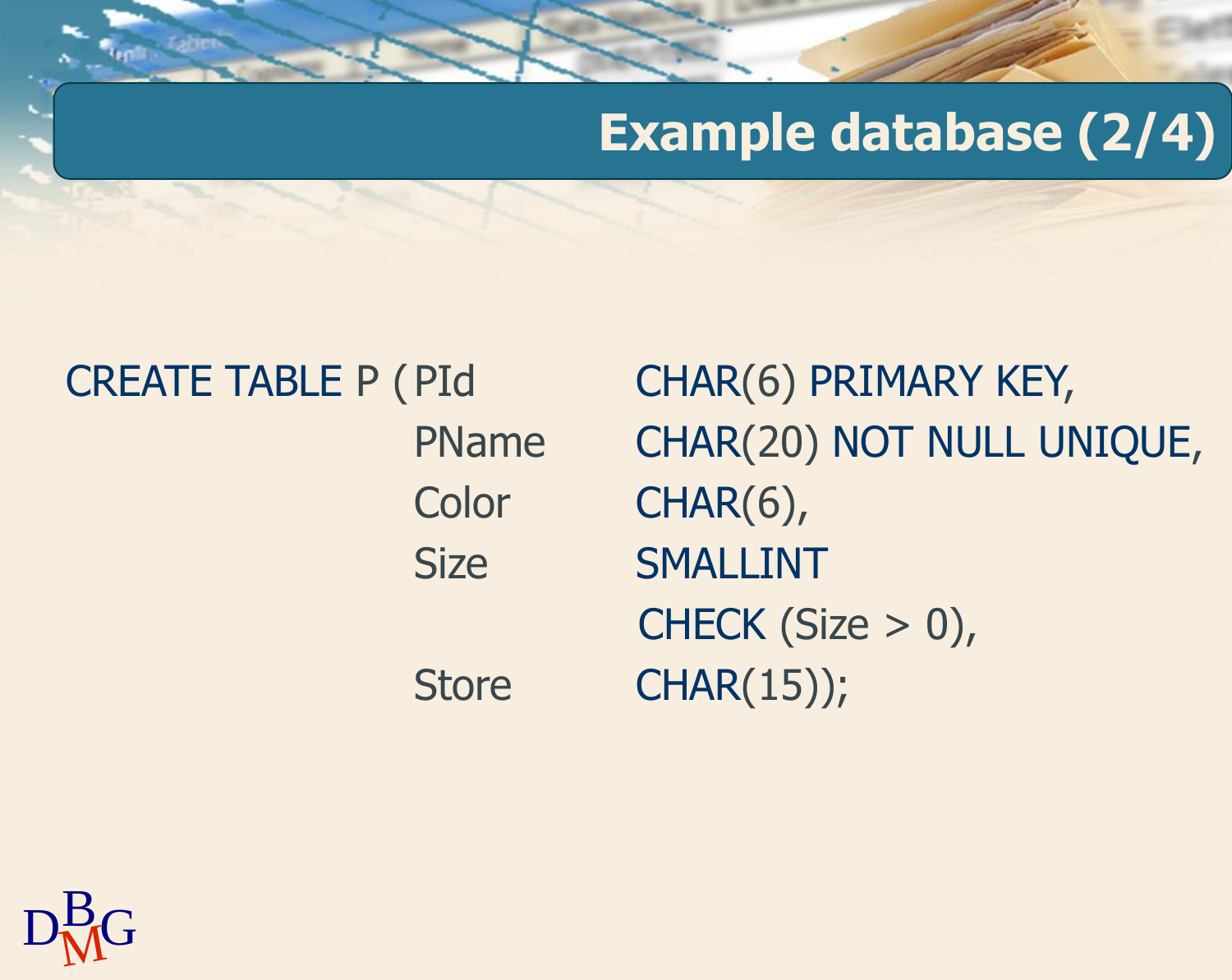# Example database (2/4)

```
CREATE TABLE P ( PId        CHAR(6) PRIMARY KEY,
                 PName      CHAR(20) NOT NULL UNIQUE,
                 Color      CHAR(6),
                 Size       SMALLINT
                            CHECK (Size > 0),
                 Store      CHAR(15));
```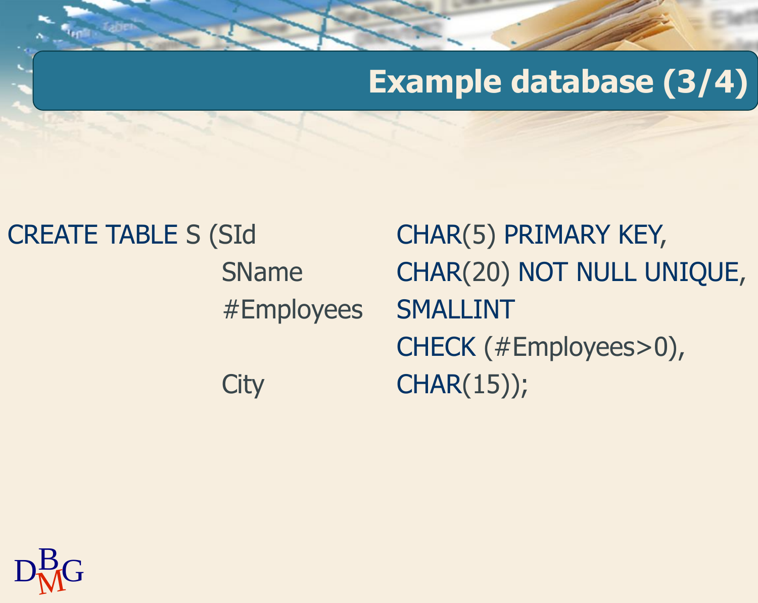# Example database (3/4)

```
CREATE TABLE S (SId         CHAR(5) PRIMARY KEY,
                SName       CHAR(20) NOT NULL UNIQUE,
                #Employees  SMALLINT
                            CHECK (#Employees>0),
                City        CHAR(15));
```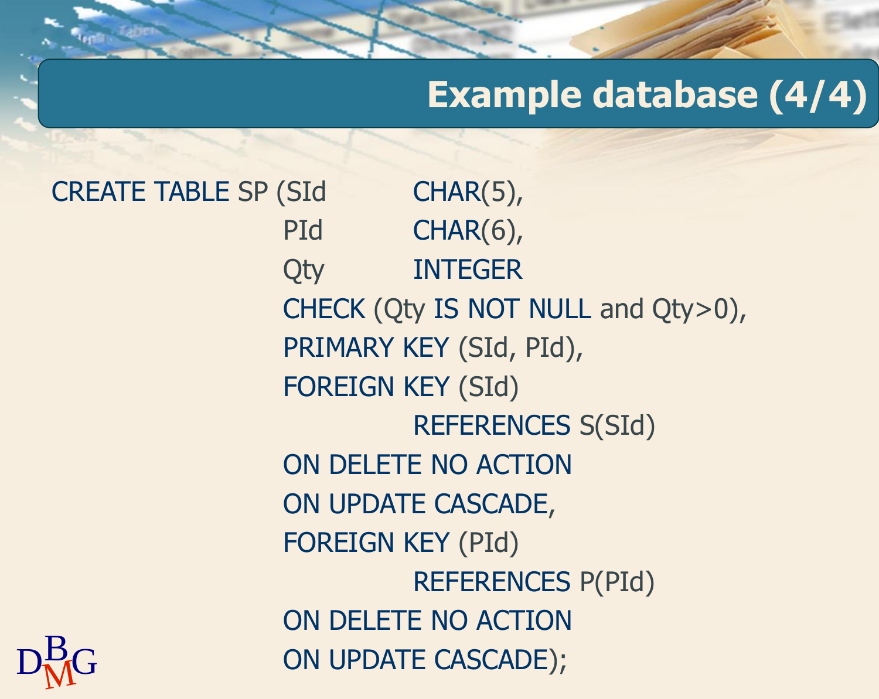# Example database (4/4)

```
CREATE TABLE SP (SId        CHAR(5),
                 PId        CHAR(6),
                 Qty        INTEGER
                 CHECK (Qty IS NOT NULL and Qty>0),
                 PRIMARY KEY (SId, PId),
                 FOREIGN KEY (SId)
                            REFERENCES S(SId)
                 ON DELETE NO ACTION
                 ON UPDATE CASCADE,
                 FOREIGN KEY (PId)
                            REFERENCES P(PId)
                 ON DELETE NO ACTION
                 ON UPDATE CASCADE);
```